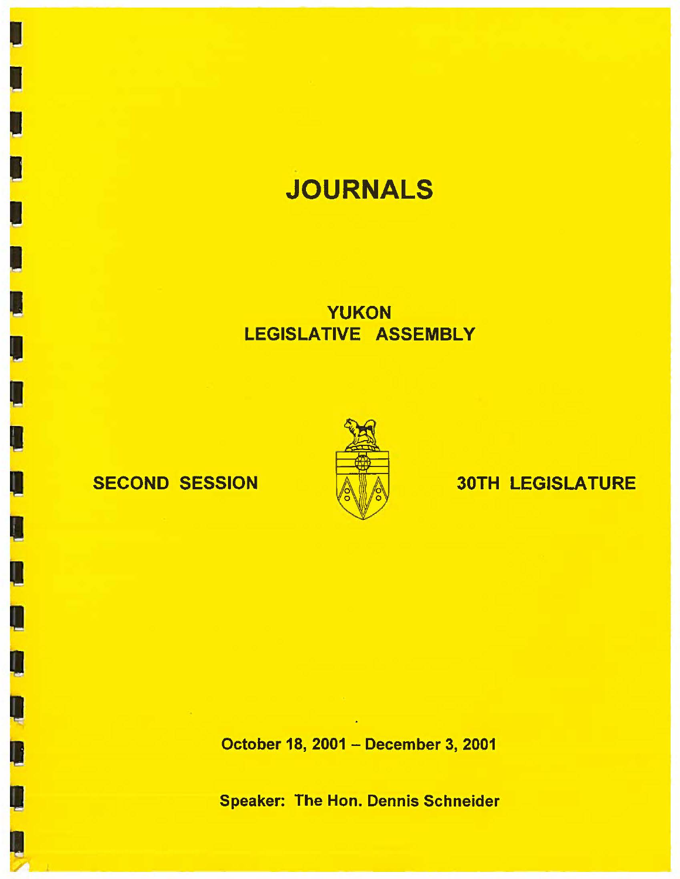# JOURNALS

## YUKON LEGISLATIVE ASSEMBLY

**SECOND SESSION** **30TH LEGISLATURE**

**October 18, 2001 – December 3, 2001**

**Speaker: The Hon. Dennis Schneider**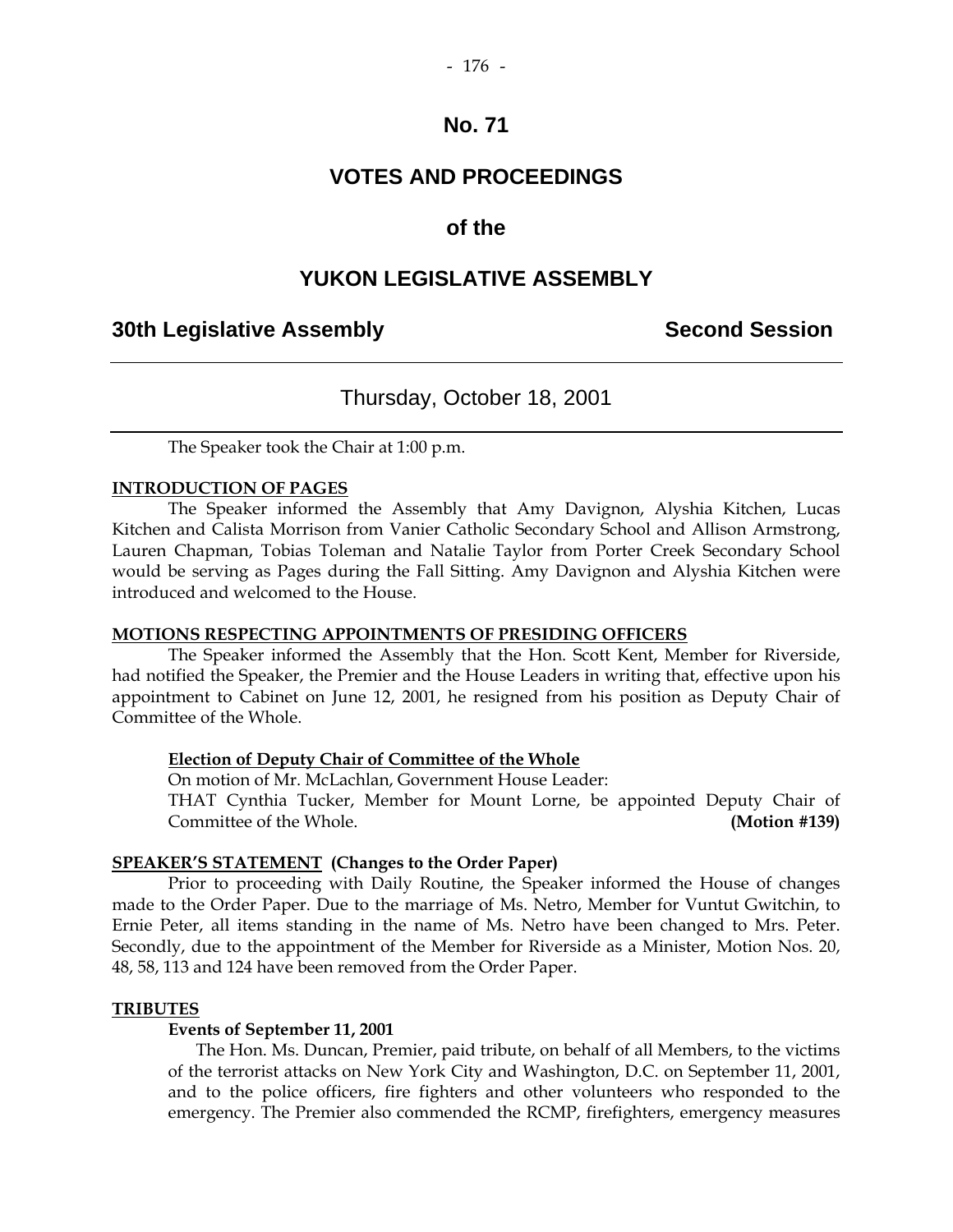# No. 71

# VOTES AND PROCEEDINGS

## of the

# YUKON LEGISLATIVE ASSEMBLY

**30th Legislative Assembly** **Second Session**

---

Thursday, October 18, 2001

---

The Speaker took the Chair at 1:00 p.m.

**INTRODUCTION OF PAGES**

The Speaker informed the Assembly that Amy Davignon, Alyshia Kitchen, Lucas Kitchen and Calista Morrison from Vanier Catholic Secondary School and Allison Armstrong, Lauren Chapman, Tobias Toleman and Natalie Taylor from Porter Creek Secondary School would be serving as Pages during the Fall Sitting. Amy Davignon and Alyshia Kitchen were introduced and welcomed to the House.

**MOTIONS RESPECTING APPOINTMENTS OF PRESIDING OFFICERS**

The Speaker informed the Assembly that the Hon. Scott Kent, Member for Riverside, had notified the Speaker, the Premier and the House Leaders in writing that, effective upon his appointment to Cabinet on June 12, 2001, he resigned from his position as Deputy Chair of Committee of the Whole.

**Election of Deputy Chair of Committee of the Whole**

On motion of Mr. McLachlan, Government House Leader:

THAT Cynthia Tucker, Member for Mount Lorne, be appointed Deputy Chair of Committee of the Whole. **(Motion #139)**

**SPEAKER'S STATEMENT (Changes to the Order Paper)**

Prior to proceeding with Daily Routine, the Speaker informed the House of changes made to the Order Paper. Due to the marriage of Ms. Netro, Member for Vuntut Gwitchin, to Ernie Peter, all items standing in the name of Ms. Netro have been changed to Mrs. Peter. Secondly, due to the appointment of the Member for Riverside as a Minister, Motion Nos. 20, 48, 58, 113 and 124 have been removed from the Order Paper.

**TRIBUTES**

**Events of September 11, 2001**

The Hon. Ms. Duncan, Premier, paid tribute, on behalf of all Members, to the victims of the terrorist attacks on New York City and Washington, D.C. on September 11, 2001, and to the police officers, fire fighters and other volunteers who responded to the emergency. The Premier also commended the RCMP, firefighters, emergency measures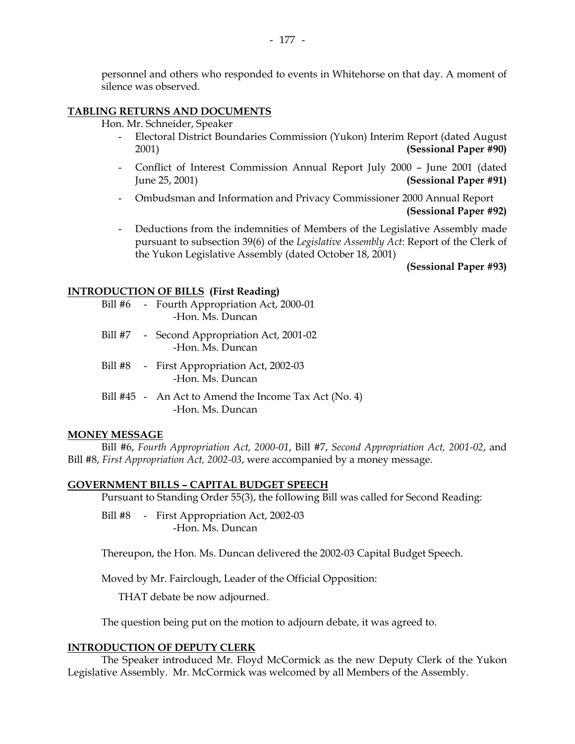personnel and others who responded to events in Whitehorse on that day. A moment of silence was observed.

## TABLING RETURNS AND DOCUMENTS

Hon. Mr. Schneider, Speaker

- Electoral District Boundaries Commission (Yukon) Interim Report (dated August 2001) **(Sessional Paper #90)**
- Conflict of Interest Commission Annual Report July 2000 – June 2001 (dated June 25, 2001) **(Sessional Paper #91)**
- Ombudsman and Information and Privacy Commissioner 2000 Annual Report **(Sessional Paper #92)**
- Deductions from the indemnities of Members of the Legislative Assembly made pursuant to subsection 39(6) of the *Legislative Assembly Act*: Report of the Clerk of the Yukon Legislative Assembly (dated October 18, 2001) **(Sessional Paper #93)**

## INTRODUCTION OF BILLS (First Reading)

Bill #6 - Fourth Appropriation Act, 2000-01
-Hon. Ms. Duncan

Bill #7 - Second Appropriation Act, 2001-02
-Hon. Ms. Duncan

Bill #8 - First Appropriation Act, 2002-03
-Hon. Ms. Duncan

Bill #45 - An Act to Amend the Income Tax Act (No. 4)
-Hon. Ms. Duncan

## MONEY MESSAGE

Bill #6, *Fourth Appropriation Act, 2000-01*, Bill #7, *Second Appropriation Act, 2001-02*, and Bill #8, *First Appropriation Act, 2002-03*, were accompanied by a money message.

## GOVERNMENT BILLS – CAPITAL BUDGET SPEECH

Pursuant to Standing Order 55(3), the following Bill was called for Second Reading:

Bill #8 - First Appropriation Act, 2002-03
-Hon. Ms. Duncan

Thereupon, the Hon. Ms. Duncan delivered the 2002-03 Capital Budget Speech.

Moved by Mr. Fairclough, Leader of the Official Opposition:

THAT debate be now adjourned.

The question being put on the motion to adjourn debate, it was agreed to.

## INTRODUCTION OF DEPUTY CLERK

The Speaker introduced Mr. Floyd McCormick as the new Deputy Clerk of the Yukon Legislative Assembly. Mr. McCormick was welcomed by all Members of the Assembly.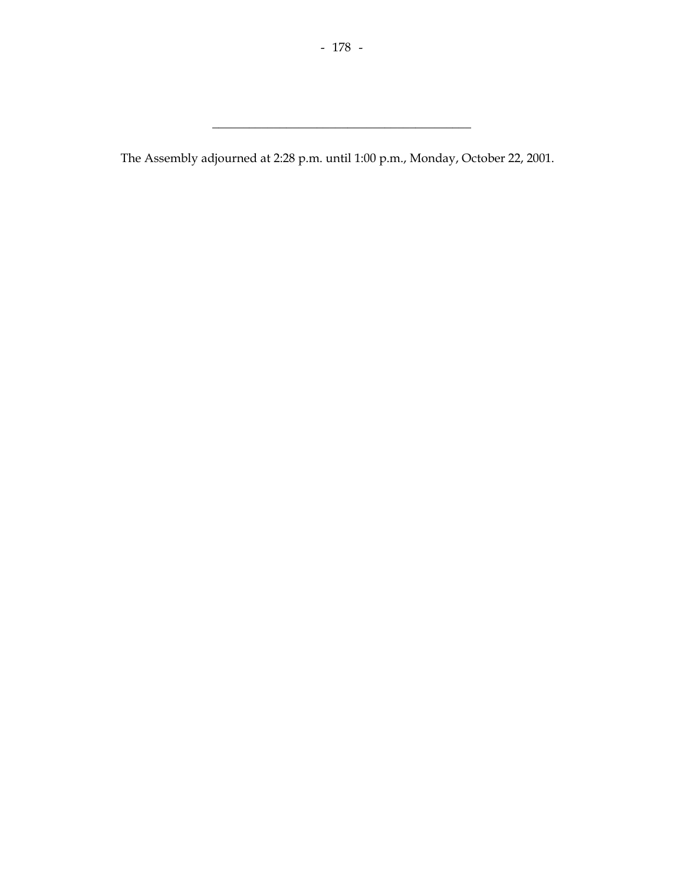---

The Assembly adjourned at 2:28 p.m. until 1:00 p.m., Monday, October 22, 2001.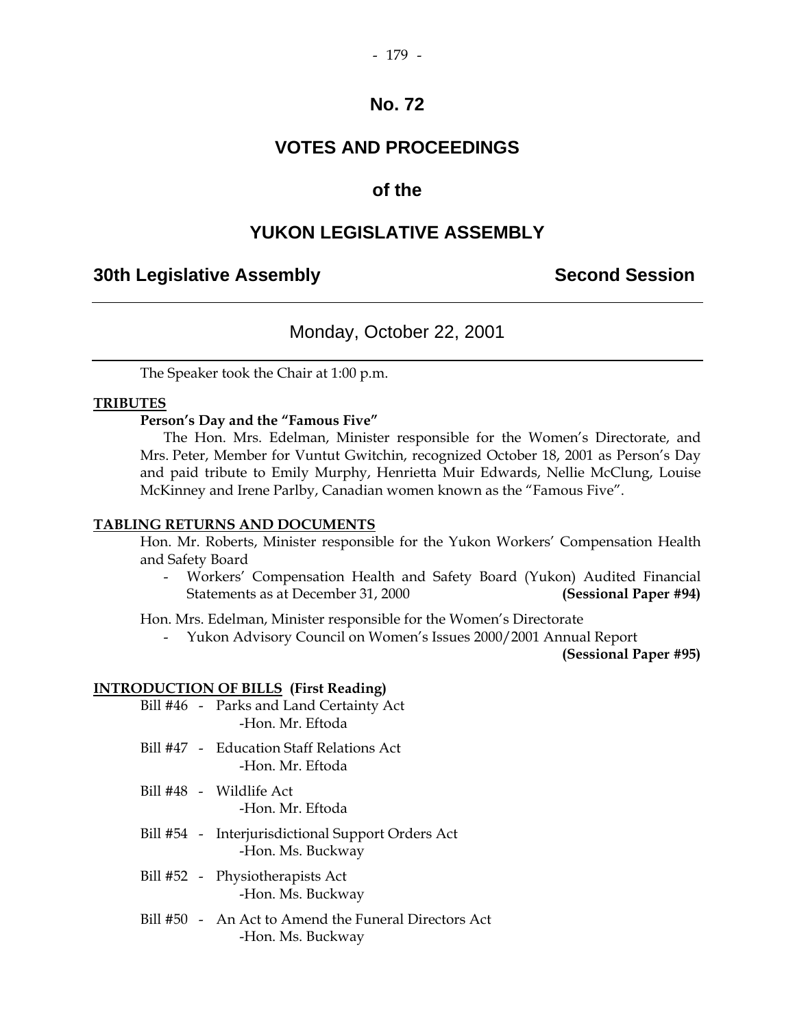# No. 72

# VOTES AND PROCEEDINGS

# of the

# YUKON LEGISLATIVE ASSEMBLY

**30th Legislative Assembly** **Second Session**

---

## Monday, October 22, 2001

---

The Speaker took the Chair at 1:00 p.m.

**TRIBUTES**

**Person's Day and the "Famous Five"**

The Hon. Mrs. Edelman, Minister responsible for the Women's Directorate, and Mrs. Peter, Member for Vuntut Gwitchin, recognized October 18, 2001 as Person's Day and paid tribute to Emily Murphy, Henrietta Muir Edwards, Nellie McClung, Louise McKinney and Irene Parlby, Canadian women known as the "Famous Five".

**TABLING RETURNS AND DOCUMENTS**

Hon. Mr. Roberts, Minister responsible for the Yukon Workers' Compensation Health and Safety Board

- Workers' Compensation Health and Safety Board (Yukon) Audited Financial Statements as at December 31, 2000 **(Sessional Paper #94)**

Hon. Mrs. Edelman, Minister responsible for the Women's Directorate

- Yukon Advisory Council on Women's Issues 2000/2001 Annual Report **(Sessional Paper #95)**

**INTRODUCTION OF BILLS (First Reading)**

Bill #46 - Parks and Land Certainty Act
-Hon. Mr. Eftoda

Bill #47 - Education Staff Relations Act
-Hon. Mr. Eftoda

Bill #48 - Wildlife Act
-Hon. Mr. Eftoda

Bill #54 - Interjurisdictional Support Orders Act
-Hon. Ms. Buckway

Bill #52 - Physiotherapists Act
-Hon. Ms. Buckway

Bill #50 - An Act to Amend the Funeral Directors Act
-Hon. Ms. Buckway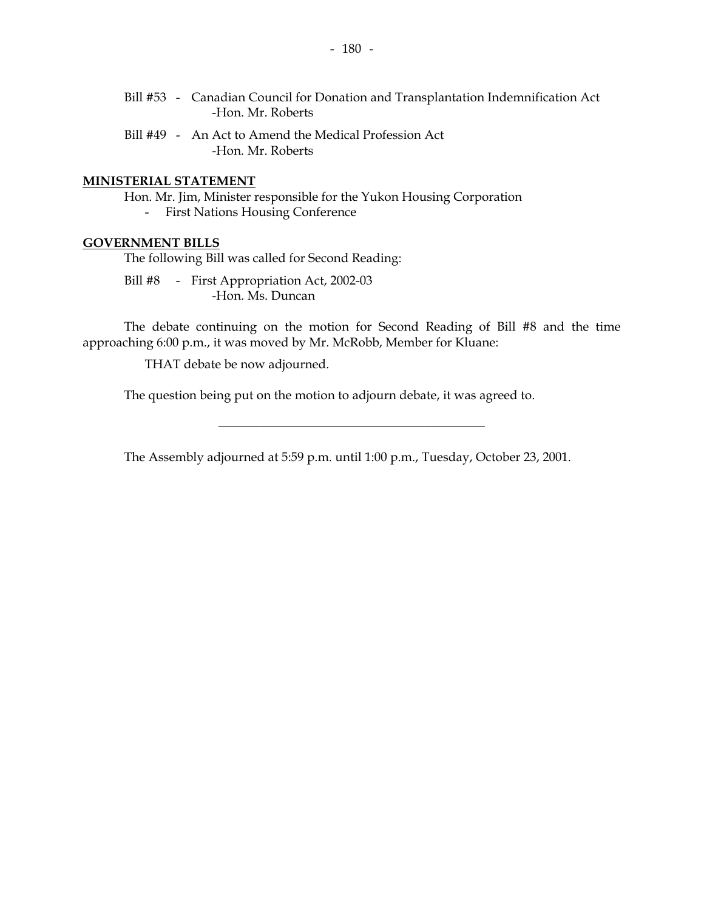Bill #53 - Canadian Council for Donation and Transplantation Indemnification Act
-Hon. Mr. Roberts

Bill #49 - An Act to Amend the Medical Profession Act
-Hon. Mr. Roberts

**MINISTERIAL STATEMENT**

Hon. Mr. Jim, Minister responsible for the Yukon Housing Corporation

- First Nations Housing Conference

**GOVERNMENT BILLS**

The following Bill was called for Second Reading:

Bill #8 - First Appropriation Act, 2002-03
-Hon. Ms. Duncan

The debate continuing on the motion for Second Reading of Bill #8 and the time approaching 6:00 p.m., it was moved by Mr. McRobb, Member for Kluane:

THAT debate be now adjourned.

The question being put on the motion to adjourn debate, it was agreed to.

---

The Assembly adjourned at 5:59 p.m. until 1:00 p.m., Tuesday, October 23, 2001.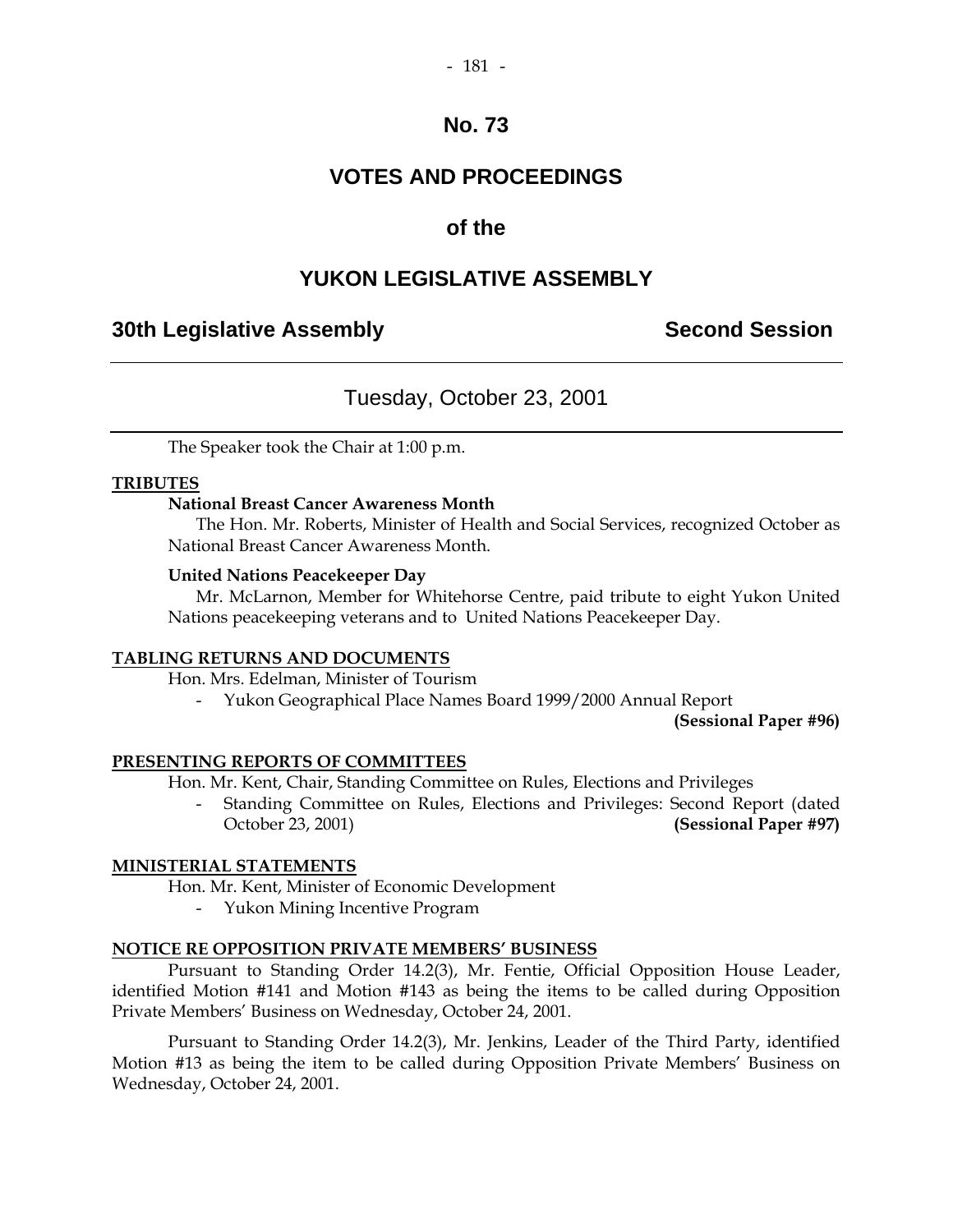# No. 73

# VOTES AND PROCEEDINGS

## of the

# YUKON LEGISLATIVE ASSEMBLY

**30th Legislative Assembly** **Second Session**

---

Tuesday, October 23, 2001

---

The Speaker took the Chair at 1:00 p.m.

**TRIBUTES**

**National Breast Cancer Awareness Month**

The Hon. Mr. Roberts, Minister of Health and Social Services, recognized October as National Breast Cancer Awareness Month.

**United Nations Peacekeeper Day**

Mr. McLarnon, Member for Whitehorse Centre, paid tribute to eight Yukon United Nations peacekeeping veterans and to United Nations Peacekeeper Day.

**TABLING RETURNS AND DOCUMENTS**

Hon. Mrs. Edelman, Minister of Tourism

- Yukon Geographical Place Names Board 1999/2000 Annual Report **(Sessional Paper #96)**

**PRESENTING REPORTS OF COMMITTEES**

Hon. Mr. Kent, Chair, Standing Committee on Rules, Elections and Privileges

- Standing Committee on Rules, Elections and Privileges: Second Report (dated October 23, 2001) **(Sessional Paper #97)**

**MINISTERIAL STATEMENTS**

Hon. Mr. Kent, Minister of Economic Development

- Yukon Mining Incentive Program

**NOTICE RE OPPOSITION PRIVATE MEMBERS' BUSINESS**

Pursuant to Standing Order 14.2(3), Mr. Fentie, Official Opposition House Leader, identified Motion #141 and Motion #143 as being the items to be called during Opposition Private Members' Business on Wednesday, October 24, 2001.

Pursuant to Standing Order 14.2(3), Mr. Jenkins, Leader of the Third Party, identified Motion #13 as being the item to be called during Opposition Private Members' Business on Wednesday, October 24, 2001.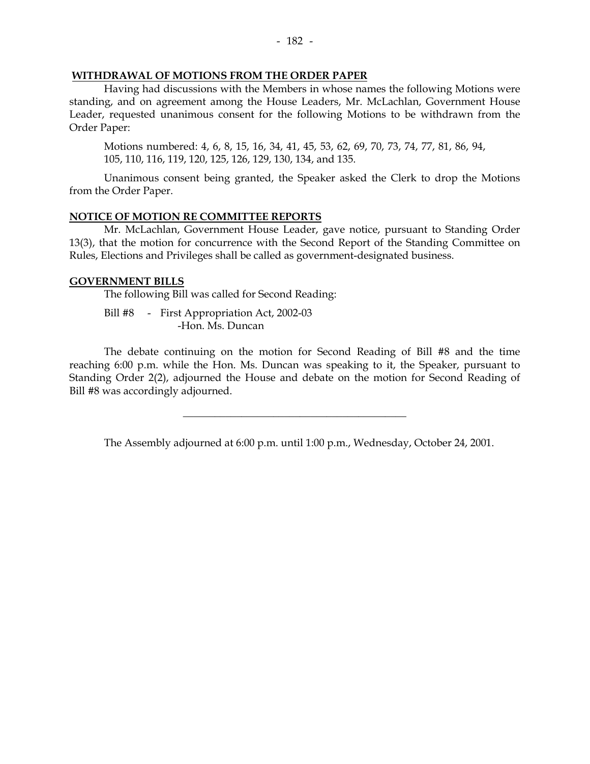**WITHDRAWAL OF MOTIONS FROM THE ORDER PAPER**

Having had discussions with the Members in whose names the following Motions were standing, and on agreement among the House Leaders, Mr. McLachlan, Government House Leader, requested unanimous consent for the following Motions to be withdrawn from the Order Paper:

Motions numbered: 4, 6, 8, 15, 16, 34, 41, 45, 53, 62, 69, 70, 73, 74, 77, 81, 86, 94, 105, 110, 116, 119, 120, 125, 126, 129, 130, 134, and 135.

Unanimous consent being granted, the Speaker asked the Clerk to drop the Motions from the Order Paper.

**NOTICE OF MOTION RE COMMITTEE REPORTS**

Mr. McLachlan, Government House Leader, gave notice, pursuant to Standing Order 13(3), that the motion for concurrence with the Second Report of the Standing Committee on Rules, Elections and Privileges shall be called as government-designated business.

**GOVERNMENT BILLS**

The following Bill was called for Second Reading:

Bill #8 - First Appropriation Act, 2002-03
-Hon. Ms. Duncan

The debate continuing on the motion for Second Reading of Bill #8 and the time reaching 6:00 p.m. while the Hon. Ms. Duncan was speaking to it, the Speaker, pursuant to Standing Order 2(2), adjourned the House and debate on the motion for Second Reading of Bill #8 was accordingly adjourned.

---

The Assembly adjourned at 6:00 p.m. until 1:00 p.m., Wednesday, October 24, 2001.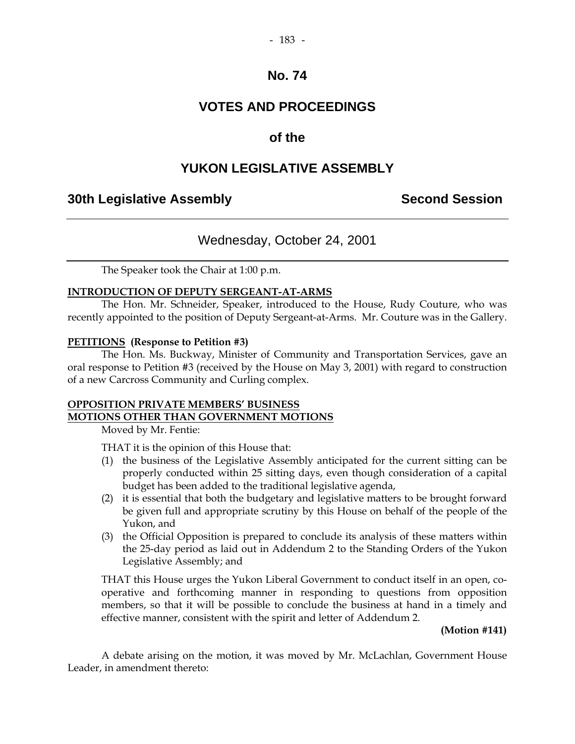# No. 74

# VOTES AND PROCEEDINGS

## of the

# YUKON LEGISLATIVE ASSEMBLY

**30th Legislative Assembly** **Second Session**

---

Wednesday, October 24, 2001

---

The Speaker took the Chair at 1:00 p.m.

**INTRODUCTION OF DEPUTY SERGEANT-AT-ARMS**

The Hon. Mr. Schneider, Speaker, introduced to the House, Rudy Couture, who was recently appointed to the position of Deputy Sergeant-at-Arms. Mr. Couture was in the Gallery.

**PETITIONS (Response to Petition #3)**

The Hon. Ms. Buckway, Minister of Community and Transportation Services, gave an oral response to Petition #3 (received by the House on May 3, 2001) with regard to construction of a new Carcross Community and Curling complex.

**OPPOSITION PRIVATE MEMBERS' BUSINESS**
**MOTIONS OTHER THAN GOVERNMENT MOTIONS**

Moved by Mr. Fentie:

THAT it is the opinion of this House that:

(1) the business of the Legislative Assembly anticipated for the current sitting can be properly conducted within 25 sitting days, even though consideration of a capital budget has been added to the traditional legislative agenda,
(2) it is essential that both the budgetary and legislative matters to be brought forward be given full and appropriate scrutiny by this House on behalf of the people of the Yukon, and
(3) the Official Opposition is prepared to conclude its analysis of these matters within the 25-day period as laid out in Addendum 2 to the Standing Orders of the Yukon Legislative Assembly; and

THAT this House urges the Yukon Liberal Government to conduct itself in an open, co-operative and forthcoming manner in responding to questions from opposition members, so that it will be possible to conclude the business at hand in a timely and effective manner, consistent with the spirit and letter of Addendum 2.

**(Motion #141)**

A debate arising on the motion, it was moved by Mr. McLachlan, Government House Leader, in amendment thereto: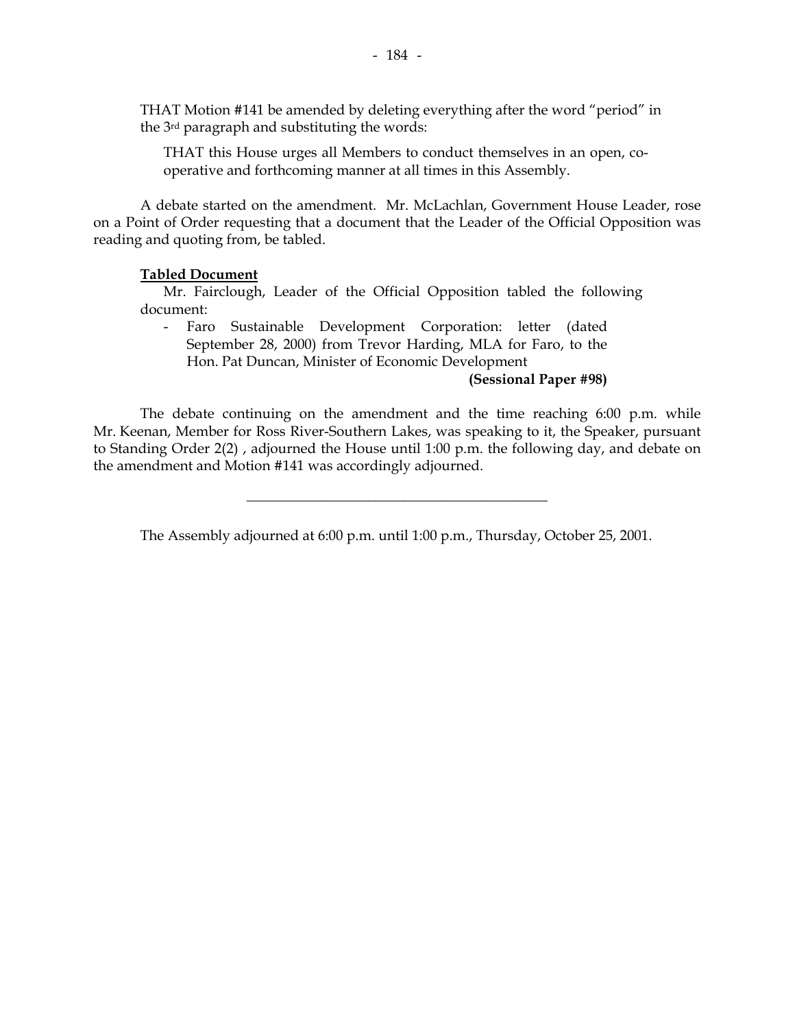THAT Motion #141 be amended by deleting everything after the word "period" in the 3rd paragraph and substituting the words:

> THAT this House urges all Members to conduct themselves in an open, co-operative and forthcoming manner at all times in this Assembly.

A debate started on the amendment. Mr. McLachlan, Government House Leader, rose on a Point of Order requesting that a document that the Leader of the Official Opposition was reading and quoting from, be tabled.

**Tabled Document**

Mr. Fairclough, Leader of the Official Opposition tabled the following document:

- Faro Sustainable Development Corporation: letter (dated September 28, 2000) from Trevor Harding, MLA for Faro, to the Hon. Pat Duncan, Minister of Economic Development **(Sessional Paper #98)**

The debate continuing on the amendment and the time reaching 6:00 p.m. while Mr. Keenan, Member for Ross River-Southern Lakes, was speaking to it, the Speaker, pursuant to Standing Order 2(2) , adjourned the House until 1:00 p.m. the following day, and debate on the amendment and Motion #141 was accordingly adjourned.

---

The Assembly adjourned at 6:00 p.m. until 1:00 p.m., Thursday, October 25, 2001.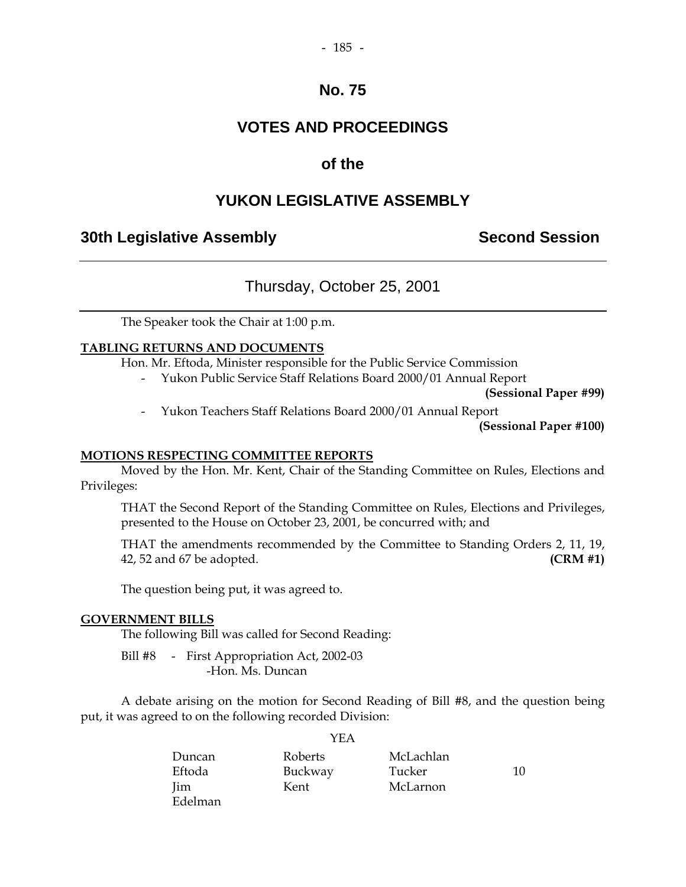# No. 75

# VOTES AND PROCEEDINGS

## of the

# YUKON LEGISLATIVE ASSEMBLY

**30th Legislative Assembly** **Second Session**

---

Thursday, October 25, 2001

---

The Speaker took the Chair at 1:00 p.m.

**TABLING RETURNS AND DOCUMENTS**

Hon. Mr. Eftoda, Minister responsible for the Public Service Commission

- Yukon Public Service Staff Relations Board 2000/01 Annual Report **(Sessional Paper #99)**
- Yukon Teachers Staff Relations Board 2000/01 Annual Report **(Sessional Paper #100)**

**MOTIONS RESPECTING COMMITTEE REPORTS**

Moved by the Hon. Mr. Kent, Chair of the Standing Committee on Rules, Elections and Privileges:

THAT the Second Report of the Standing Committee on Rules, Elections and Privileges, presented to the House on October 23, 2001, be concurred with; and

THAT the amendments recommended by the Committee to Standing Orders 2, 11, 19, 42, 52 and 67 be adopted. **(CRM #1)**

The question being put, it was agreed to.

**GOVERNMENT BILLS**

The following Bill was called for Second Reading:

Bill #8 - First Appropriation Act, 2002-03
-Hon. Ms. Duncan

A debate arising on the motion for Second Reading of Bill #8, and the question being put, it was agreed to on the following recorded Division:

YEA

| | | | |
|---|---|---|---|
| Duncan | Roberts | McLachlan | |
| Eftoda | Buckway | Tucker | 10 |
| Jim | Kent | McLarnon | |
| Edelman | | | |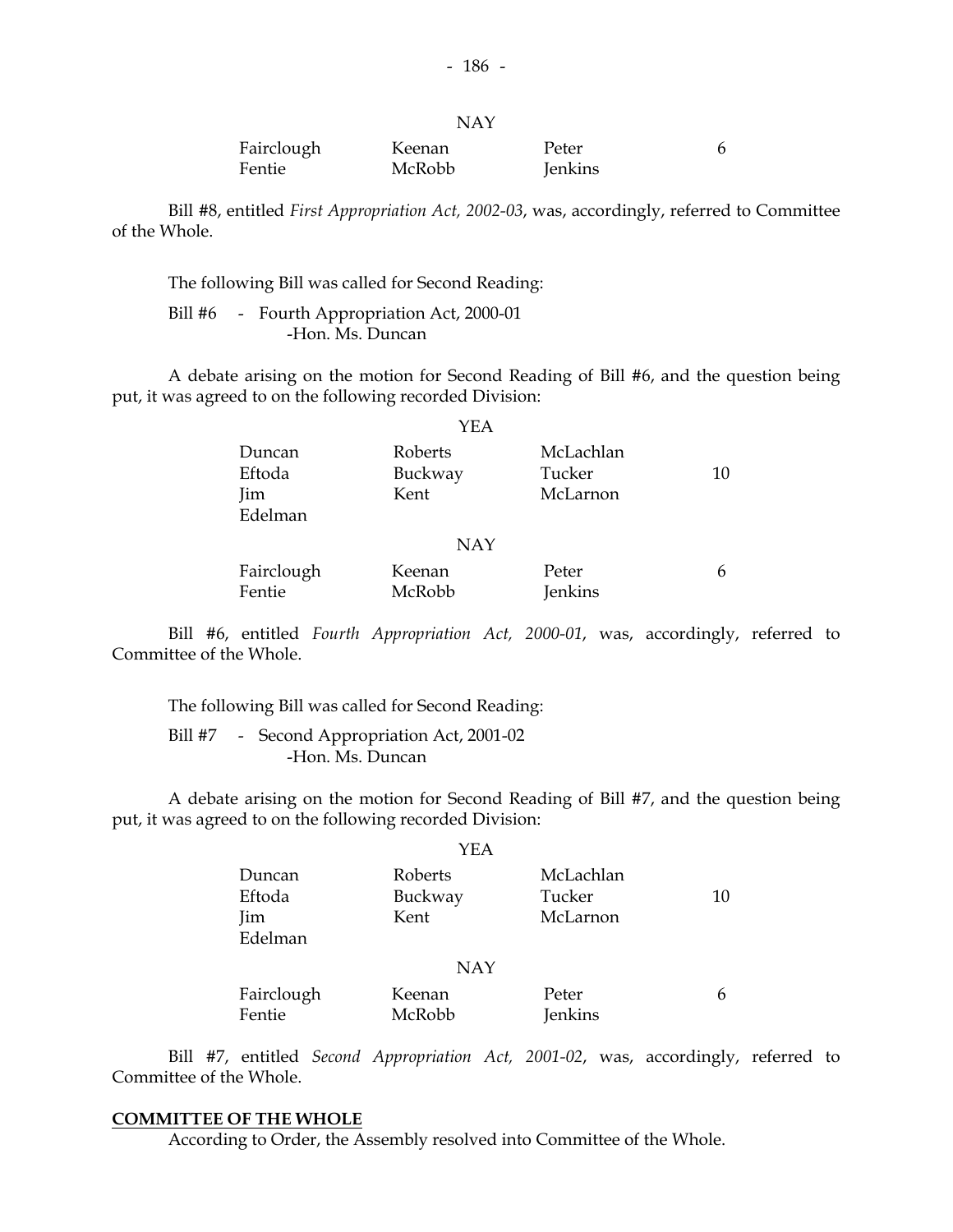NAY

| | | | |
|---|---|---|---|
| Fairclough | Keenan | Peter | 6 |
| Fentie | McRobb | Jenkins | |

Bill #8, entitled *First Appropriation Act, 2002-03*, was, accordingly, referred to Committee of the Whole.

The following Bill was called for Second Reading:

Bill #6 - Fourth Appropriation Act, 2000-01
-Hon. Ms. Duncan

A debate arising on the motion for Second Reading of Bill #6, and the question being put, it was agreed to on the following recorded Division:

YEA

| | | | |
|---|---|---|---|
| Duncan | Roberts | McLachlan | |
| Eftoda | Buckway | Tucker | 10 |
| Jim | Kent | McLarnon | |
| Edelman | | | |

NAY

| | | | |
|---|---|---|---|
| Fairclough | Keenan | Peter | 6 |
| Fentie | McRobb | Jenkins | |

Bill #6, entitled *Fourth Appropriation Act, 2000-01*, was, accordingly, referred to Committee of the Whole.

The following Bill was called for Second Reading:

Bill #7 - Second Appropriation Act, 2001-02
-Hon. Ms. Duncan

A debate arising on the motion for Second Reading of Bill #7, and the question being put, it was agreed to on the following recorded Division:

YEA

| | | | |
|---|---|---|---|
| Duncan | Roberts | McLachlan | |
| Eftoda | Buckway | Tucker | 10 |
| Jim | Kent | McLarnon | |
| Edelman | | | |

NAY

| | | | |
|---|---|---|---|
| Fairclough | Keenan | Peter | 6 |
| Fentie | McRobb | Jenkins | |

Bill #7, entitled *Second Appropriation Act, 2001-02*, was, accordingly, referred to Committee of the Whole.

**COMMITTEE OF THE WHOLE**

According to Order, the Assembly resolved into Committee of the Whole.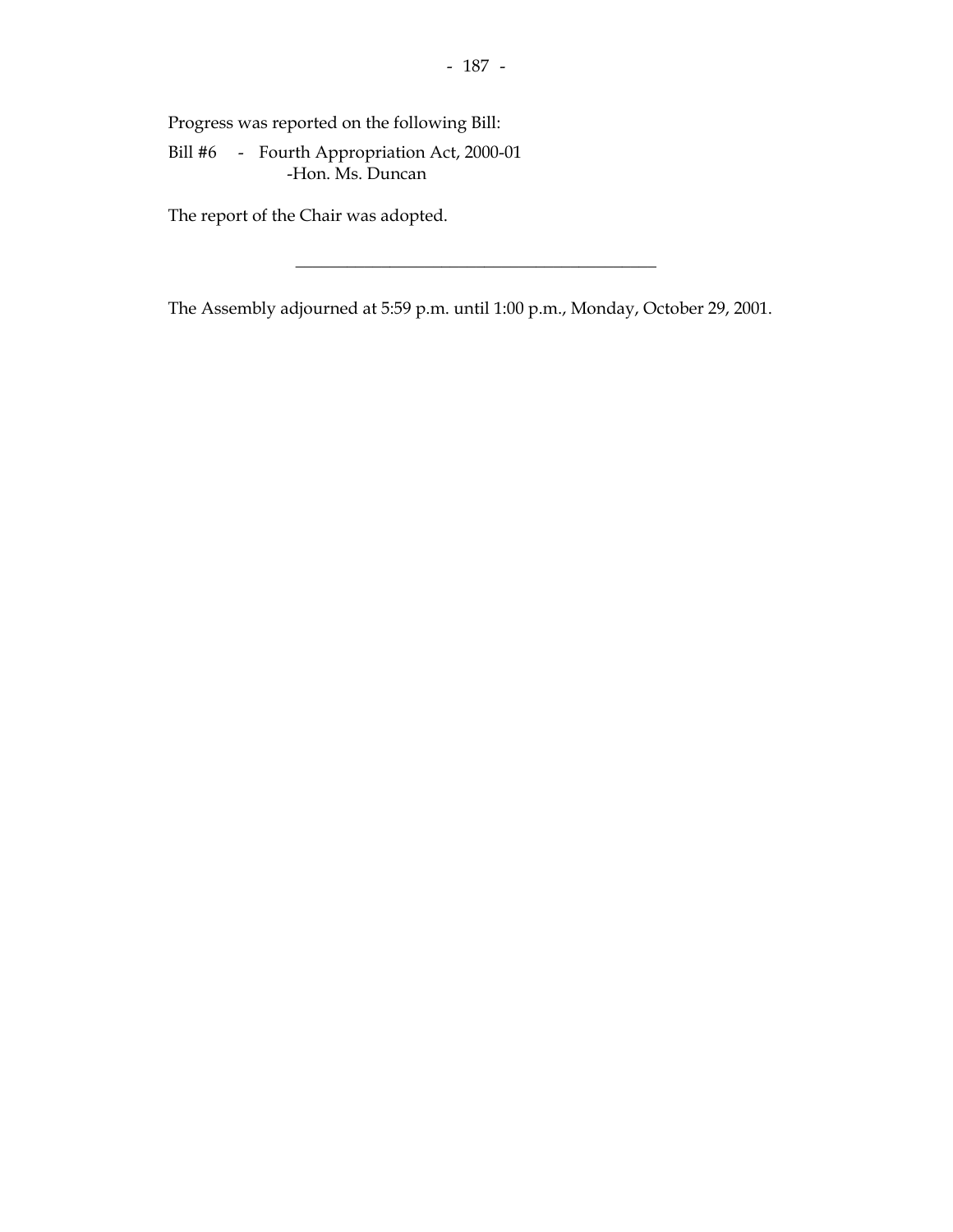Progress was reported on the following Bill:

Bill #6 - Fourth Appropriation Act, 2000-01
-Hon. Ms. Duncan

The report of the Chair was adopted.

---

The Assembly adjourned at 5:59 p.m. until 1:00 p.m., Monday, October 29, 2001.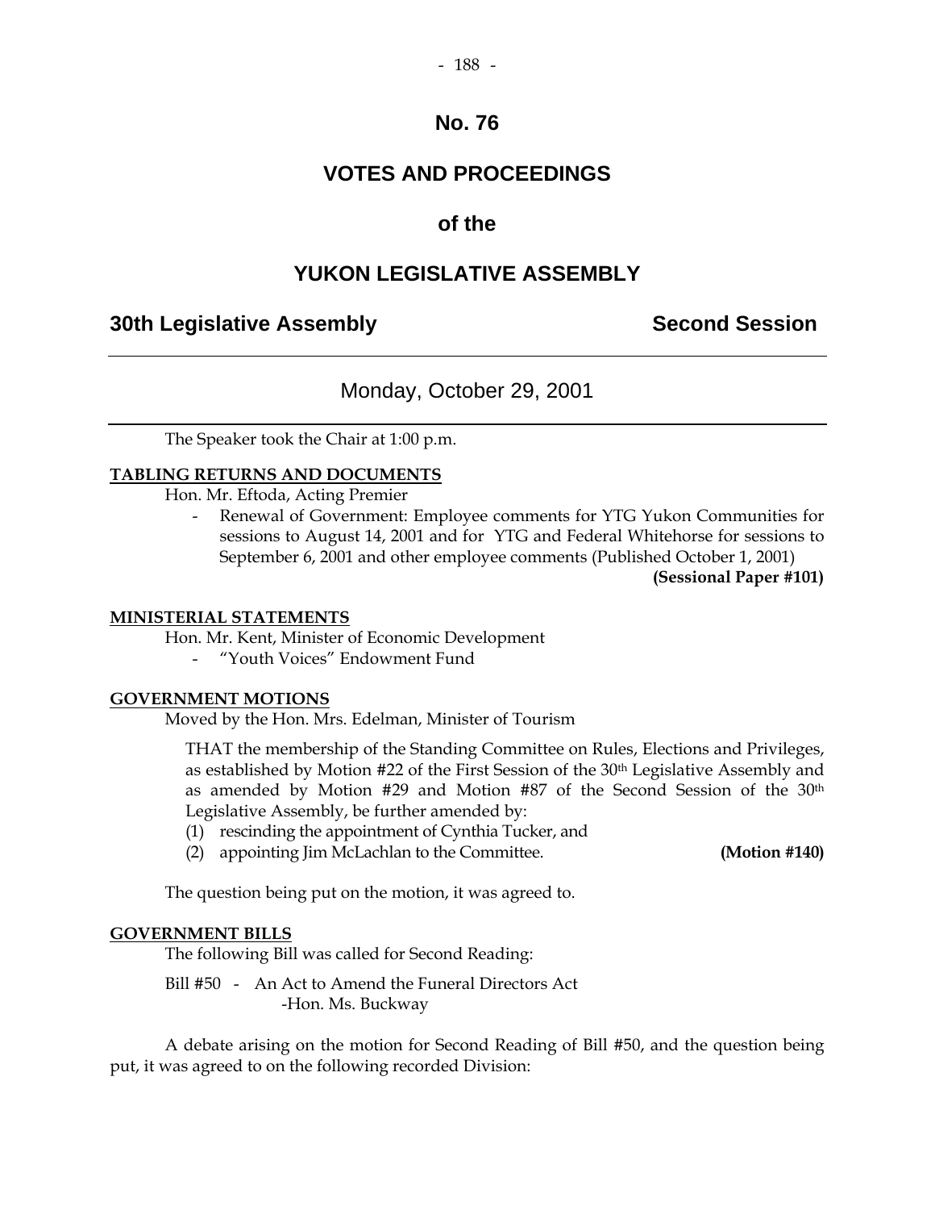# No. 76

# VOTES AND PROCEEDINGS

# of the

# YUKON LEGISLATIVE ASSEMBLY

## 30th Legislative Assembly — Second Session

---

Monday, October 29, 2001

---

The Speaker took the Chair at 1:00 p.m.

**TABLING RETURNS AND DOCUMENTS**

Hon. Mr. Eftoda, Acting Premier

- Renewal of Government: Employee comments for YTG Yukon Communities for sessions to August 14, 2001 and for YTG and Federal Whitehorse for sessions to September 6, 2001 and other employee comments (Published October 1, 2001) **(Sessional Paper #101)**

**MINISTERIAL STATEMENTS**

Hon. Mr. Kent, Minister of Economic Development

- "Youth Voices" Endowment Fund

**GOVERNMENT MOTIONS**

Moved by the Hon. Mrs. Edelman, Minister of Tourism

THAT the membership of the Standing Committee on Rules, Elections and Privileges, as established by Motion #22 of the First Session of the 30th Legislative Assembly and as amended by Motion #29 and Motion #87 of the Second Session of the 30th Legislative Assembly, be further amended by:

(1) rescinding the appointment of Cynthia Tucker, and
(2) appointing Jim McLachlan to the Committee. **(Motion #140)**

The question being put on the motion, it was agreed to.

**GOVERNMENT BILLS**

The following Bill was called for Second Reading:

Bill #50 - An Act to Amend the Funeral Directors Act
-Hon. Ms. Buckway

A debate arising on the motion for Second Reading of Bill #50, and the question being put, it was agreed to on the following recorded Division: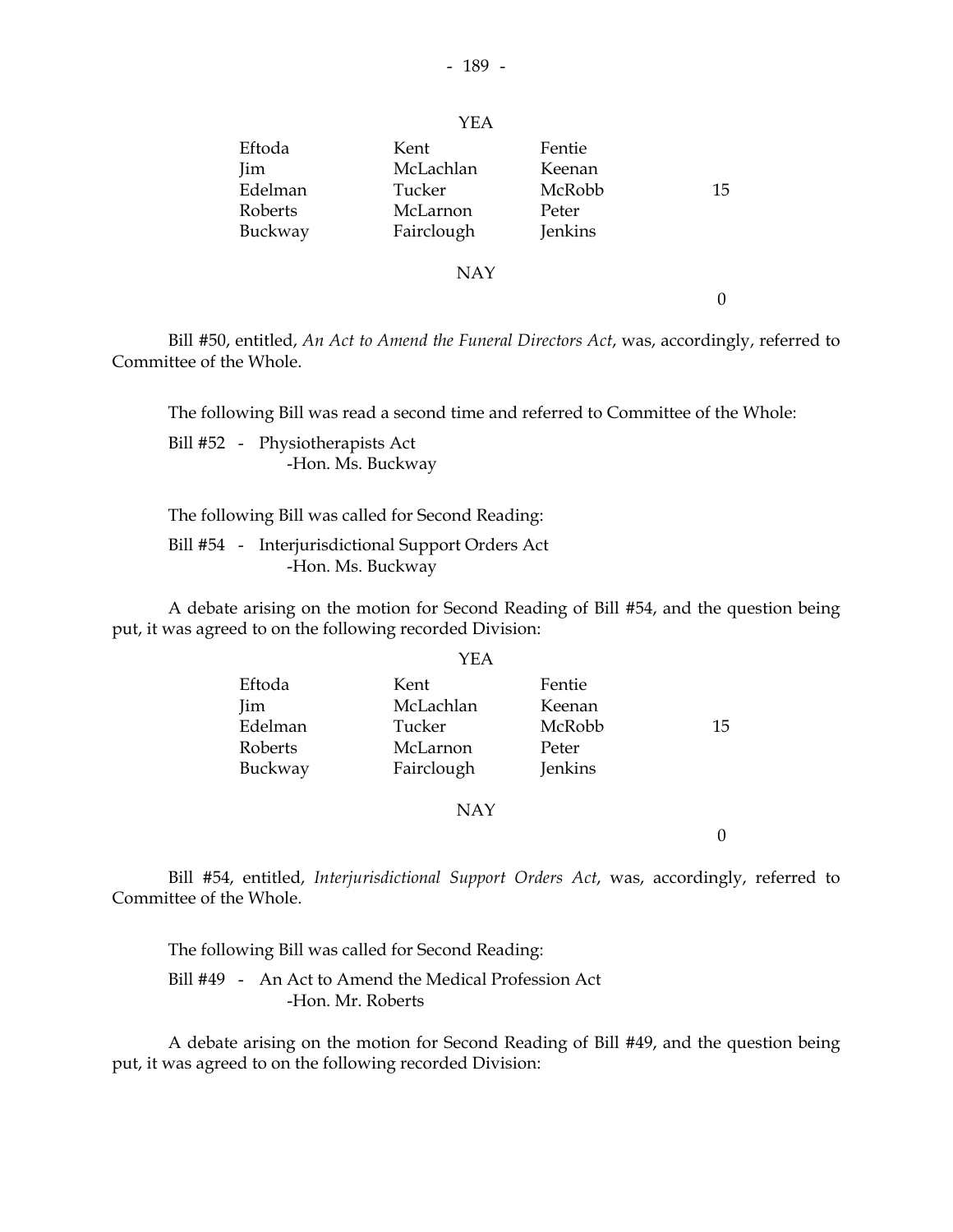YEA

| | | | |
|---|---|---|---|
| Eftoda | Kent | Fentie | |
| Jim | McLachlan | Keenan | |
| Edelman | Tucker | McRobb | 15 |
| Roberts | McLarnon | Peter | |
| Buckway | Fairclough | Jenkins | |

NAY

0

Bill #50, entitled, *An Act to Amend the Funeral Directors Act*, was, accordingly, referred to Committee of the Whole.

The following Bill was read a second time and referred to Committee of the Whole:

Bill #52 - Physiotherapists Act
-Hon. Ms. Buckway

The following Bill was called for Second Reading:

Bill #54 - Interjurisdictional Support Orders Act
-Hon. Ms. Buckway

A debate arising on the motion for Second Reading of Bill #54, and the question being put, it was agreed to on the following recorded Division:

YEA

| | | | |
|---|---|---|---|
| Eftoda | Kent | Fentie | |
| Jim | McLachlan | Keenan | |
| Edelman | Tucker | McRobb | 15 |
| Roberts | McLarnon | Peter | |
| Buckway | Fairclough | Jenkins | |

NAY

0

Bill #54, entitled, *Interjurisdictional Support Orders Act*, was, accordingly, referred to Committee of the Whole.

The following Bill was called for Second Reading:

Bill #49 - An Act to Amend the Medical Profession Act
-Hon. Mr. Roberts

A debate arising on the motion for Second Reading of Bill #49, and the question being put, it was agreed to on the following recorded Division: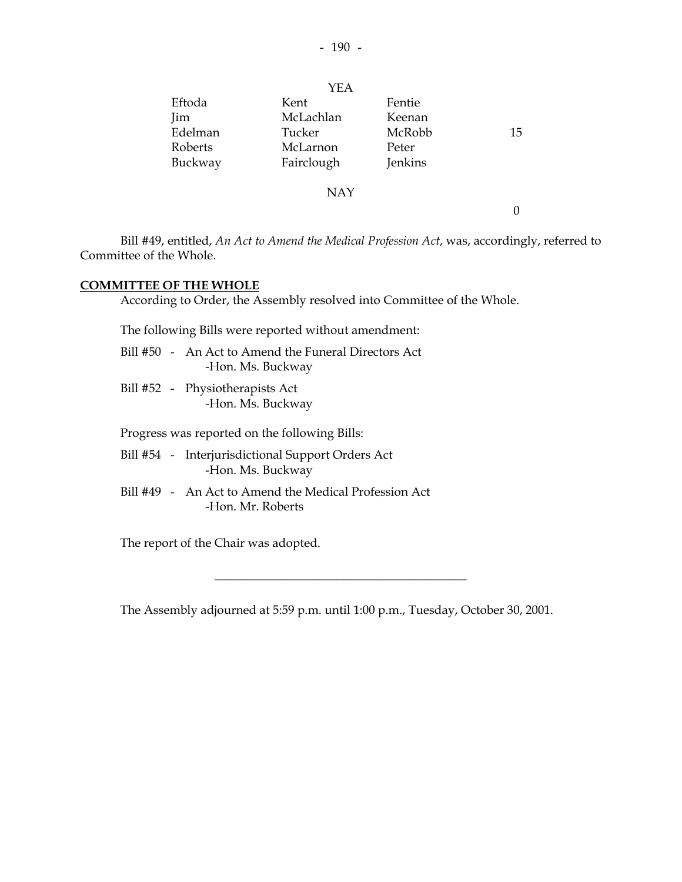| | YEA | | |
|---|---|---|---|
| Eftoda | Kent | Fentie | |
| Jim | McLachlan | Keenan | |
| Edelman | Tucker | McRobb | 15 |
| Roberts | McLarnon | Peter | |
| Buckway | Fairclough | Jenkins | |
| | NAY | | |
| | | | 0 |

Bill #49, entitled, *An Act to Amend the Medical Profession Act*, was, accordingly, referred to Committee of the Whole.

## **COMMITTEE OF THE WHOLE**

According to Order, the Assembly resolved into Committee of the Whole.

The following Bills were reported without amendment:

Bill #50 - An Act to Amend the Funeral Directors Act
-Hon. Ms. Buckway

Bill #52 - Physiotherapists Act
-Hon. Ms. Buckway

Progress was reported on the following Bills:

Bill #54 - Interjurisdictional Support Orders Act
-Hon. Ms. Buckway

Bill #49 - An Act to Amend the Medical Profession Act
-Hon. Mr. Roberts

The report of the Chair was adopted.

---

The Assembly adjourned at 5:59 p.m. until 1:00 p.m., Tuesday, October 30, 2001.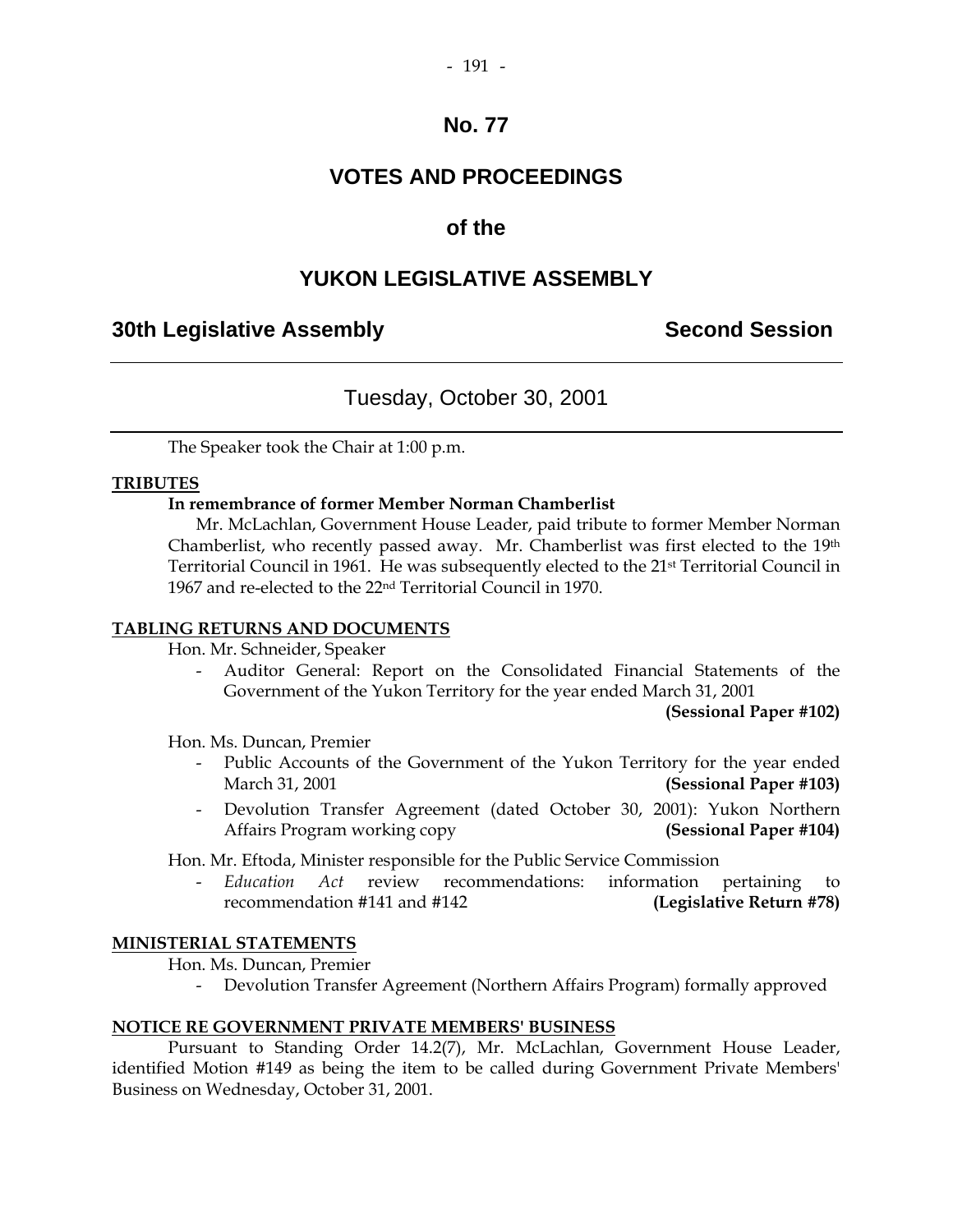# No. 77

# VOTES AND PROCEEDINGS

## of the

# YUKON LEGISLATIVE ASSEMBLY

**30th Legislative Assembly** **Second Session**

---

Tuesday, October 30, 2001

---

The Speaker took the Chair at 1:00 p.m.

**TRIBUTES**

**In remembrance of former Member Norman Chamberlist**

Mr. McLachlan, Government House Leader, paid tribute to former Member Norman Chamberlist, who recently passed away. Mr. Chamberlist was first elected to the 19th Territorial Council in 1961. He was subsequently elected to the 21st Territorial Council in 1967 and re-elected to the 22nd Territorial Council in 1970.

**TABLING RETURNS AND DOCUMENTS**

Hon. Mr. Schneider, Speaker

- Auditor General: Report on the Consolidated Financial Statements of the Government of the Yukon Territory for the year ended March 31, 2001 **(Sessional Paper #102)**

Hon. Ms. Duncan, Premier

- Public Accounts of the Government of the Yukon Territory for the year ended March 31, 2001 **(Sessional Paper #103)**
- Devolution Transfer Agreement (dated October 30, 2001): Yukon Northern Affairs Program working copy **(Sessional Paper #104)**

Hon. Mr. Eftoda, Minister responsible for the Public Service Commission

- *Education Act* review recommendations: information pertaining to recommendation #141 and #142 **(Legislative Return #78)**

**MINISTERIAL STATEMENTS**

Hon. Ms. Duncan, Premier

- Devolution Transfer Agreement (Northern Affairs Program) formally approved

**NOTICE RE GOVERNMENT PRIVATE MEMBERS' BUSINESS**

Pursuant to Standing Order 14.2(7), Mr. McLachlan, Government House Leader, identified Motion #149 as being the item to be called during Government Private Members' Business on Wednesday, October 31, 2001.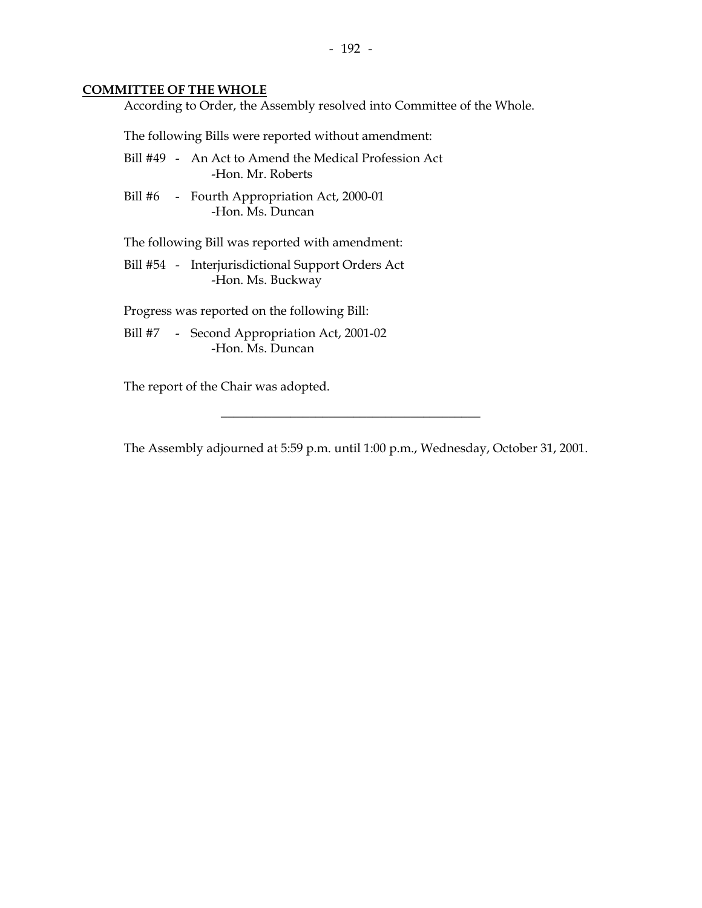**COMMITTEE OF THE WHOLE**

According to Order, the Assembly resolved into Committee of the Whole.

The following Bills were reported without amendment:

Bill #49 - An Act to Amend the Medical Profession Act
-Hon. Mr. Roberts

Bill #6 - Fourth Appropriation Act, 2000-01
-Hon. Ms. Duncan

The following Bill was reported with amendment:

Bill #54 - Interjurisdictional Support Orders Act
-Hon. Ms. Buckway

Progress was reported on the following Bill:

Bill #7 - Second Appropriation Act, 2001-02
-Hon. Ms. Duncan

The report of the Chair was adopted.

---

The Assembly adjourned at 5:59 p.m. until 1:00 p.m., Wednesday, October 31, 2001.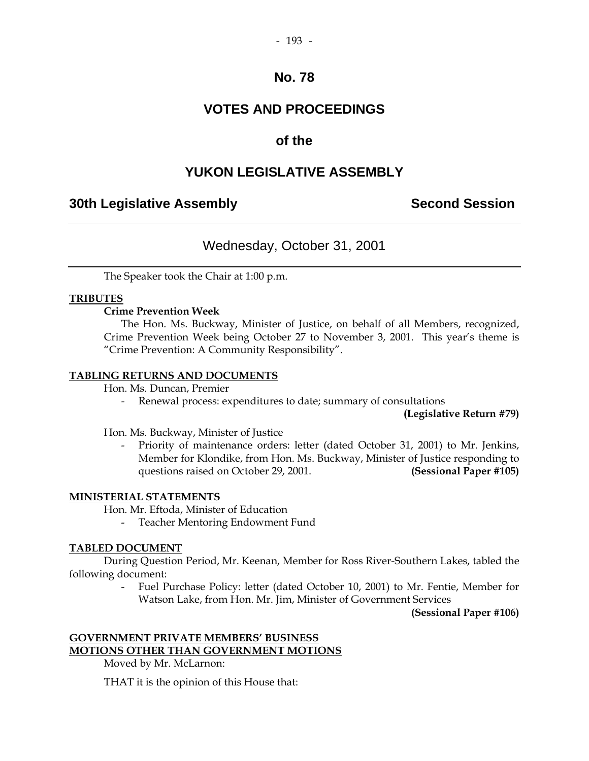# No. 78

# VOTES AND PROCEEDINGS

# of the

# YUKON LEGISLATIVE ASSEMBLY

## 30th Legislative Assembly — Second Session

### Wednesday, October 31, 2001

The Speaker took the Chair at 1:00 p.m.

**TRIBUTES**

**Crime Prevention Week**

The Hon. Ms. Buckway, Minister of Justice, on behalf of all Members, recognized, Crime Prevention Week being October 27 to November 3, 2001. This year's theme is "Crime Prevention: A Community Responsibility".

**TABLING RETURNS AND DOCUMENTS**

Hon. Ms. Duncan, Premier

- Renewal process: expenditures to date; summary of consultations **(Legislative Return #79)**

Hon. Ms. Buckway, Minister of Justice

- Priority of maintenance orders: letter (dated October 31, 2001) to Mr. Jenkins, Member for Klondike, from Hon. Ms. Buckway, Minister of Justice responding to questions raised on October 29, 2001. **(Sessional Paper #105)**

**MINISTERIAL STATEMENTS**

Hon. Mr. Eftoda, Minister of Education

- Teacher Mentoring Endowment Fund

**TABLED DOCUMENT**

During Question Period, Mr. Keenan, Member for Ross River-Southern Lakes, tabled the following document:

- Fuel Purchase Policy: letter (dated October 10, 2001) to Mr. Fentie, Member for Watson Lake, from Hon. Mr. Jim, Minister of Government Services **(Sessional Paper #106)**

**GOVERNMENT PRIVATE MEMBERS' BUSINESS**
**MOTIONS OTHER THAN GOVERNMENT MOTIONS**

Moved by Mr. McLarnon:

THAT it is the opinion of this House that: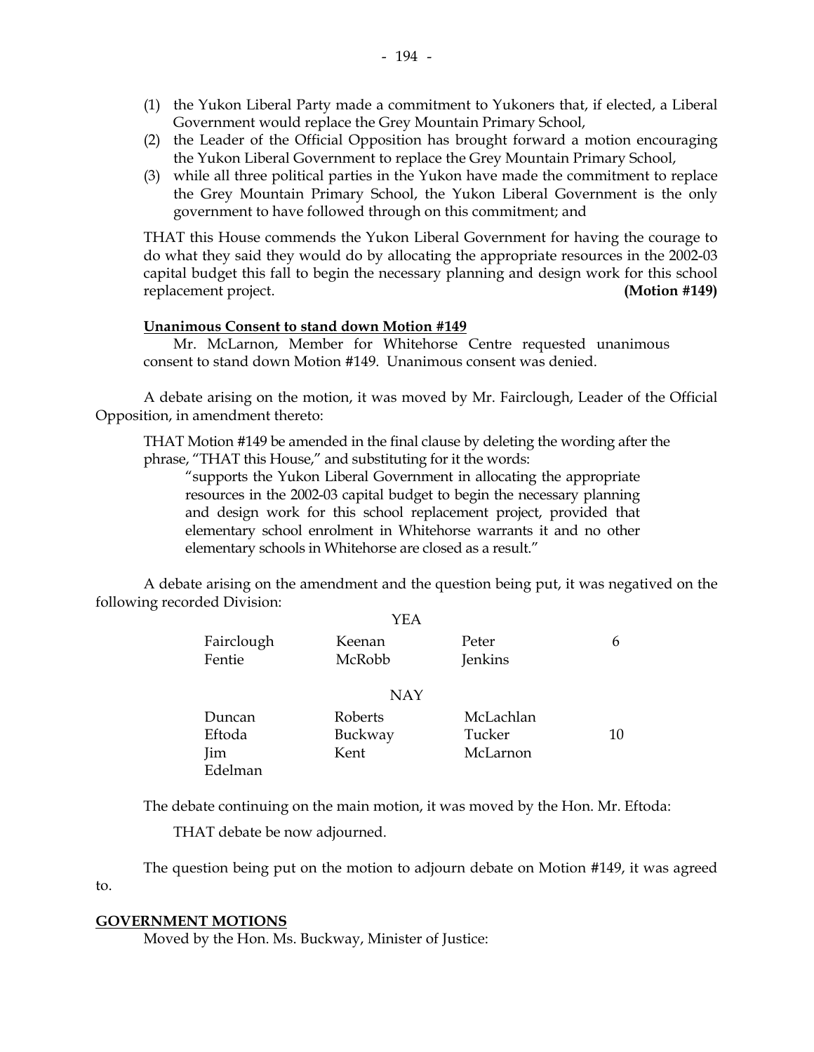(1) the Yukon Liberal Party made a commitment to Yukoners that, if elected, a Liberal Government would replace the Grey Mountain Primary School,
(2) the Leader of the Official Opposition has brought forward a motion encouraging the Yukon Liberal Government to replace the Grey Mountain Primary School,
(3) while all three political parties in the Yukon have made the commitment to replace the Grey Mountain Primary School, the Yukon Liberal Government is the only government to have followed through on this commitment; and

THAT this House commends the Yukon Liberal Government for having the courage to do what they said they would do by allocating the appropriate resources in the 2002-03 capital budget this fall to begin the necessary planning and design work for this school replacement project. **(Motion #149)**

**Unanimous Consent to stand down Motion #149**

Mr. McLarnon, Member for Whitehorse Centre requested unanimous consent to stand down Motion #149. Unanimous consent was denied.

A debate arising on the motion, it was moved by Mr. Fairclough, Leader of the Official Opposition, in amendment thereto:

THAT Motion #149 be amended in the final clause by deleting the wording after the phrase, "THAT this House," and substituting for it the words:

> "supports the Yukon Liberal Government in allocating the appropriate resources in the 2002-03 capital budget to begin the necessary planning and design work for this school replacement project, provided that elementary school enrolment in Whitehorse warrants it and no other elementary schools in Whitehorse are closed as a result."

A debate arising on the amendment and the question being put, it was negatived on the following recorded Division:

YEA

| | | | |
|---|---|---|---|
| Fairclough | Keenan | Peter | 6 |
| Fentie | McRobb | Jenkins | |

NAY

| | | | |
|---|---|---|---|
| Duncan | Roberts | McLachlan | |
| Eftoda | Buckway | Tucker | 10 |
| Jim | Kent | McLarnon | |
| Edelman | | | |

The debate continuing on the main motion, it was moved by the Hon. Mr. Eftoda:

THAT debate be now adjourned.

The question being put on the motion to adjourn debate on Motion #149, it was agreed to.

**GOVERNMENT MOTIONS**

Moved by the Hon. Ms. Buckway, Minister of Justice: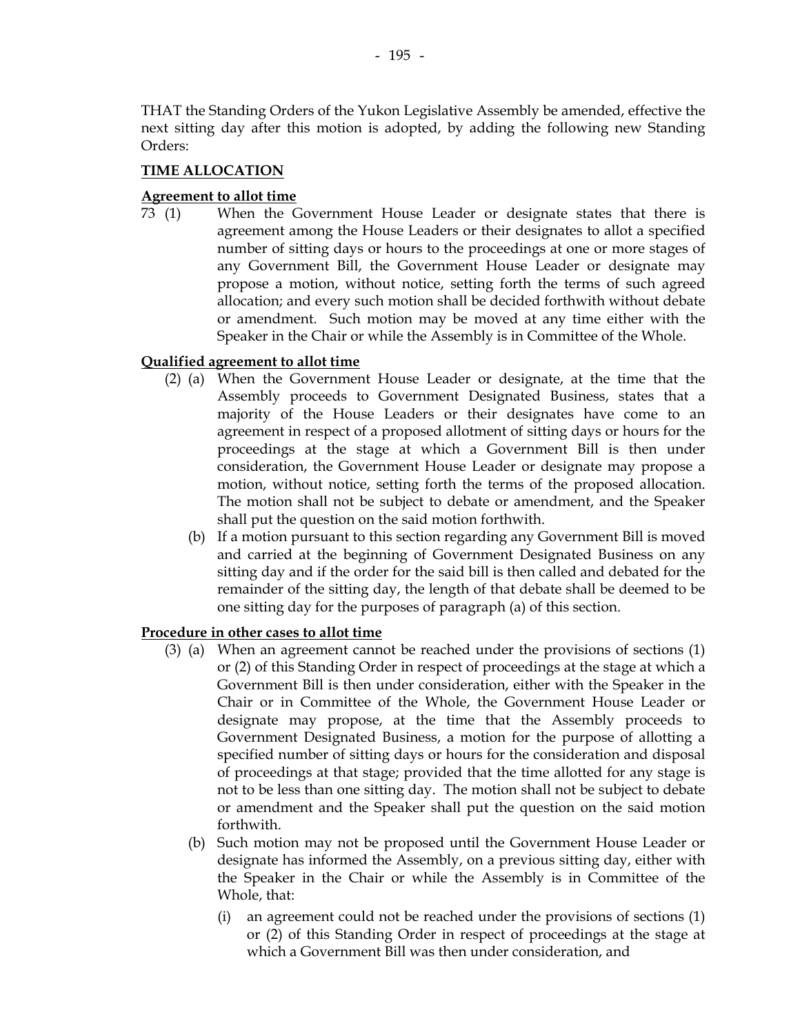THAT the Standing Orders of the Yukon Legislative Assembly be amended, effective the next sitting day after this motion is adopted, by adding the following new Standing Orders:

**TIME ALLOCATION**

**Agreement to allot time**

73 (1) When the Government House Leader or designate states that there is agreement among the House Leaders or their designates to allot a specified number of sitting days or hours to the proceedings at one or more stages of any Government Bill, the Government House Leader or designate may propose a motion, without notice, setting forth the terms of such agreed allocation; and every such motion shall be decided forthwith without debate or amendment. Such motion may be moved at any time either with the Speaker in the Chair or while the Assembly is in Committee of the Whole.

**Qualified agreement to allot time**

(2) (a) When the Government House Leader or designate, at the time that the Assembly proceeds to Government Designated Business, states that a majority of the House Leaders or their designates have come to an agreement in respect of a proposed allotment of sitting days or hours for the proceedings at the stage at which a Government Bill is then under consideration, the Government House Leader or designate may propose a motion, without notice, setting forth the terms of the proposed allocation. The motion shall not be subject to debate or amendment, and the Speaker shall put the question on the said motion forthwith.

(b) If a motion pursuant to this section regarding any Government Bill is moved and carried at the beginning of Government Designated Business on any sitting day and if the order for the said bill is then called and debated for the remainder of the sitting day, the length of that debate shall be deemed to be one sitting day for the purposes of paragraph (a) of this section.

**Procedure in other cases to allot time**

(3) (a) When an agreement cannot be reached under the provisions of sections (1) or (2) of this Standing Order in respect of proceedings at the stage at which a Government Bill is then under consideration, either with the Speaker in the Chair or in Committee of the Whole, the Government House Leader or designate may propose, at the time that the Assembly proceeds to Government Designated Business, a motion for the purpose of allotting a specified number of sitting days or hours for the consideration and disposal of proceedings at that stage; provided that the time allotted for any stage is not to be less than one sitting day. The motion shall not be subject to debate or amendment and the Speaker shall put the question on the said motion forthwith.

(b) Such motion may not be proposed until the Government House Leader or designate has informed the Assembly, on a previous sitting day, either with the Speaker in the Chair or while the Assembly is in Committee of the Whole, that:

(i) an agreement could not be reached under the provisions of sections (1) or (2) of this Standing Order in respect of proceedings at the stage at which a Government Bill was then under consideration, and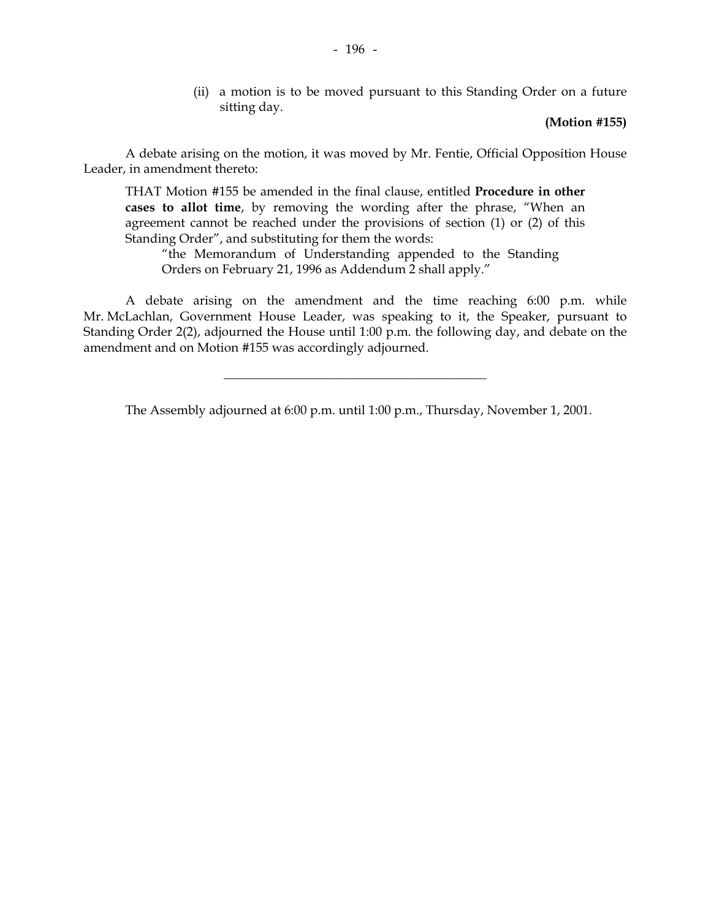(ii) a motion is to be moved pursuant to this Standing Order on a future sitting day.

**(Motion #155)**

A debate arising on the motion, it was moved by Mr. Fentie, Official Opposition House Leader, in amendment thereto:

> THAT Motion #155 be amended in the final clause, entitled **Procedure in other cases to allot time**, by removing the wording after the phrase, "When an agreement cannot be reached under the provisions of section (1) or (2) of this Standing Order", and substituting for them the words:
>
> > "the Memorandum of Understanding appended to the Standing Orders on February 21, 1996 as Addendum 2 shall apply."

A debate arising on the amendment and the time reaching 6:00 p.m. while Mr. McLachlan, Government House Leader, was speaking to it, the Speaker, pursuant to Standing Order 2(2), adjourned the House until 1:00 p.m. the following day, and debate on the amendment and on Motion #155 was accordingly adjourned.

---

The Assembly adjourned at 6:00 p.m. until 1:00 p.m., Thursday, November 1, 2001.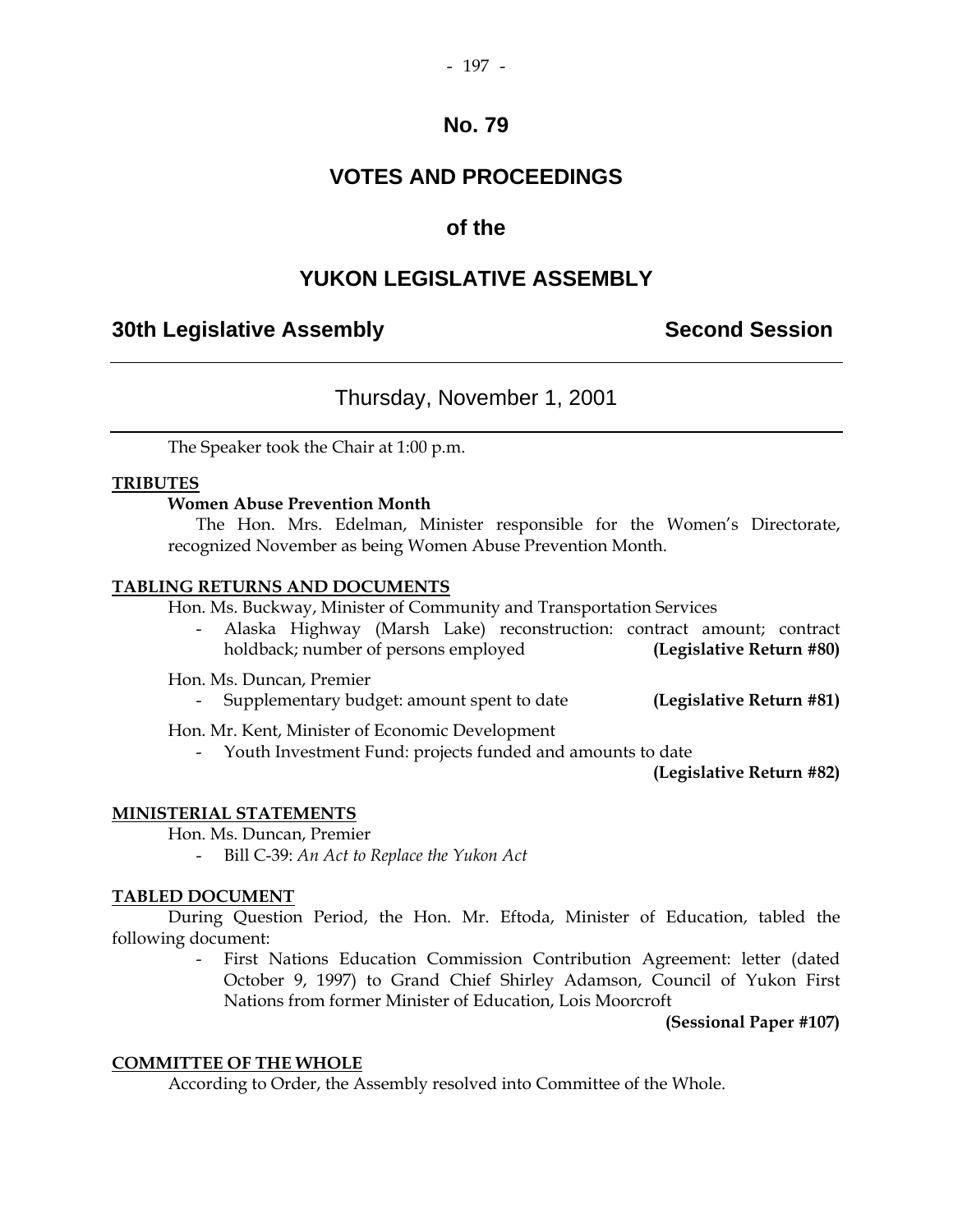# No. 79

## VOTES AND PROCEEDINGS

## of the

## YUKON LEGISLATIVE ASSEMBLY

### 30th Legislative Assembly — Second Session

---

Thursday, November 1, 2001

---

The Speaker took the Chair at 1:00 p.m.

**TRIBUTES**

**Women Abuse Prevention Month**

The Hon. Mrs. Edelman, Minister responsible for the Women's Directorate, recognized November as being Women Abuse Prevention Month.

**TABLING RETURNS AND DOCUMENTS**

Hon. Ms. Buckway, Minister of Community and Transportation Services

- Alaska Highway (Marsh Lake) reconstruction: contract amount; contract holdback; number of persons employed **(Legislative Return #80)**

Hon. Ms. Duncan, Premier

- Supplementary budget: amount spent to date **(Legislative Return #81)**

Hon. Mr. Kent, Minister of Economic Development

- Youth Investment Fund: projects funded and amounts to date **(Legislative Return #82)**

**MINISTERIAL STATEMENTS**

Hon. Ms. Duncan, Premier

- Bill C-39: *An Act to Replace the Yukon Act*

**TABLED DOCUMENT**

During Question Period, the Hon. Mr. Eftoda, Minister of Education, tabled the following document:

- First Nations Education Commission Contribution Agreement: letter (dated October 9, 1997) to Grand Chief Shirley Adamson, Council of Yukon First Nations from former Minister of Education, Lois Moorcroft **(Sessional Paper #107)**

**COMMITTEE OF THE WHOLE**

According to Order, the Assembly resolved into Committee of the Whole.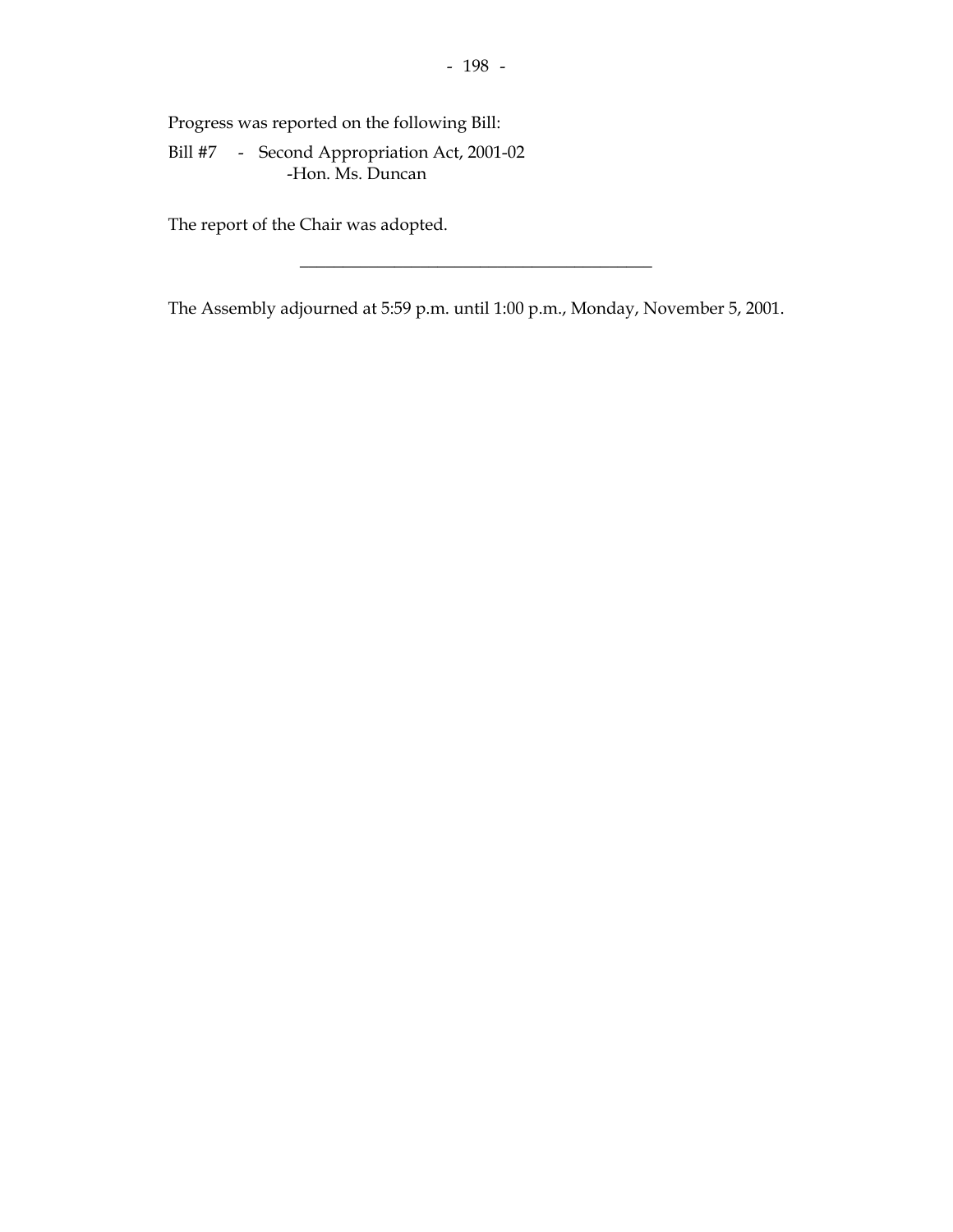Progress was reported on the following Bill:

Bill #7 - Second Appropriation Act, 2001-02
-Hon. Ms. Duncan

The report of the Chair was adopted.

---

The Assembly adjourned at 5:59 p.m. until 1:00 p.m., Monday, November 5, 2001.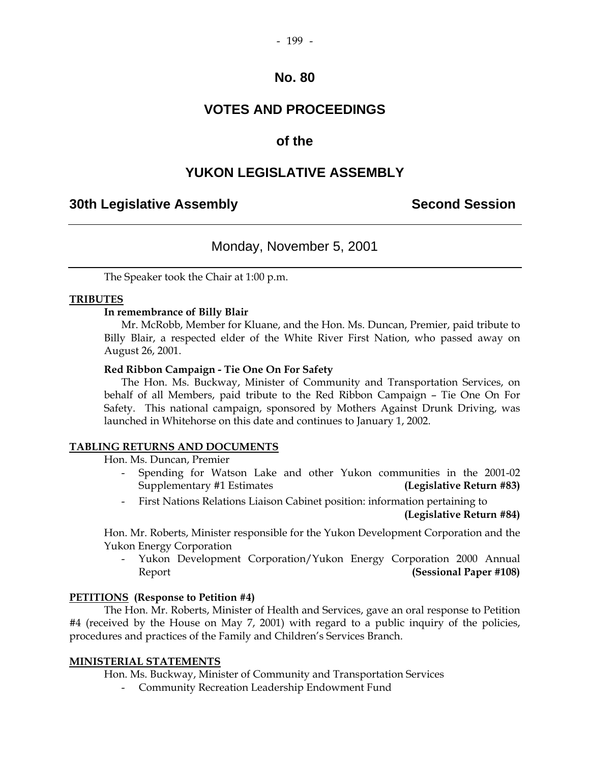# No. 80

# VOTES AND PROCEEDINGS

# of the

# YUKON LEGISLATIVE ASSEMBLY

**30th Legislative Assembly** **Second Session**

---

Monday, November 5, 2001

---

The Speaker took the Chair at 1:00 p.m.

## TRIBUTES

**In remembrance of Billy Blair**

Mr. McRobb, Member for Kluane, and the Hon. Ms. Duncan, Premier, paid tribute to Billy Blair, a respected elder of the White River First Nation, who passed away on August 26, 2001.

**Red Ribbon Campaign - Tie One On For Safety**

The Hon. Ms. Buckway, Minister of Community and Transportation Services, on behalf of all Members, paid tribute to the Red Ribbon Campaign – Tie One On For Safety. This national campaign, sponsored by Mothers Against Drunk Driving, was launched in Whitehorse on this date and continues to January 1, 2002.

## TABLING RETURNS AND DOCUMENTS

Hon. Ms. Duncan, Premier

- Spending for Watson Lake and other Yukon communities in the 2001-02 Supplementary #1 Estimates **(Legislative Return #83)**
- First Nations Relations Liaison Cabinet position: information pertaining to **(Legislative Return #84)**

Hon. Mr. Roberts, Minister responsible for the Yukon Development Corporation and the Yukon Energy Corporation

- Yukon Development Corporation/Yukon Energy Corporation 2000 Annual Report **(Sessional Paper #108)**

## PETITIONS (Response to Petition #4)

The Hon. Mr. Roberts, Minister of Health and Services, gave an oral response to Petition #4 (received by the House on May 7, 2001) with regard to a public inquiry of the policies, procedures and practices of the Family and Children's Services Branch.

## MINISTERIAL STATEMENTS

Hon. Ms. Buckway, Minister of Community and Transportation Services

- Community Recreation Leadership Endowment Fund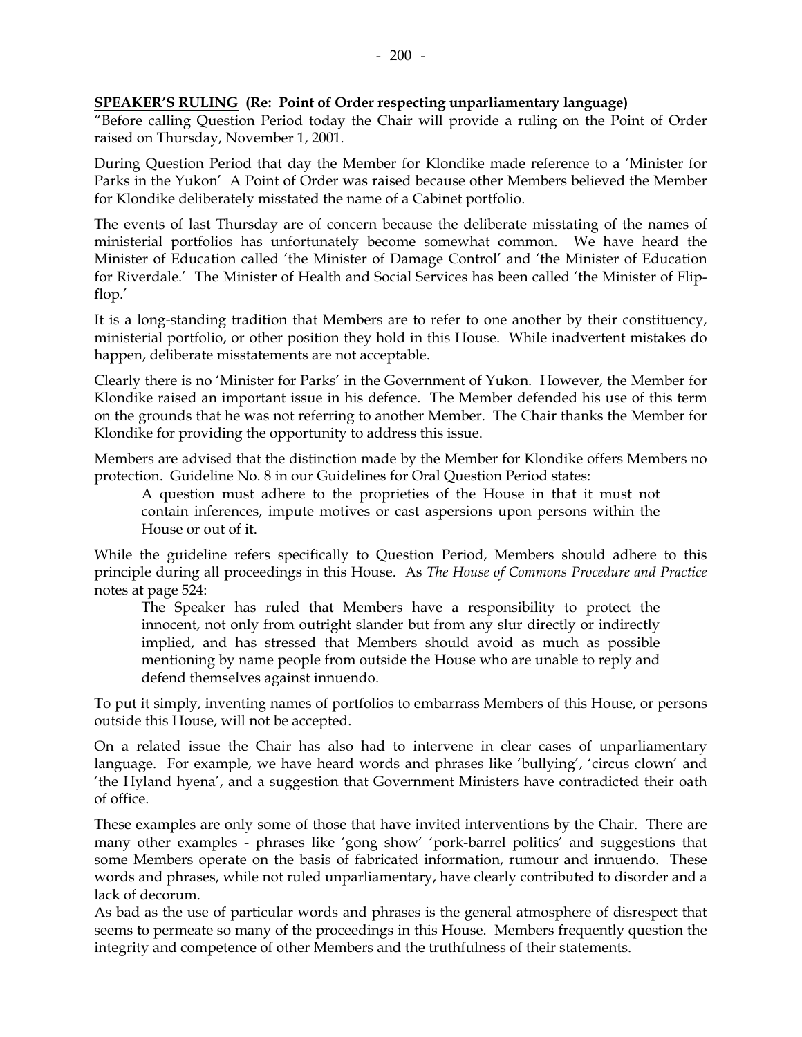**SPEAKER'S RULING (Re: Point of Order respecting unparliamentary language)**

"Before calling Question Period today the Chair will provide a ruling on the Point of Order raised on Thursday, November 1, 2001.

During Question Period that day the Member for Klondike made reference to a 'Minister for Parks in the Yukon' A Point of Order was raised because other Members believed the Member for Klondike deliberately misstated the name of a Cabinet portfolio.

The events of last Thursday are of concern because the deliberate misstating of the names of ministerial portfolios has unfortunately become somewhat common. We have heard the Minister of Education called 'the Minister of Damage Control' and 'the Minister of Education for Riverdale.' The Minister of Health and Social Services has been called 'the Minister of Flip-flop.'

It is a long-standing tradition that Members are to refer to one another by their constituency, ministerial portfolio, or other position they hold in this House. While inadvertent mistakes do happen, deliberate misstatements are not acceptable.

Clearly there is no 'Minister for Parks' in the Government of Yukon. However, the Member for Klondike raised an important issue in his defence. The Member defended his use of this term on the grounds that he was not referring to another Member. The Chair thanks the Member for Klondike for providing the opportunity to address this issue.

Members are advised that the distinction made by the Member for Klondike offers Members no protection. Guideline No. 8 in our Guidelines for Oral Question Period states:

> A question must adhere to the proprieties of the House in that it must not contain inferences, impute motives or cast aspersions upon persons within the House or out of it.

While the guideline refers specifically to Question Period, Members should adhere to this principle during all proceedings in this House. As *The House of Commons Procedure and Practice* notes at page 524:

> The Speaker has ruled that Members have a responsibility to protect the innocent, not only from outright slander but from any slur directly or indirectly implied, and has stressed that Members should avoid as much as possible mentioning by name people from outside the House who are unable to reply and defend themselves against innuendo.

To put it simply, inventing names of portfolios to embarrass Members of this House, or persons outside this House, will not be accepted.

On a related issue the Chair has also had to intervene in clear cases of unparliamentary language. For example, we have heard words and phrases like 'bullying', 'circus clown' and 'the Hyland hyena', and a suggestion that Government Ministers have contradicted their oath of office.

These examples are only some of those that have invited interventions by the Chair. There are many other examples - phrases like 'gong show' 'pork-barrel politics' and suggestions that some Members operate on the basis of fabricated information, rumour and innuendo. These words and phrases, while not ruled unparliamentary, have clearly contributed to disorder and a lack of decorum.

As bad as the use of particular words and phrases is the general atmosphere of disrespect that seems to permeate so many of the proceedings in this House. Members frequently question the integrity and competence of other Members and the truthfulness of their statements.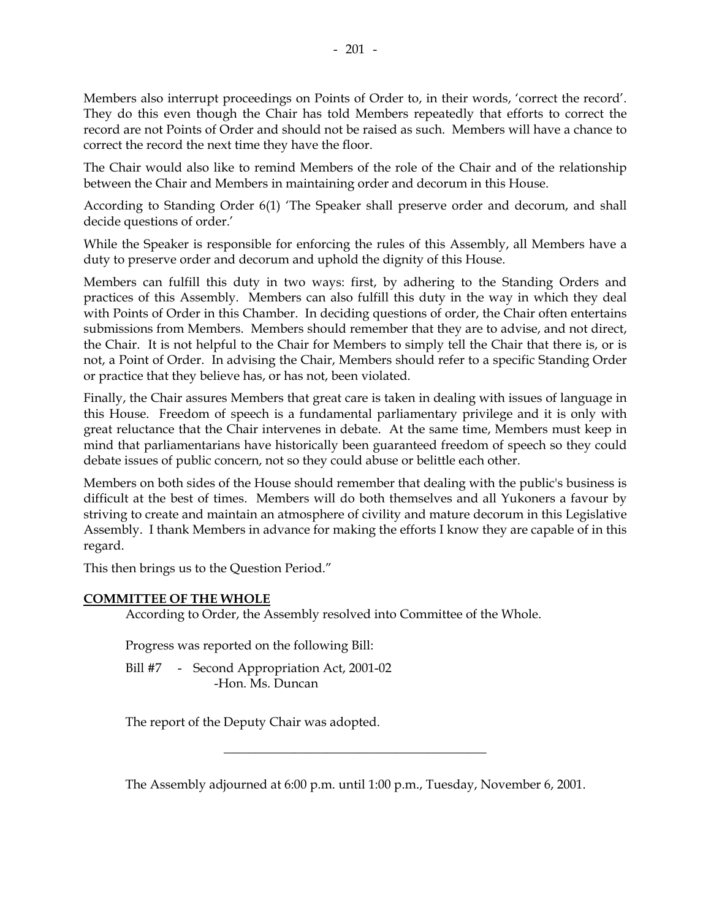Members also interrupt proceedings on Points of Order to, in their words, 'correct the record'. They do this even though the Chair has told Members repeatedly that efforts to correct the record are not Points of Order and should not be raised as such. Members will have a chance to correct the record the next time they have the floor.

The Chair would also like to remind Members of the role of the Chair and of the relationship between the Chair and Members in maintaining order and decorum in this House.

According to Standing Order 6(1) 'The Speaker shall preserve order and decorum, and shall decide questions of order.'

While the Speaker is responsible for enforcing the rules of this Assembly, all Members have a duty to preserve order and decorum and uphold the dignity of this House.

Members can fulfill this duty in two ways: first, by adhering to the Standing Orders and practices of this Assembly. Members can also fulfill this duty in the way in which they deal with Points of Order in this Chamber. In deciding questions of order, the Chair often entertains submissions from Members. Members should remember that they are to advise, and not direct, the Chair. It is not helpful to the Chair for Members to simply tell the Chair that there is, or is not, a Point of Order. In advising the Chair, Members should refer to a specific Standing Order or practice that they believe has, or has not, been violated.

Finally, the Chair assures Members that great care is taken in dealing with issues of language in this House. Freedom of speech is a fundamental parliamentary privilege and it is only with great reluctance that the Chair intervenes in debate. At the same time, Members must keep in mind that parliamentarians have historically been guaranteed freedom of speech so they could debate issues of public concern, not so they could abuse or belittle each other.

Members on both sides of the House should remember that dealing with the public's business is difficult at the best of times. Members will do both themselves and all Yukoners a favour by striving to create and maintain an atmosphere of civility and mature decorum in this Legislative Assembly. I thank Members in advance for making the efforts I know they are capable of in this regard.

This then brings us to the Question Period."

**COMMITTEE OF THE WHOLE**

According to Order, the Assembly resolved into Committee of the Whole.

Progress was reported on the following Bill:

Bill #7 - Second Appropriation Act, 2001-02
-Hon. Ms. Duncan

The report of the Deputy Chair was adopted.

---

The Assembly adjourned at 6:00 p.m. until 1:00 p.m., Tuesday, November 6, 2001.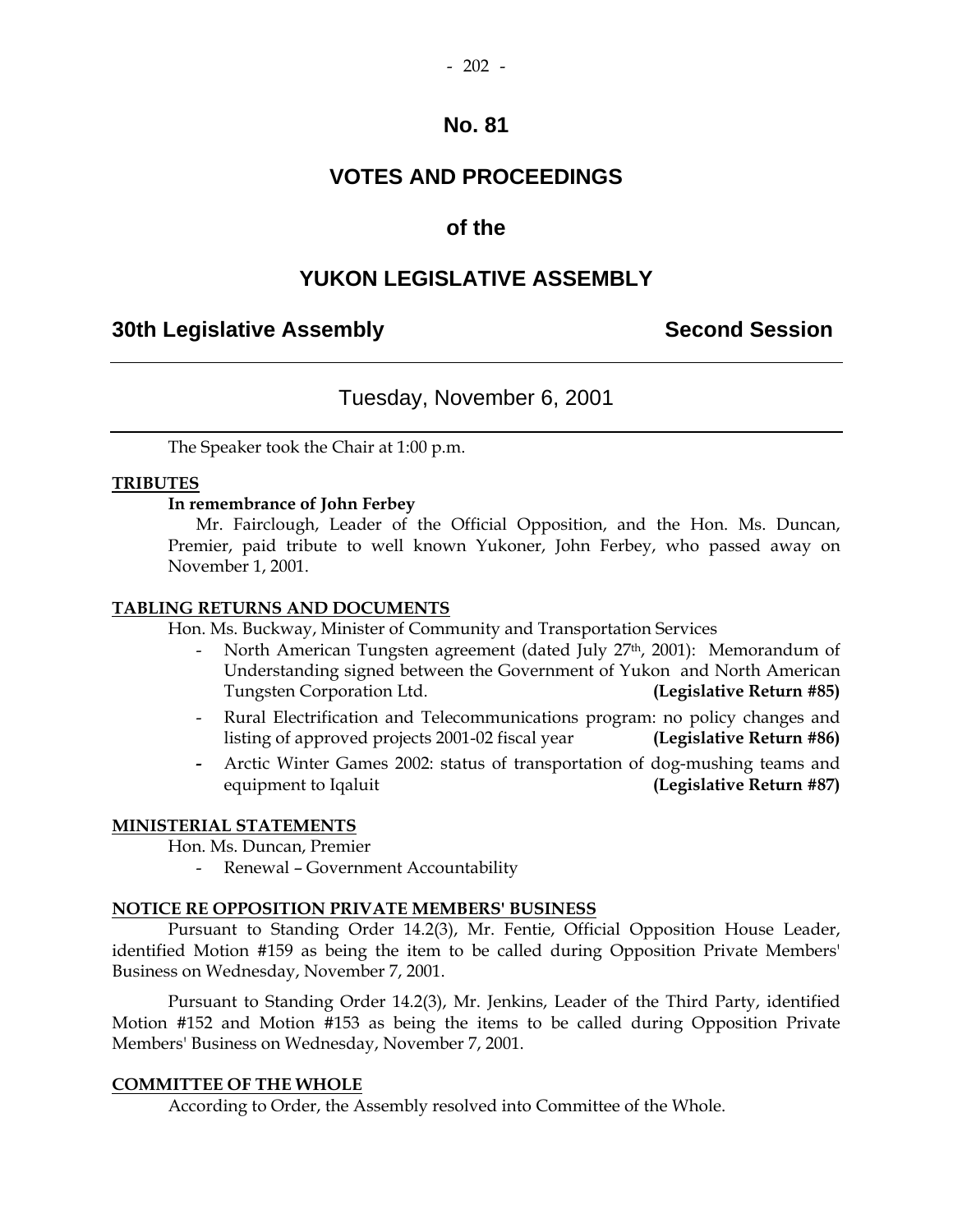# No. 81

## VOTES AND PROCEEDINGS

## of the

## YUKON LEGISLATIVE ASSEMBLY

**30th Legislative Assembly** **Second Session**

---

Tuesday, November 6, 2001

---

The Speaker took the Chair at 1:00 p.m.

**TRIBUTES**

**In remembrance of John Ferbey**

Mr. Fairclough, Leader of the Official Opposition, and the Hon. Ms. Duncan, Premier, paid tribute to well known Yukoner, John Ferbey, who passed away on November 1, 2001.

**TABLING RETURNS AND DOCUMENTS**

Hon. Ms. Buckway, Minister of Community and Transportation Services

- North American Tungsten agreement (dated July 27th, 2001): Memorandum of Understanding signed between the Government of Yukon and North American Tungsten Corporation Ltd. **(Legislative Return #85)**
- Rural Electrification and Telecommunications program: no policy changes and listing of approved projects 2001-02 fiscal year **(Legislative Return #86)**
- Arctic Winter Games 2002: status of transportation of dog-mushing teams and equipment to Iqaluit **(Legislative Return #87)**

**MINISTERIAL STATEMENTS**

Hon. Ms. Duncan, Premier

- Renewal – Government Accountability

**NOTICE RE OPPOSITION PRIVATE MEMBERS' BUSINESS**

Pursuant to Standing Order 14.2(3), Mr. Fentie, Official Opposition House Leader, identified Motion #159 as being the item to be called during Opposition Private Members' Business on Wednesday, November 7, 2001.

Pursuant to Standing Order 14.2(3), Mr. Jenkins, Leader of the Third Party, identified Motion #152 and Motion #153 as being the items to be called during Opposition Private Members' Business on Wednesday, November 7, 2001.

**COMMITTEE OF THE WHOLE**

According to Order, the Assembly resolved into Committee of the Whole.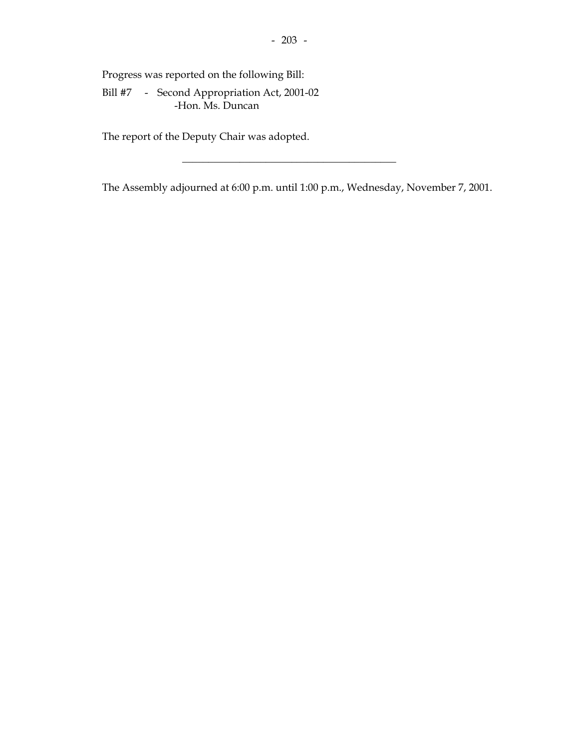Progress was reported on the following Bill:

Bill #7 - Second Appropriation Act, 2001-02
-Hon. Ms. Duncan

The report of the Deputy Chair was adopted.

---

The Assembly adjourned at 6:00 p.m. until 1:00 p.m., Wednesday, November 7, 2001.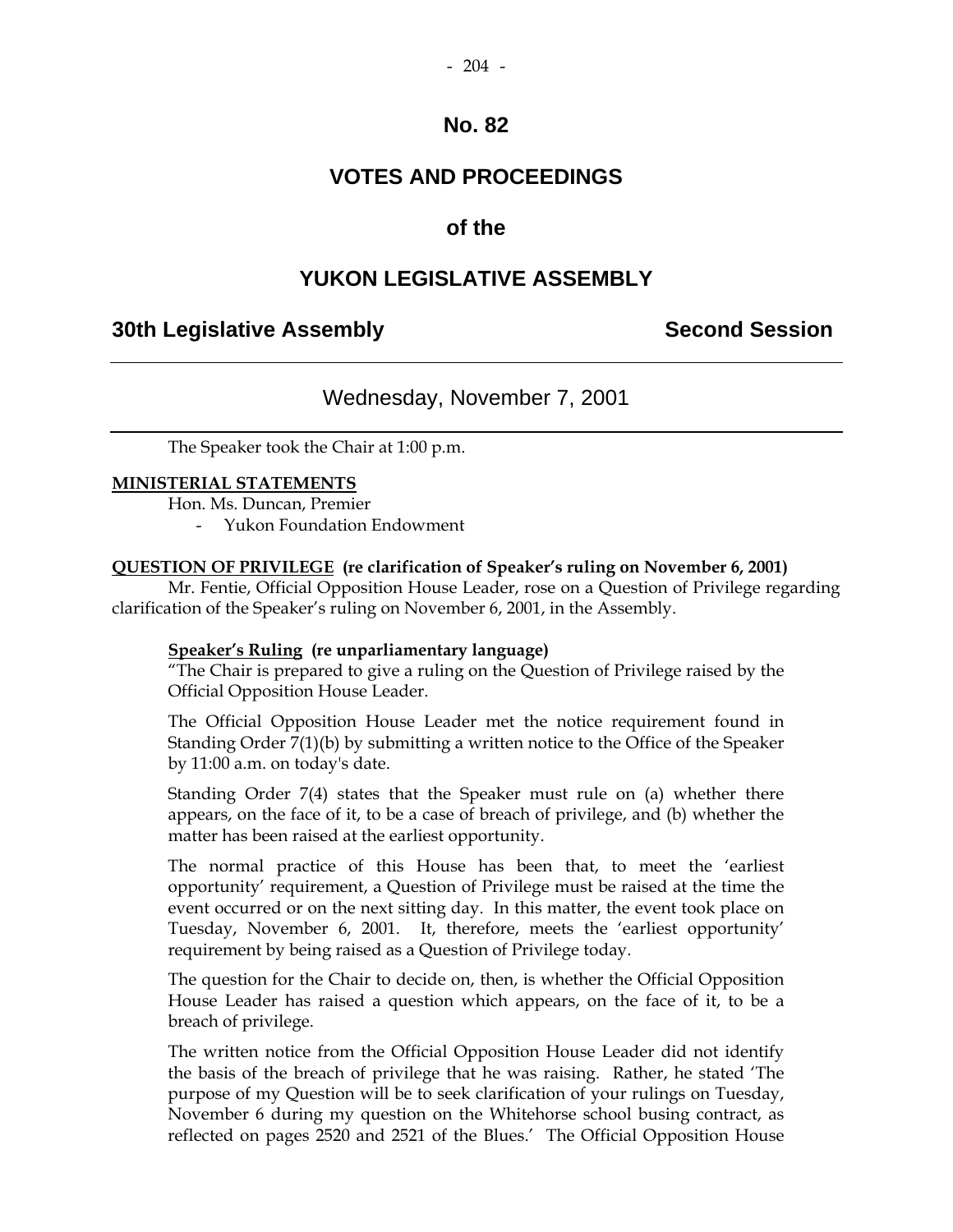# No. 82

# VOTES AND PROCEEDINGS

## of the

# YUKON LEGISLATIVE ASSEMBLY

**30th Legislative Assembly** **Second Session**

---

Wednesday, November 7, 2001

---

The Speaker took the Chair at 1:00 p.m.

**MINISTERIAL STATEMENTS**

Hon. Ms. Duncan, Premier

- Yukon Foundation Endowment

**QUESTION OF PRIVILEGE (re clarification of Speaker's ruling on November 6, 2001)**

Mr. Fentie, Official Opposition House Leader, rose on a Question of Privilege regarding clarification of the Speaker's ruling on November 6, 2001, in the Assembly.

**Speaker's Ruling (re unparliamentary language)**

"The Chair is prepared to give a ruling on the Question of Privilege raised by the Official Opposition House Leader.

The Official Opposition House Leader met the notice requirement found in Standing Order 7(1)(b) by submitting a written notice to the Office of the Speaker by 11:00 a.m. on today's date.

Standing Order 7(4) states that the Speaker must rule on (a) whether there appears, on the face of it, to be a case of breach of privilege, and (b) whether the matter has been raised at the earliest opportunity.

The normal practice of this House has been that, to meet the 'earliest opportunity' requirement, a Question of Privilege must be raised at the time the event occurred or on the next sitting day. In this matter, the event took place on Tuesday, November 6, 2001. It, therefore, meets the 'earliest opportunity' requirement by being raised as a Question of Privilege today.

The question for the Chair to decide on, then, is whether the Official Opposition House Leader has raised a question which appears, on the face of it, to be a breach of privilege.

The written notice from the Official Opposition House Leader did not identify the basis of the breach of privilege that he was raising. Rather, he stated 'The purpose of my Question will be to seek clarification of your rulings on Tuesday, November 6 during my question on the Whitehorse school busing contract, as reflected on pages 2520 and 2521 of the Blues.' The Official Opposition House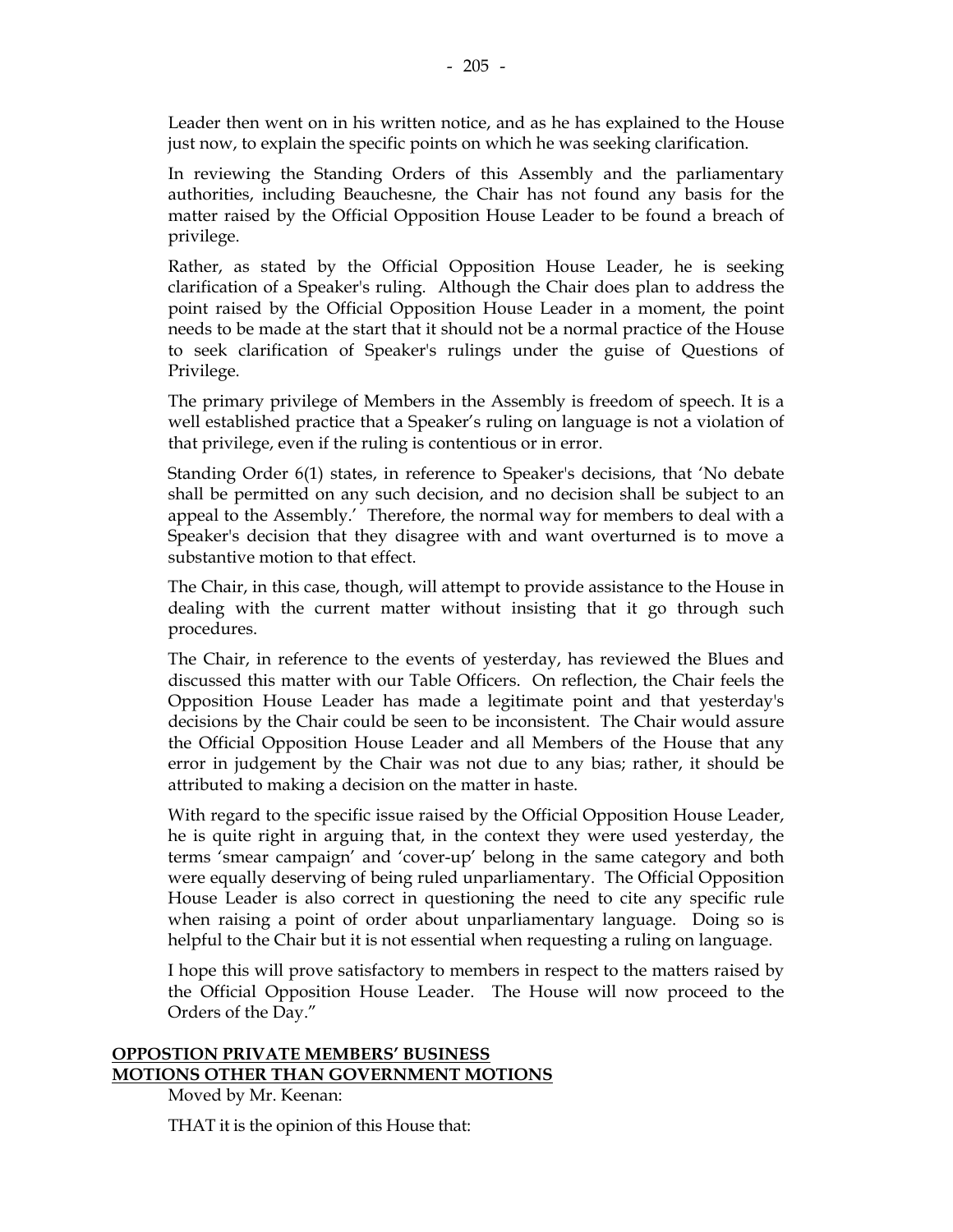Leader then went on in his written notice, and as he has explained to the House just now, to explain the specific points on which he was seeking clarification.

In reviewing the Standing Orders of this Assembly and the parliamentary authorities, including Beauchesne, the Chair has not found any basis for the matter raised by the Official Opposition House Leader to be found a breach of privilege.

Rather, as stated by the Official Opposition House Leader, he is seeking clarification of a Speaker's ruling. Although the Chair does plan to address the point raised by the Official Opposition House Leader in a moment, the point needs to be made at the start that it should not be a normal practice of the House to seek clarification of Speaker's rulings under the guise of Questions of Privilege.

The primary privilege of Members in the Assembly is freedom of speech. It is a well established practice that a Speaker's ruling on language is not a violation of that privilege, even if the ruling is contentious or in error.

Standing Order 6(1) states, in reference to Speaker's decisions, that 'No debate shall be permitted on any such decision, and no decision shall be subject to an appeal to the Assembly.' Therefore, the normal way for members to deal with a Speaker's decision that they disagree with and want overturned is to move a substantive motion to that effect.

The Chair, in this case, though, will attempt to provide assistance to the House in dealing with the current matter without insisting that it go through such procedures.

The Chair, in reference to the events of yesterday, has reviewed the Blues and discussed this matter with our Table Officers. On reflection, the Chair feels the Opposition House Leader has made a legitimate point and that yesterday's decisions by the Chair could be seen to be inconsistent. The Chair would assure the Official Opposition House Leader and all Members of the House that any error in judgement by the Chair was not due to any bias; rather, it should be attributed to making a decision on the matter in haste.

With regard to the specific issue raised by the Official Opposition House Leader, he is quite right in arguing that, in the context they were used yesterday, the terms 'smear campaign' and 'cover-up' belong in the same category and both were equally deserving of being ruled unparliamentary. The Official Opposition House Leader is also correct in questioning the need to cite any specific rule when raising a point of order about unparliamentary language. Doing so is helpful to the Chair but it is not essential when requesting a ruling on language.

I hope this will prove satisfactory to members in respect to the matters raised by the Official Opposition House Leader. The House will now proceed to the Orders of the Day."

**OPPOSTION PRIVATE MEMBERS' BUSINESS**
**MOTIONS OTHER THAN GOVERNMENT MOTIONS**

Moved by Mr. Keenan:

THAT it is the opinion of this House that: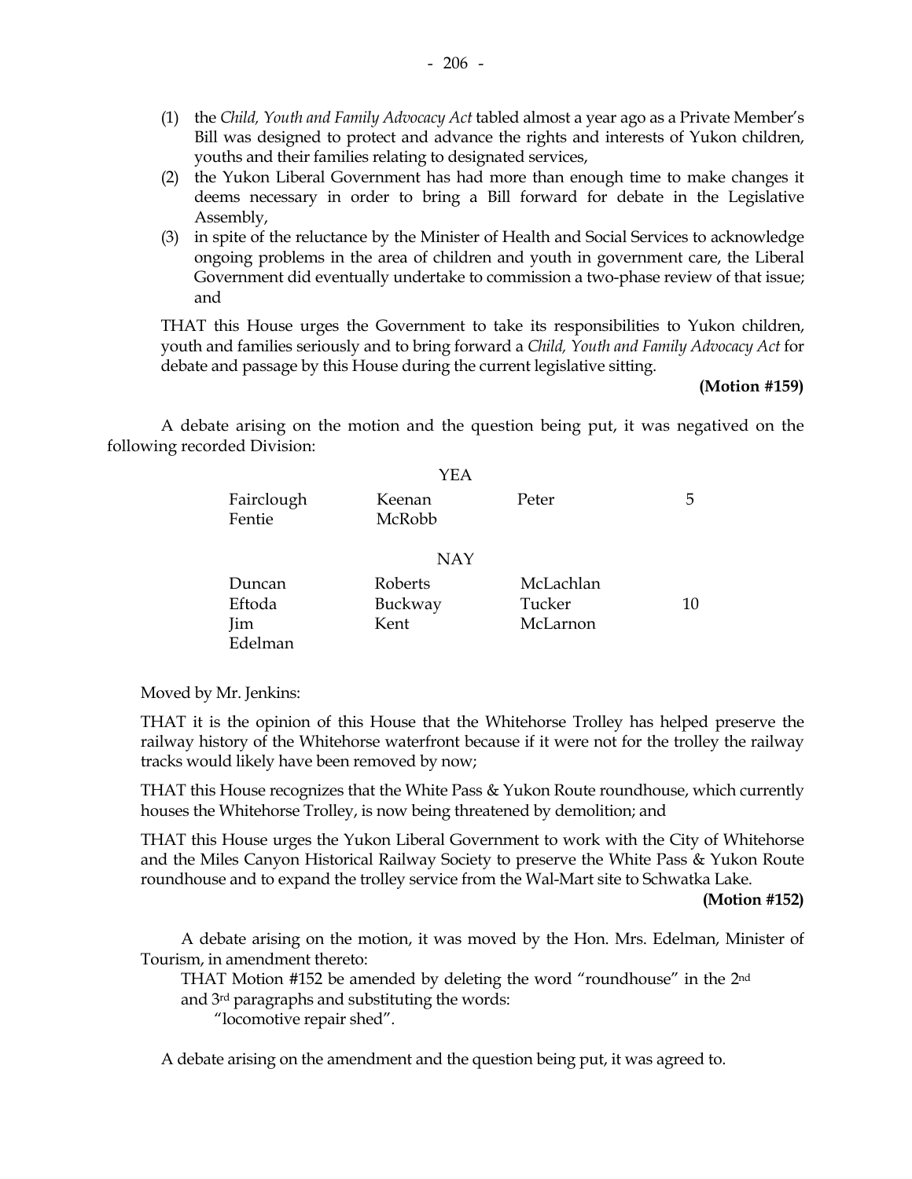(1) the *Child, Youth and Family Advocacy Act* tabled almost a year ago as a Private Member's Bill was designed to protect and advance the rights and interests of Yukon children, youths and their families relating to designated services,

(2) the Yukon Liberal Government has had more than enough time to make changes it deems necessary in order to bring a Bill forward for debate in the Legislative Assembly,

(3) in spite of the reluctance by the Minister of Health and Social Services to acknowledge ongoing problems in the area of children and youth in government care, the Liberal Government did eventually undertake to commission a two-phase review of that issue; and

THAT this House urges the Government to take its responsibilities to Yukon children, youth and families seriously and to bring forward a *Child, Youth and Family Advocacy Act* for debate and passage by this House during the current legislative sitting.

**(Motion #159)**

A debate arising on the motion and the question being put, it was negatived on the following recorded Division:

YEA

| | | | |
|---|---|---|---|
| Fairclough | Keenan | Peter | 5 |
| Fentie | McRobb | | |

NAY

| | | | |
|---|---|---|---|
| Duncan | Roberts | McLachlan | |
| Eftoda | Buckway | Tucker | 10 |
| Jim | Kent | McLarnon | |
| Edelman | | | |

Moved by Mr. Jenkins:

THAT it is the opinion of this House that the Whitehorse Trolley has helped preserve the railway history of the Whitehorse waterfront because if it were not for the trolley the railway tracks would likely have been removed by now;

THAT this House recognizes that the White Pass & Yukon Route roundhouse, which currently houses the Whitehorse Trolley, is now being threatened by demolition; and

THAT this House urges the Yukon Liberal Government to work with the City of Whitehorse and the Miles Canyon Historical Railway Society to preserve the White Pass & Yukon Route roundhouse and to expand the trolley service from the Wal-Mart site to Schwatka Lake.

**(Motion #152)**

A debate arising on the motion, it was moved by the Hon. Mrs. Edelman, Minister of Tourism, in amendment thereto:

THAT Motion #152 be amended by deleting the word "roundhouse" in the 2nd and 3rd paragraphs and substituting the words:

"locomotive repair shed".

A debate arising on the amendment and the question being put, it was agreed to.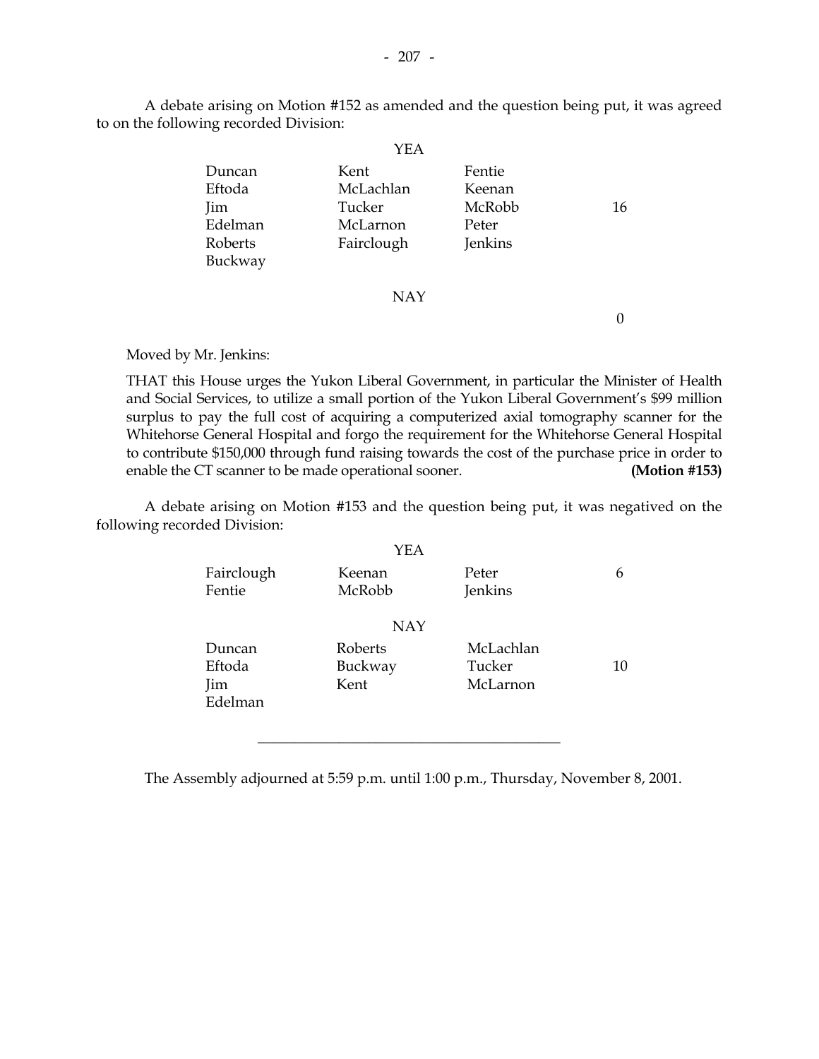A debate arising on Motion #152 as amended and the question being put, it was agreed to on the following recorded Division:

YEA

| | | | |
|---|---|---|---|
| Duncan | Kent | Fentie | |
| Eftoda | McLachlan | Keenan | |
| Jim | Tucker | McRobb | 16 |
| Edelman | McLarnon | Peter | |
| Roberts | Fairclough | Jenkins | |
| Buckway | | | |

NAY

0

Moved by Mr. Jenkins:

THAT this House urges the Yukon Liberal Government, in particular the Minister of Health and Social Services, to utilize a small portion of the Yukon Liberal Government's $99 million surplus to pay the full cost of acquiring a computerized axial tomography scanner for the Whitehorse General Hospital and forgo the requirement for the Whitehorse General Hospital to contribute $150,000 through fund raising towards the cost of the purchase price in order to enable the CT scanner to be made operational sooner. **(Motion #153)**

A debate arising on Motion #153 and the question being put, it was negatived on the following recorded Division:

YEA

| | | | |
|---|---|---|---|
| Fairclough | Keenan | Peter | 6 |
| Fentie | McRobb | Jenkins | |

NAY

| | | | |
|---|---|---|---|
| Duncan | Roberts | McLachlan | |
| Eftoda | Buckway | Tucker | 10 |
| Jim | Kent | McLarnon | |
| Edelman | | | |

---

The Assembly adjourned at 5:59 p.m. until 1:00 p.m., Thursday, November 8, 2001.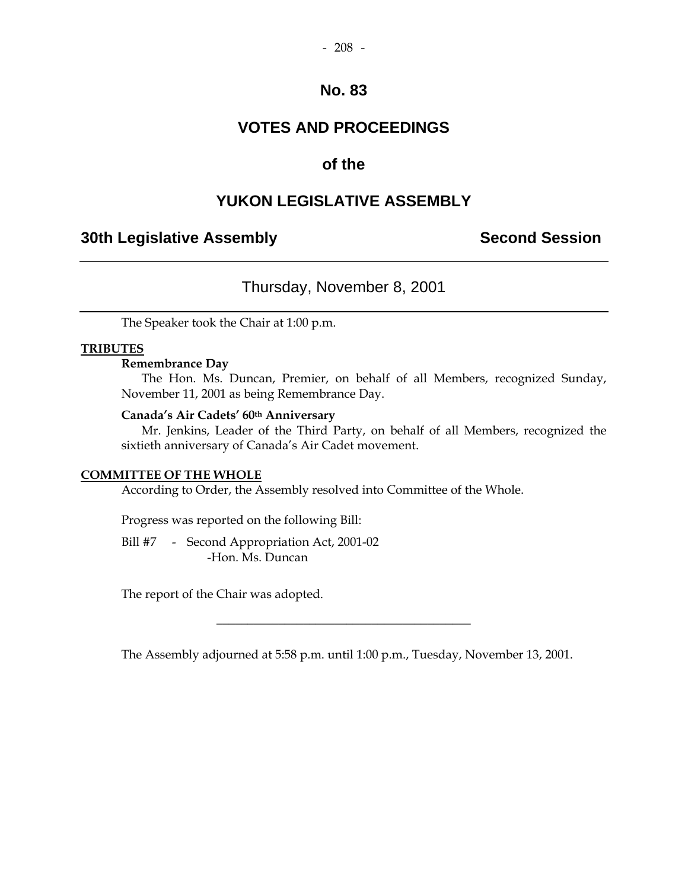# No. 83

# VOTES AND PROCEEDINGS

# of the

# YUKON LEGISLATIVE ASSEMBLY

## 30th Legislative Assembly — Second Session

---

### Thursday, November 8, 2001

---

The Speaker took the Chair at 1:00 p.m.

**TRIBUTES**

**Remembrance Day**

The Hon. Ms. Duncan, Premier, on behalf of all Members, recognized Sunday, November 11, 2001 as being Remembrance Day.

**Canada's Air Cadets' 60th Anniversary**

Mr. Jenkins, Leader of the Third Party, on behalf of all Members, recognized the sixtieth anniversary of Canada's Air Cadet movement.

**COMMITTEE OF THE WHOLE**

According to Order, the Assembly resolved into Committee of the Whole.

Progress was reported on the following Bill:

Bill #7 - Second Appropriation Act, 2001-02
-Hon. Ms. Duncan

The report of the Chair was adopted.

---

The Assembly adjourned at 5:58 p.m. until 1:00 p.m., Tuesday, November 13, 2001.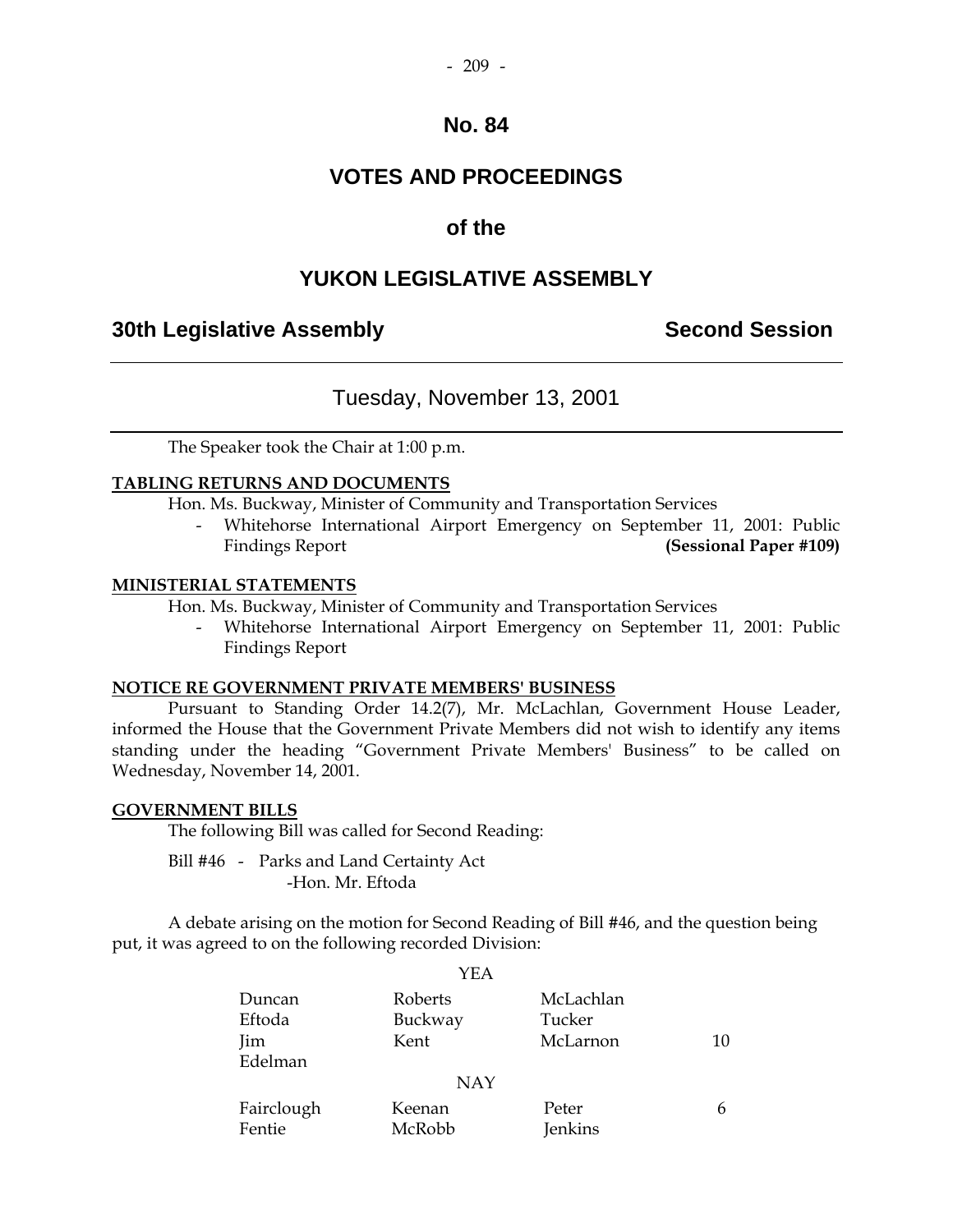# No. 84

# VOTES AND PROCEEDINGS

# of the

# YUKON LEGISLATIVE ASSEMBLY

## 30th Legislative Assembly — Second Session

---

### Tuesday, November 13, 2001

---

The Speaker took the Chair at 1:00 p.m.

**TABLING RETURNS AND DOCUMENTS**

Hon. Ms. Buckway, Minister of Community and Transportation Services

- Whitehorse International Airport Emergency on September 11, 2001: Public Findings Report **(Sessional Paper #109)**

**MINISTERIAL STATEMENTS**

Hon. Ms. Buckway, Minister of Community and Transportation Services

- Whitehorse International Airport Emergency on September 11, 2001: Public Findings Report

**NOTICE RE GOVERNMENT PRIVATE MEMBERS' BUSINESS**

Pursuant to Standing Order 14.2(7), Mr. McLachlan, Government House Leader, informed the House that the Government Private Members did not wish to identify any items standing under the heading "Government Private Members' Business" to be called on Wednesday, November 14, 2001.

**GOVERNMENT BILLS**

The following Bill was called for Second Reading:

Bill #46 - Parks and Land Certainty Act
-Hon. Mr. Eftoda

A debate arising on the motion for Second Reading of Bill #46, and the question being put, it was agreed to on the following recorded Division:

YEA

| | | | |
|---|---|---|---|
| Duncan | Roberts | McLachlan | |
| Eftoda | Buckway | Tucker | |
| Jim | Kent | McLarnon | 10 |
| Edelman | | | |

NAY

| | | | |
|---|---|---|---|
| Fairclough | Keenan | Peter | 6 |
| Fentie | McRobb | Jenkins | |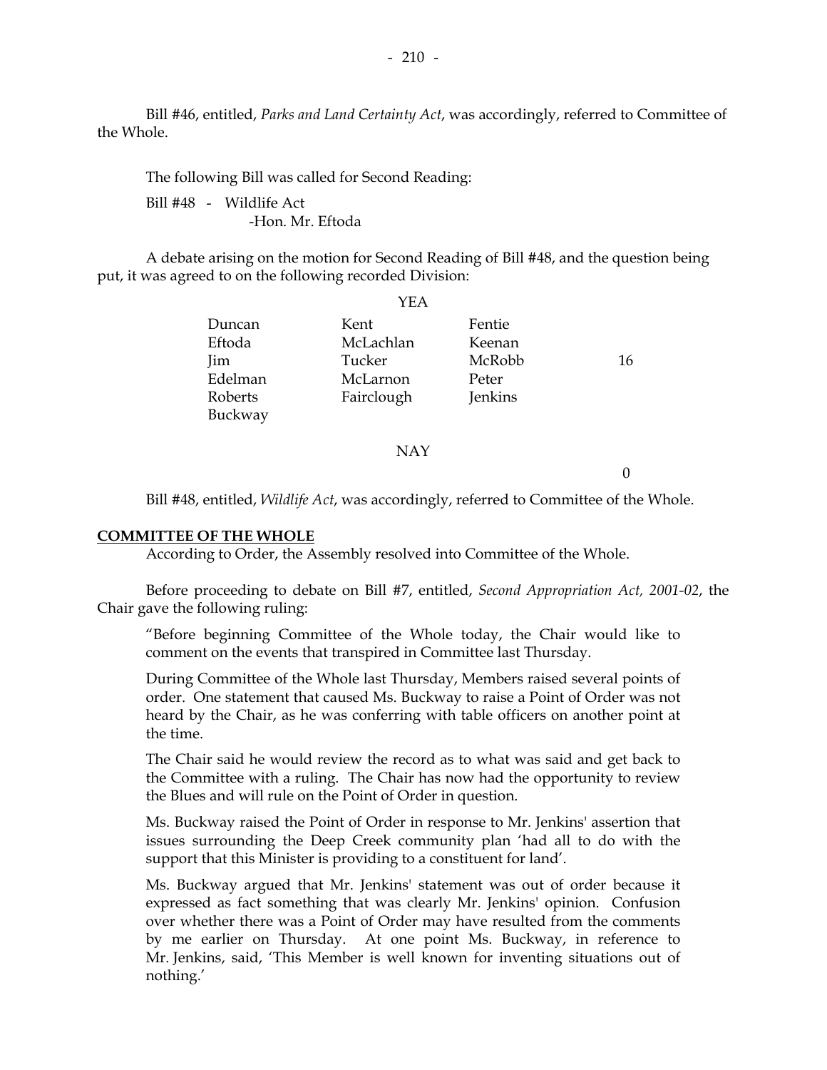Bill #46, entitled, *Parks and Land Certainty Act*, was accordingly, referred to Committee of the Whole.

The following Bill was called for Second Reading:

Bill #48 - Wildlife Act
-Hon. Mr. Eftoda

A debate arising on the motion for Second Reading of Bill #48, and the question being put, it was agreed to on the following recorded Division:

YEA

| | | | |
|---|---|---|---|
| Duncan | Kent | Fentie | |
| Eftoda | McLachlan | Keenan | |
| Jim | Tucker | McRobb | 16 |
| Edelman | McLarnon | Peter | |
| Roberts | Fairclough | Jenkins | |
| Buckway | | | |

NAY

0

Bill #48, entitled, *Wildlife Act*, was accordingly, referred to Committee of the Whole.

**COMMITTEE OF THE WHOLE**

According to Order, the Assembly resolved into Committee of the Whole.

Before proceeding to debate on Bill #7, entitled, *Second Appropriation Act, 2001-02*, the Chair gave the following ruling:

"Before beginning Committee of the Whole today, the Chair would like to comment on the events that transpired in Committee last Thursday.

During Committee of the Whole last Thursday, Members raised several points of order. One statement that caused Ms. Buckway to raise a Point of Order was not heard by the Chair, as he was conferring with table officers on another point at the time.

The Chair said he would review the record as to what was said and get back to the Committee with a ruling. The Chair has now had the opportunity to review the Blues and will rule on the Point of Order in question.

Ms. Buckway raised the Point of Order in response to Mr. Jenkins' assertion that issues surrounding the Deep Creek community plan 'had all to do with the support that this Minister is providing to a constituent for land'.

Ms. Buckway argued that Mr. Jenkins' statement was out of order because it expressed as fact something that was clearly Mr. Jenkins' opinion. Confusion over whether there was a Point of Order may have resulted from the comments by me earlier on Thursday. At one point Ms. Buckway, in reference to Mr. Jenkins, said, 'This Member is well known for inventing situations out of nothing.'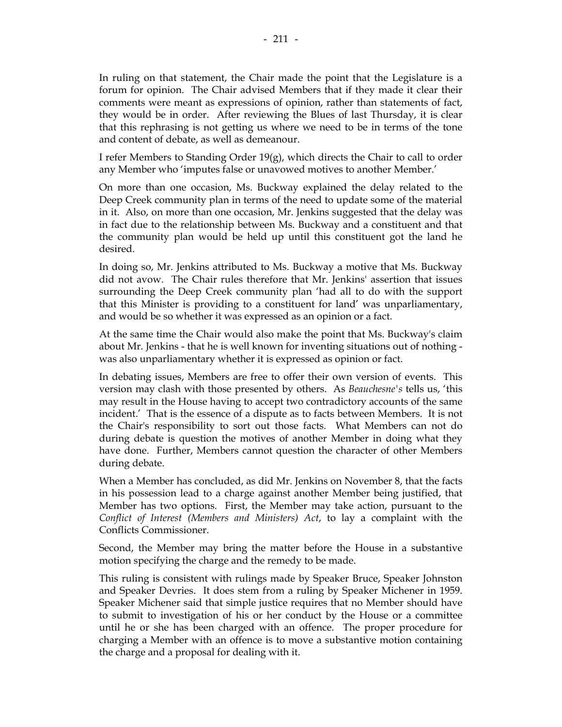In ruling on that statement, the Chair made the point that the Legislature is a forum for opinion. The Chair advised Members that if they made it clear their comments were meant as expressions of opinion, rather than statements of fact, they would be in order. After reviewing the Blues of last Thursday, it is clear that this rephrasing is not getting us where we need to be in terms of the tone and content of debate, as well as demeanour.

I refer Members to Standing Order 19(g), which directs the Chair to call to order any Member who 'imputes false or unavowed motives to another Member.'

On more than one occasion, Ms. Buckway explained the delay related to the Deep Creek community plan in terms of the need to update some of the material in it. Also, on more than one occasion, Mr. Jenkins suggested that the delay was in fact due to the relationship between Ms. Buckway and a constituent and that the community plan would be held up until this constituent got the land he desired.

In doing so, Mr. Jenkins attributed to Ms. Buckway a motive that Ms. Buckway did not avow. The Chair rules therefore that Mr. Jenkins' assertion that issues surrounding the Deep Creek community plan 'had all to do with the support that this Minister is providing to a constituent for land' was unparliamentary, and would be so whether it was expressed as an opinion or a fact.

At the same time the Chair would also make the point that Ms. Buckway's claim about Mr. Jenkins - that he is well known for inventing situations out of nothing - was also unparliamentary whether it is expressed as opinion or fact.

In debating issues, Members are free to offer their own version of events. This version may clash with those presented by others. As *Beauchesne's* tells us, 'this may result in the House having to accept two contradictory accounts of the same incident.' That is the essence of a dispute as to facts between Members. It is not the Chair's responsibility to sort out those facts. What Members can not do during debate is question the motives of another Member in doing what they have done. Further, Members cannot question the character of other Members during debate.

When a Member has concluded, as did Mr. Jenkins on November 8, that the facts in his possession lead to a charge against another Member being justified, that Member has two options. First, the Member may take action, pursuant to the *Conflict of Interest (Members and Ministers) Act*, to lay a complaint with the Conflicts Commissioner.

Second, the Member may bring the matter before the House in a substantive motion specifying the charge and the remedy to be made.

This ruling is consistent with rulings made by Speaker Bruce, Speaker Johnston and Speaker Devries. It does stem from a ruling by Speaker Michener in 1959. Speaker Michener said that simple justice requires that no Member should have to submit to investigation of his or her conduct by the House or a committee until he or she has been charged with an offence. The proper procedure for charging a Member with an offence is to move a substantive motion containing the charge and a proposal for dealing with it.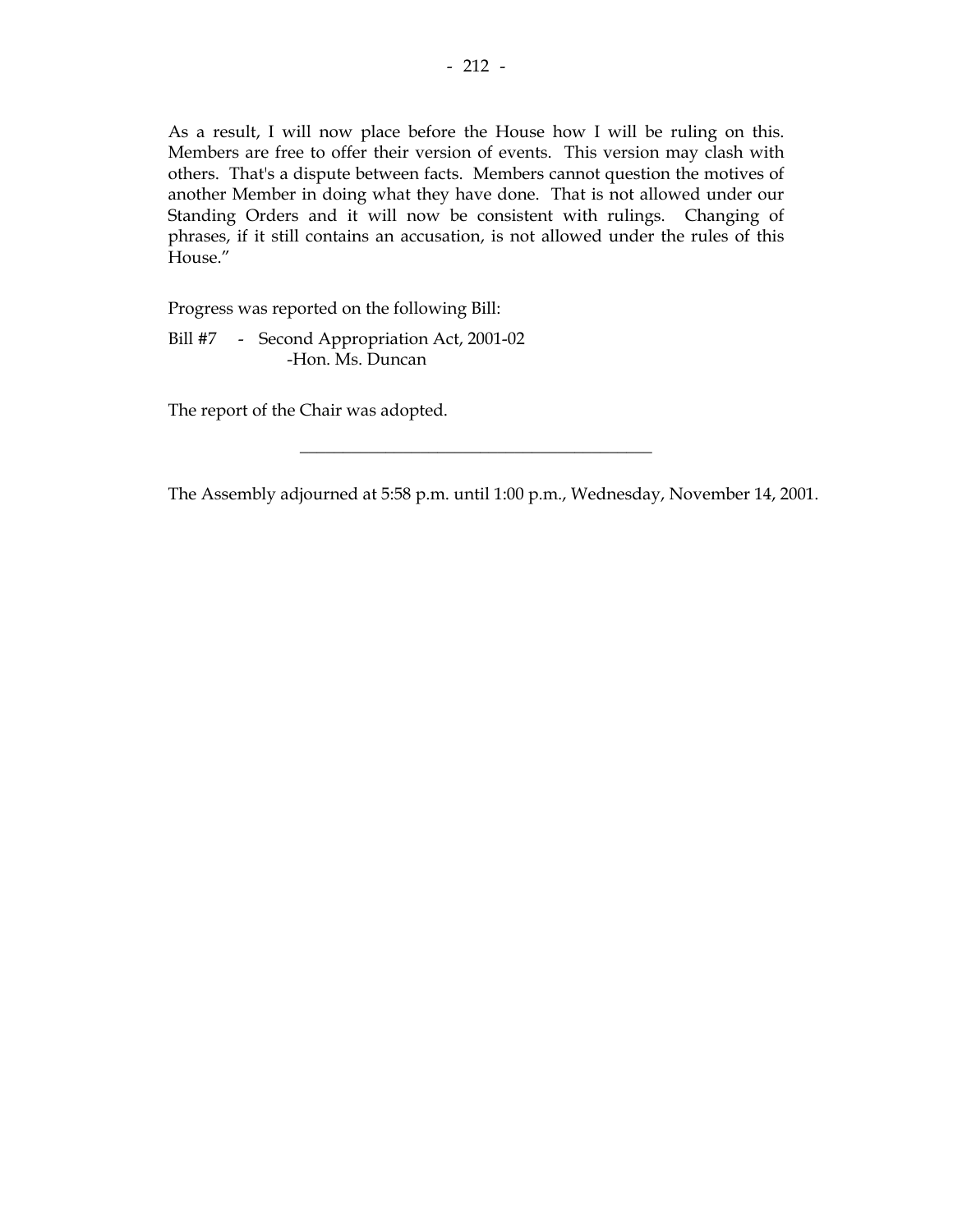As a result, I will now place before the House how I will be ruling on this. Members are free to offer their version of events. This version may clash with others. That's a dispute between facts. Members cannot question the motives of another Member in doing what they have done. That is not allowed under our Standing Orders and it will now be consistent with rulings. Changing of phrases, if it still contains an accusation, is not allowed under the rules of this House."

Progress was reported on the following Bill:

Bill #7 - Second Appropriation Act, 2001-02
-Hon. Ms. Duncan

The report of the Chair was adopted.

---

The Assembly adjourned at 5:58 p.m. until 1:00 p.m., Wednesday, November 14, 2001.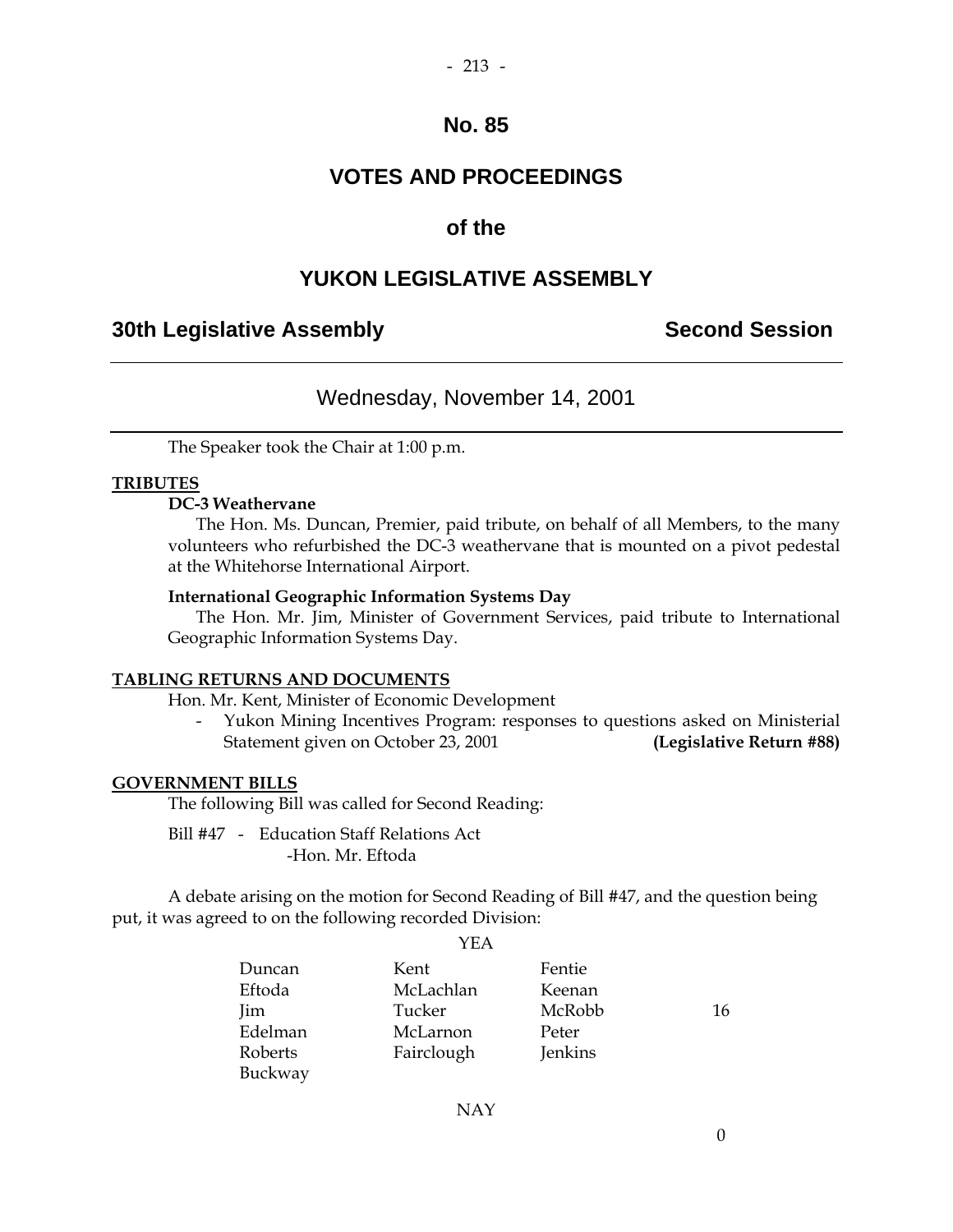# No. 85

# VOTES AND PROCEEDINGS

# of the

# YUKON LEGISLATIVE ASSEMBLY

## 30th Legislative Assembly — Second Session

---

### Wednesday, November 14, 2001

---

The Speaker took the Chair at 1:00 p.m.

**TRIBUTES**

**DC-3 Weathervane**

The Hon. Ms. Duncan, Premier, paid tribute, on behalf of all Members, to the many volunteers who refurbished the DC-3 weathervane that is mounted on a pivot pedestal at the Whitehorse International Airport.

**International Geographic Information Systems Day**

The Hon. Mr. Jim, Minister of Government Services, paid tribute to International Geographic Information Systems Day.

**TABLING RETURNS AND DOCUMENTS**

Hon. Mr. Kent, Minister of Economic Development

- Yukon Mining Incentives Program: responses to questions asked on Ministerial Statement given on October 23, 2001 **(Legislative Return #88)**

**GOVERNMENT BILLS**

The following Bill was called for Second Reading:

Bill #47 - Education Staff Relations Act
-Hon. Mr. Eftoda

A debate arising on the motion for Second Reading of Bill #47, and the question being put, it was agreed to on the following recorded Division:

YEA

| | | | |
|---|---|---|---|
| Duncan | Kent | Fentie | |
| Eftoda | McLachlan | Keenan | |
| Jim | Tucker | McRobb | 16 |
| Edelman | McLarnon | Peter | |
| Roberts | Fairclough | Jenkins | |
| Buckway | | | |

NAY

0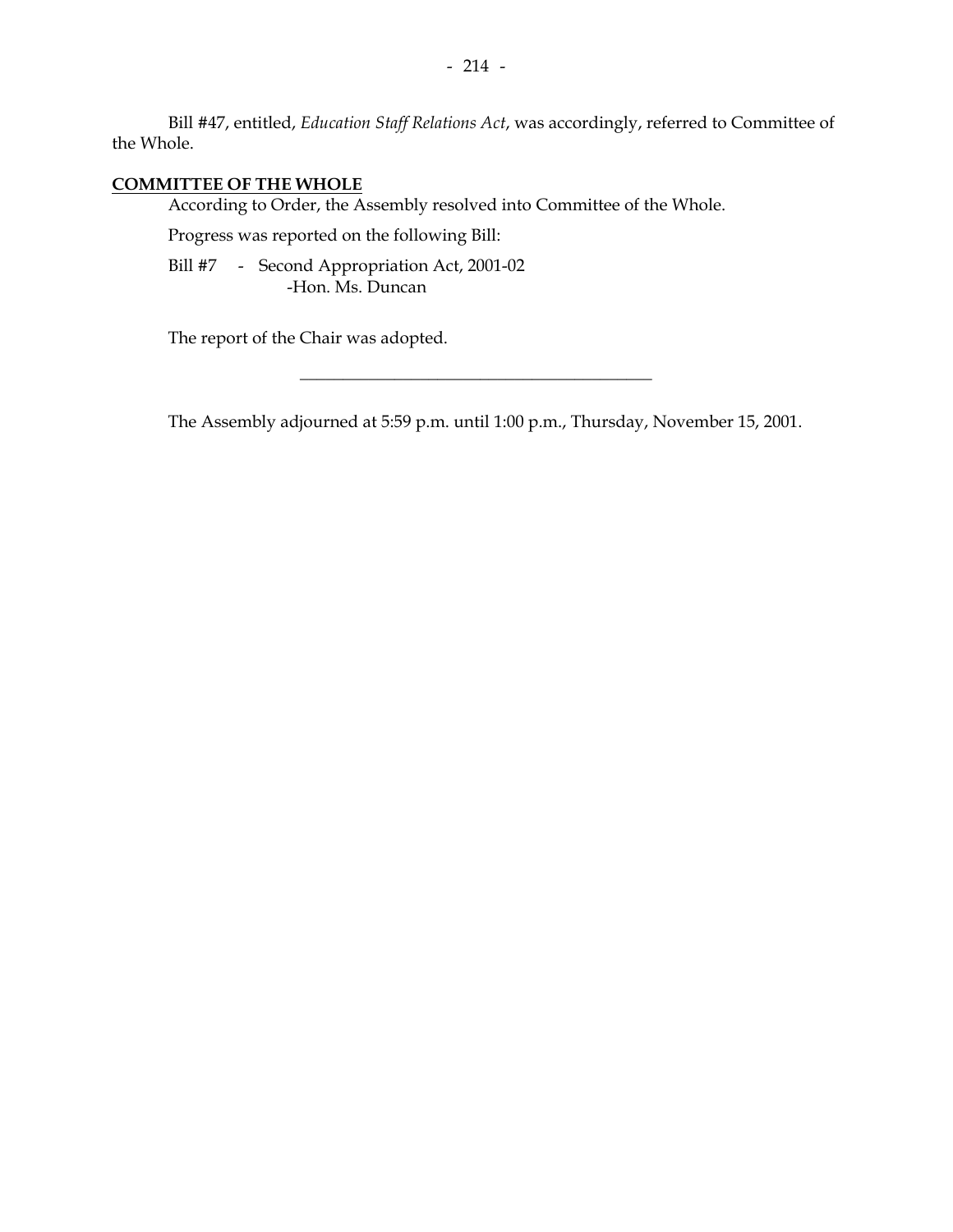Bill #47, entitled, *Education Staff Relations Act*, was accordingly, referred to Committee of the Whole.

**COMMITTEE OF THE WHOLE**

According to Order, the Assembly resolved into Committee of the Whole.

Progress was reported on the following Bill:

Bill #7 - Second Appropriation Act, 2001-02
-Hon. Ms. Duncan

The report of the Chair was adopted.

---

The Assembly adjourned at 5:59 p.m. until 1:00 p.m., Thursday, November 15, 2001.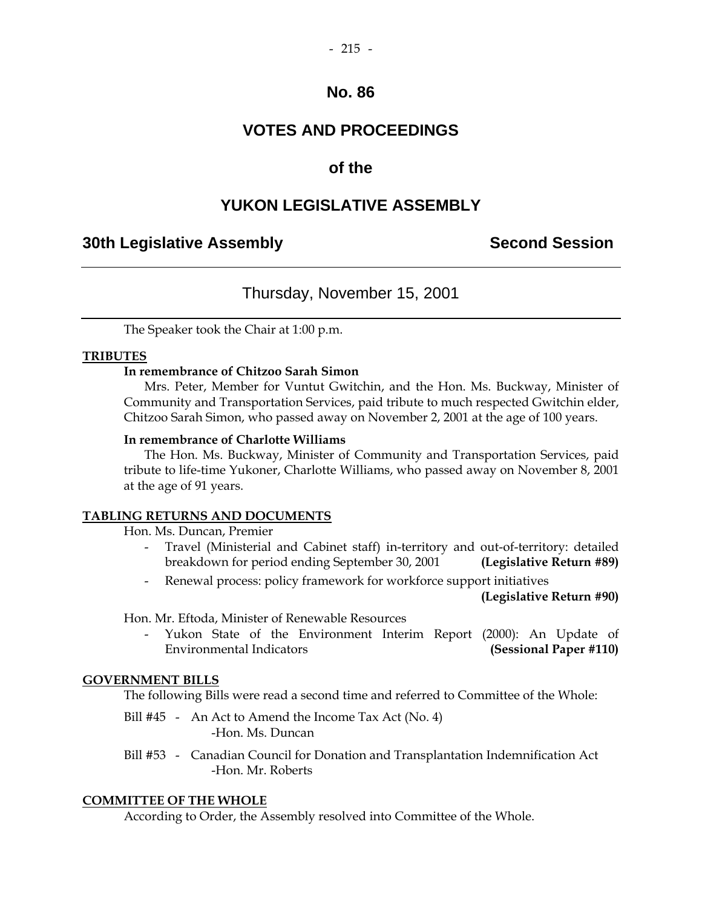# No. 86

# VOTES AND PROCEEDINGS

# of the

# YUKON LEGISLATIVE ASSEMBLY

## 30th Legislative Assembly — Second Session

### Thursday, November 15, 2001

The Speaker took the Chair at 1:00 p.m.

**TRIBUTES**

**In remembrance of Chitzoo Sarah Simon**

Mrs. Peter, Member for Vuntut Gwitchin, and the Hon. Ms. Buckway, Minister of Community and Transportation Services, paid tribute to much respected Gwitchin elder, Chitzoo Sarah Simon, who passed away on November 2, 2001 at the age of 100 years.

**In remembrance of Charlotte Williams**

The Hon. Ms. Buckway, Minister of Community and Transportation Services, paid tribute to life-time Yukoner, Charlotte Williams, who passed away on November 8, 2001 at the age of 91 years.

**TABLING RETURNS AND DOCUMENTS**

Hon. Ms. Duncan, Premier

- Travel (Ministerial and Cabinet staff) in-territory and out-of-territory: detailed breakdown for period ending September 30, 2001 **(Legislative Return #89)**
- Renewal process: policy framework for workforce support initiatives **(Legislative Return #90)**

Hon. Mr. Eftoda, Minister of Renewable Resources

- Yukon State of the Environment Interim Report (2000): An Update of Environmental Indicators **(Sessional Paper #110)**

**GOVERNMENT BILLS**

The following Bills were read a second time and referred to Committee of the Whole:

Bill #45 - An Act to Amend the Income Tax Act (No. 4)
-Hon. Ms. Duncan

Bill #53 - Canadian Council for Donation and Transplantation Indemnification Act
-Hon. Mr. Roberts

**COMMITTEE OF THE WHOLE**

According to Order, the Assembly resolved into Committee of the Whole.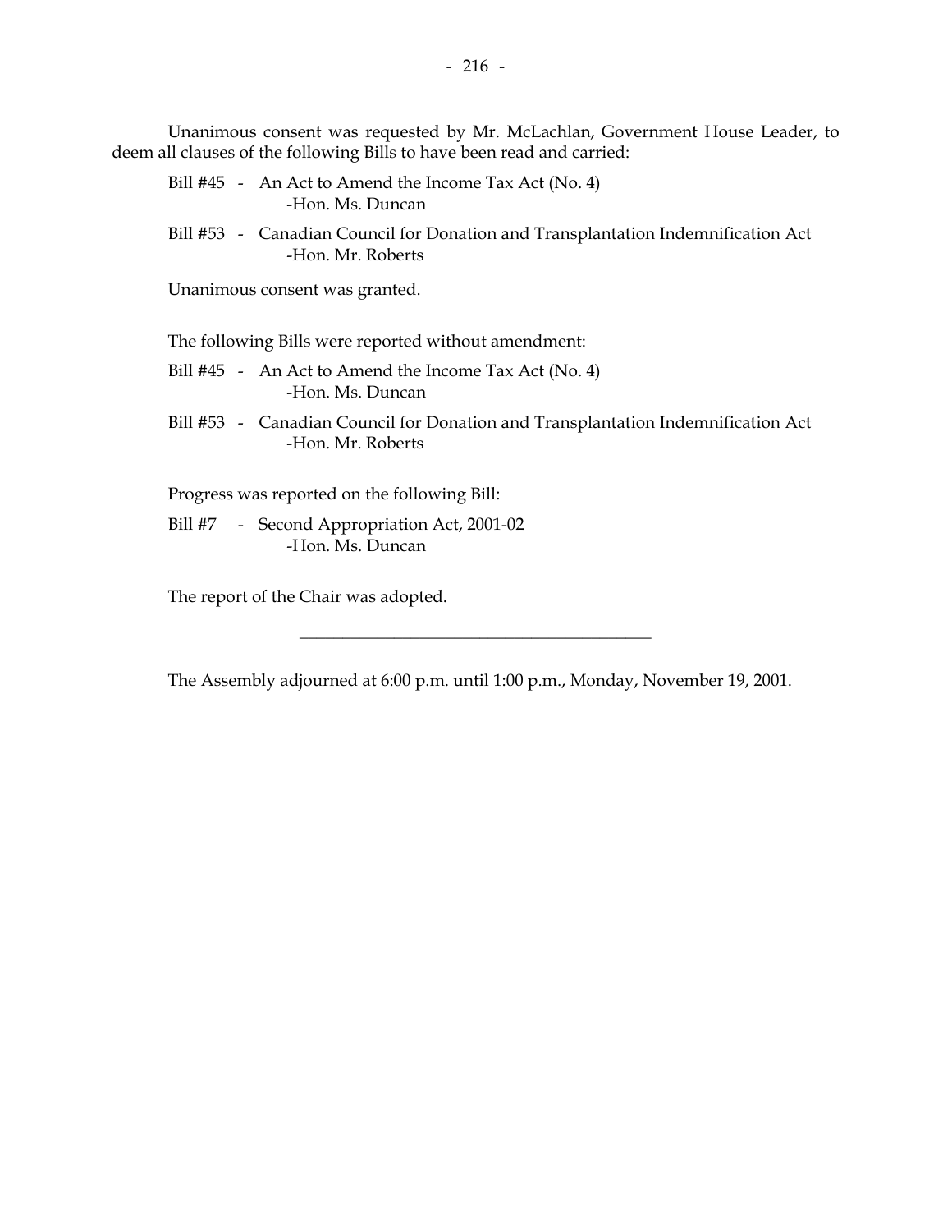Unanimous consent was requested by Mr. McLachlan, Government House Leader, to deem all clauses of the following Bills to have been read and carried:

Bill #45 - An Act to Amend the Income Tax Act (No. 4)
-Hon. Ms. Duncan

Bill #53 - Canadian Council for Donation and Transplantation Indemnification Act
-Hon. Mr. Roberts

Unanimous consent was granted.

The following Bills were reported without amendment:

Bill #45 - An Act to Amend the Income Tax Act (No. 4)
-Hon. Ms. Duncan

Bill #53 - Canadian Council for Donation and Transplantation Indemnification Act
-Hon. Mr. Roberts

Progress was reported on the following Bill:

Bill #7 - Second Appropriation Act, 2001-02
-Hon. Ms. Duncan

The report of the Chair was adopted.

---

The Assembly adjourned at 6:00 p.m. until 1:00 p.m., Monday, November 19, 2001.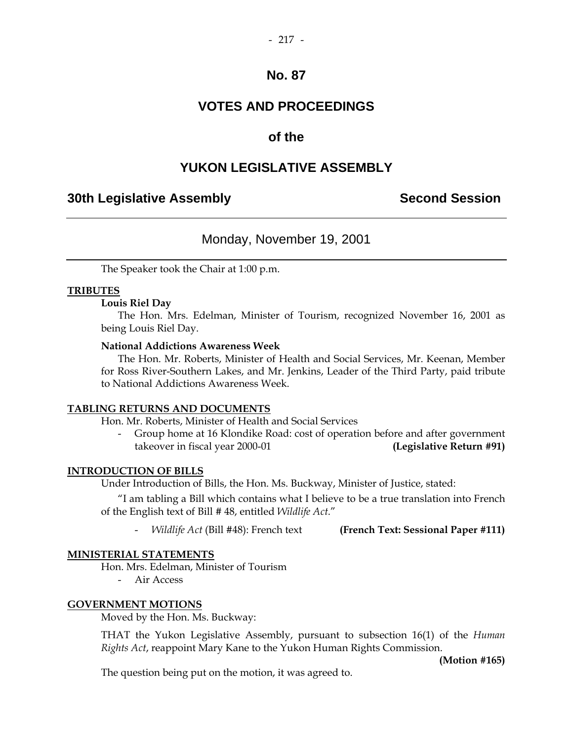# No. 87

# VOTES AND PROCEEDINGS

# of the

# YUKON LEGISLATIVE ASSEMBLY

**30th Legislative Assembly** **Second Session**

---

## Monday, November 19, 2001

---

The Speaker took the Chair at 1:00 p.m.

**TRIBUTES**

**Louis Riel Day**

The Hon. Mrs. Edelman, Minister of Tourism, recognized November 16, 2001 as being Louis Riel Day.

**National Addictions Awareness Week**

The Hon. Mr. Roberts, Minister of Health and Social Services, Mr. Keenan, Member for Ross River-Southern Lakes, and Mr. Jenkins, Leader of the Third Party, paid tribute to National Addictions Awareness Week.

**TABLING RETURNS AND DOCUMENTS**

Hon. Mr. Roberts, Minister of Health and Social Services

- Group home at 16 Klondike Road: cost of operation before and after government takeover in fiscal year 2000-01 **(Legislative Return #91)**

**INTRODUCTION OF BILLS**

Under Introduction of Bills, the Hon. Ms. Buckway, Minister of Justice, stated:

"I am tabling a Bill which contains what I believe to be a true translation into French of the English text of Bill # 48, entitled *Wildlife Act*."

- *Wildlife Act* (Bill #48): French text **(French Text: Sessional Paper #111)**

**MINISTERIAL STATEMENTS**

Hon. Mrs. Edelman, Minister of Tourism

- Air Access

**GOVERNMENT MOTIONS**

Moved by the Hon. Ms. Buckway:

THAT the Yukon Legislative Assembly, pursuant to subsection 16(1) of the *Human Rights Act*, reappoint Mary Kane to the Yukon Human Rights Commission.

**(Motion #165)**

The question being put on the motion, it was agreed to.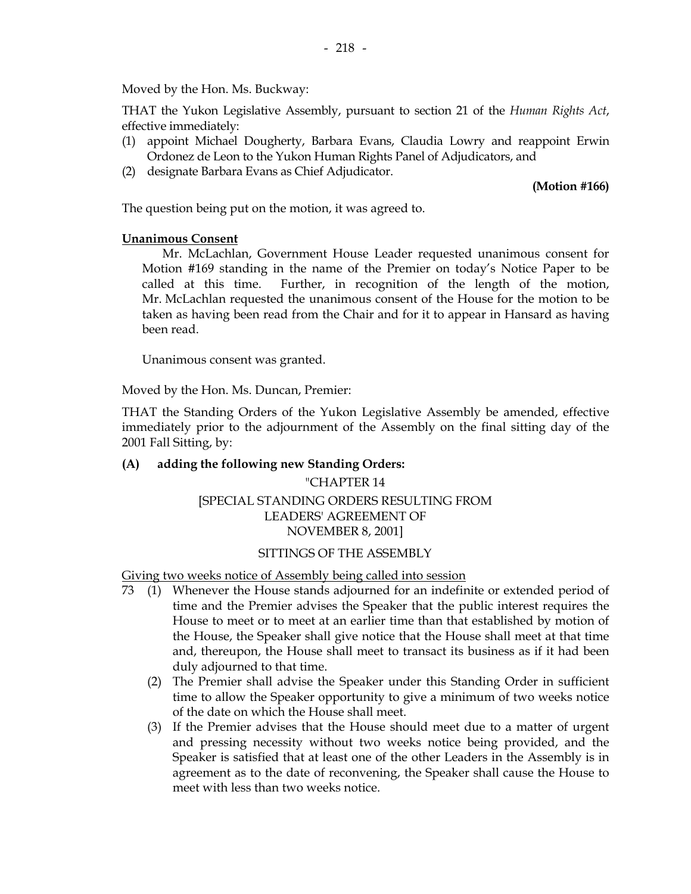Moved by the Hon. Ms. Buckway:

THAT the Yukon Legislative Assembly, pursuant to section 21 of the *Human Rights Act*, effective immediately:

(1) appoint Michael Dougherty, Barbara Evans, Claudia Lowry and reappoint Erwin Ordonez de Leon to the Yukon Human Rights Panel of Adjudicators, and
(2) designate Barbara Evans as Chief Adjudicator.

**(Motion #166)**

The question being put on the motion, it was agreed to.

**Unanimous Consent**

Mr. McLachlan, Government House Leader requested unanimous consent for Motion #169 standing in the name of the Premier on today's Notice Paper to be called at this time. Further, in recognition of the length of the motion, Mr. McLachlan requested the unanimous consent of the House for the motion to be taken as having been read from the Chair and for it to appear in Hansard as having been read.

Unanimous consent was granted.

Moved by the Hon. Ms. Duncan, Premier:

THAT the Standing Orders of the Yukon Legislative Assembly be amended, effective immediately prior to the adjournment of the Assembly on the final sitting day of the 2001 Fall Sitting, by:

**(A) adding the following new Standing Orders:**

"CHAPTER 14

[SPECIAL STANDING ORDERS RESULTING FROM LEADERS' AGREEMENT OF NOVEMBER 8, 2001]

SITTINGS OF THE ASSEMBLY

Giving two weeks notice of Assembly being called into session

73 (1) Whenever the House stands adjourned for an indefinite or extended period of time and the Premier advises the Speaker that the public interest requires the House to meet or to meet at an earlier time than that established by motion of the House, the Speaker shall give notice that the House shall meet at that time and, thereupon, the House shall meet to transact its business as if it had been duly adjourned to that time.

(2) The Premier shall advise the Speaker under this Standing Order in sufficient time to allow the Speaker opportunity to give a minimum of two weeks notice of the date on which the House shall meet.

(3) If the Premier advises that the House should meet due to a matter of urgent and pressing necessity without two weeks notice being provided, and the Speaker is satisfied that at least one of the other Leaders in the Assembly is in agreement as to the date of reconvening, the Speaker shall cause the House to meet with less than two weeks notice.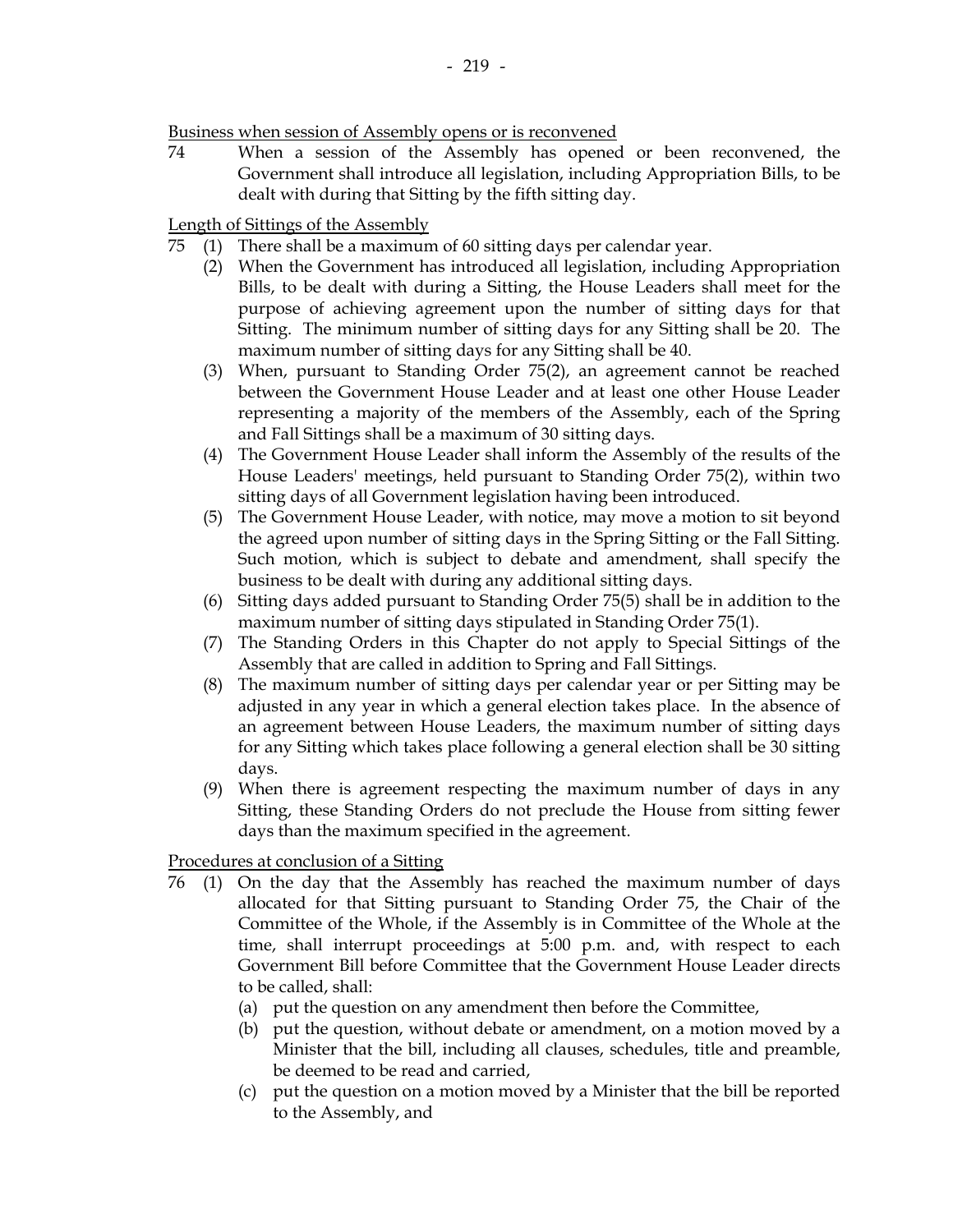Business when session of Assembly opens or is reconvened

74 When a session of the Assembly has opened or been reconvened, the Government shall introduce all legislation, including Appropriation Bills, to be dealt with during that Sitting by the fifth sitting day.

Length of Sittings of the Assembly

75 (1) There shall be a maximum of 60 sitting days per calendar year.

(2) When the Government has introduced all legislation, including Appropriation Bills, to be dealt with during a Sitting, the House Leaders shall meet for the purpose of achieving agreement upon the number of sitting days for that Sitting. The minimum number of sitting days for any Sitting shall be 20. The maximum number of sitting days for any Sitting shall be 40.

(3) When, pursuant to Standing Order 75(2), an agreement cannot be reached between the Government House Leader and at least one other House Leader representing a majority of the members of the Assembly, each of the Spring and Fall Sittings shall be a maximum of 30 sitting days.

(4) The Government House Leader shall inform the Assembly of the results of the House Leaders' meetings, held pursuant to Standing Order 75(2), within two sitting days of all Government legislation having been introduced.

(5) The Government House Leader, with notice, may move a motion to sit beyond the agreed upon number of sitting days in the Spring Sitting or the Fall Sitting. Such motion, which is subject to debate and amendment, shall specify the business to be dealt with during any additional sitting days.

(6) Sitting days added pursuant to Standing Order 75(5) shall be in addition to the maximum number of sitting days stipulated in Standing Order 75(1).

(7) The Standing Orders in this Chapter do not apply to Special Sittings of the Assembly that are called in addition to Spring and Fall Sittings.

(8) The maximum number of sitting days per calendar year or per Sitting may be adjusted in any year in which a general election takes place. In the absence of an agreement between House Leaders, the maximum number of sitting days for any Sitting which takes place following a general election shall be 30 sitting days.

(9) When there is agreement respecting the maximum number of days in any Sitting, these Standing Orders do not preclude the House from sitting fewer days than the maximum specified in the agreement.

Procedures at conclusion of a Sitting

76 (1) On the day that the Assembly has reached the maximum number of days allocated for that Sitting pursuant to Standing Order 75, the Chair of the Committee of the Whole, if the Assembly is in Committee of the Whole at the time, shall interrupt proceedings at 5:00 p.m. and, with respect to each Government Bill before Committee that the Government House Leader directs to be called, shall:

(a) put the question on any amendment then before the Committee,

(b) put the question, without debate or amendment, on a motion moved by a Minister that the bill, including all clauses, schedules, title and preamble, be deemed to be read and carried,

(c) put the question on a motion moved by a Minister that the bill be reported to the Assembly, and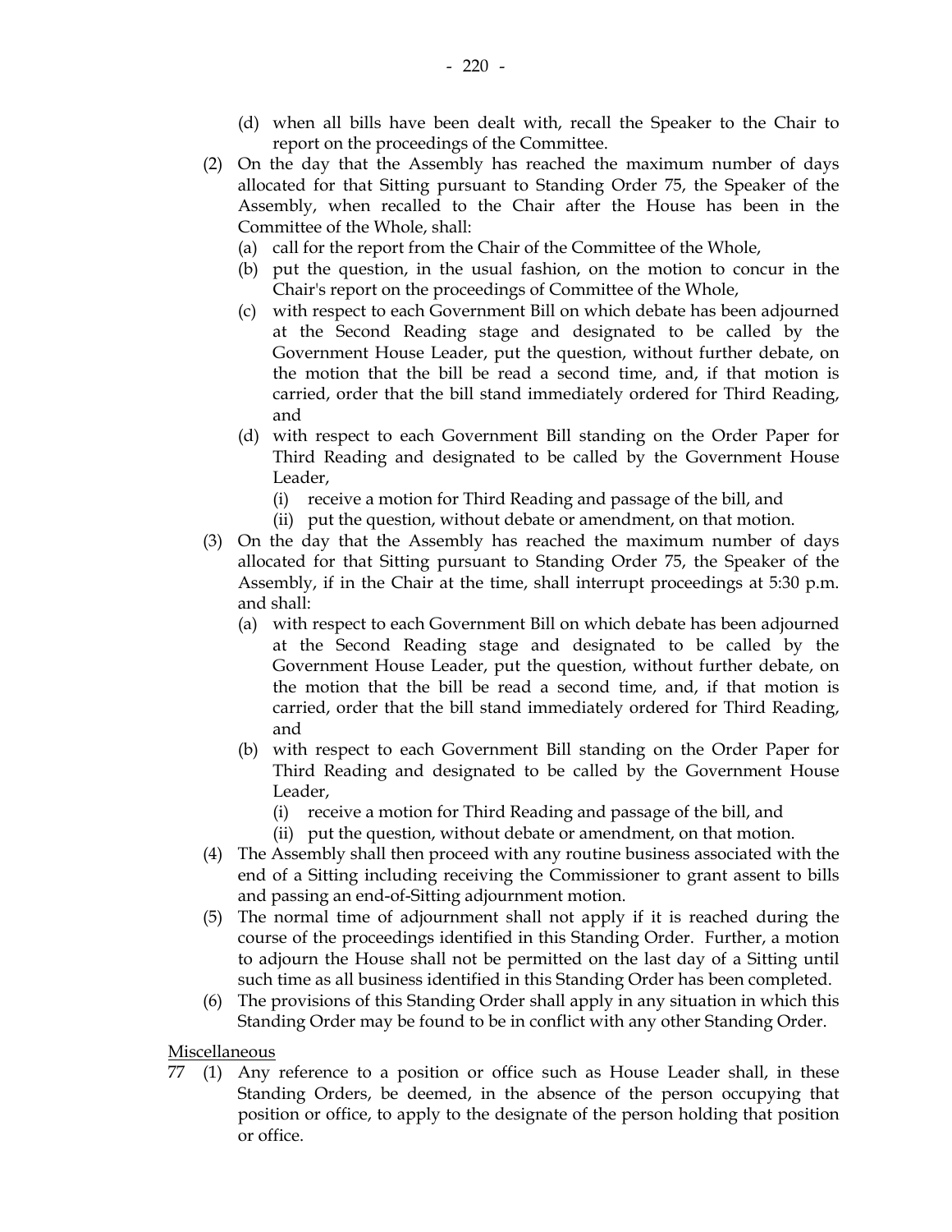(d) when all bills have been dealt with, recall the Speaker to the Chair to report on the proceedings of the Committee.

(2) On the day that the Assembly has reached the maximum number of days allocated for that Sitting pursuant to Standing Order 75, the Speaker of the Assembly, when recalled to the Chair after the House has been in the Committee of the Whole, shall:

(a) call for the report from the Chair of the Committee of the Whole,

(b) put the question, in the usual fashion, on the motion to concur in the Chair's report on the proceedings of Committee of the Whole,

(c) with respect to each Government Bill on which debate has been adjourned at the Second Reading stage and designated to be called by the Government House Leader, put the question, without further debate, on the motion that the bill be read a second time, and, if that motion is carried, order that the bill stand immediately ordered for Third Reading, and

(d) with respect to each Government Bill standing on the Order Paper for Third Reading and designated to be called by the Government House Leader,

(i) receive a motion for Third Reading and passage of the bill, and

(ii) put the question, without debate or amendment, on that motion.

(3) On the day that the Assembly has reached the maximum number of days allocated for that Sitting pursuant to Standing Order 75, the Speaker of the Assembly, if in the Chair at the time, shall interrupt proceedings at 5:30 p.m. and shall:

(a) with respect to each Government Bill on which debate has been adjourned at the Second Reading stage and designated to be called by the Government House Leader, put the question, without further debate, on the motion that the bill be read a second time, and, if that motion is carried, order that the bill stand immediately ordered for Third Reading, and

(b) with respect to each Government Bill standing on the Order Paper for Third Reading and designated to be called by the Government House Leader,

(i) receive a motion for Third Reading and passage of the bill, and

(ii) put the question, without debate or amendment, on that motion.

(4) The Assembly shall then proceed with any routine business associated with the end of a Sitting including receiving the Commissioner to grant assent to bills and passing an end-of-Sitting adjournment motion.

(5) The normal time of adjournment shall not apply if it is reached during the course of the proceedings identified in this Standing Order. Further, a motion to adjourn the House shall not be permitted on the last day of a Sitting until such time as all business identified in this Standing Order has been completed.

(6) The provisions of this Standing Order shall apply in any situation in which this Standing Order may be found to be in conflict with any other Standing Order.

<u>Miscellaneous</u>

77 (1) Any reference to a position or office such as House Leader shall, in these Standing Orders, be deemed, in the absence of the person occupying that position or office, to apply to the designate of the person holding that position or office.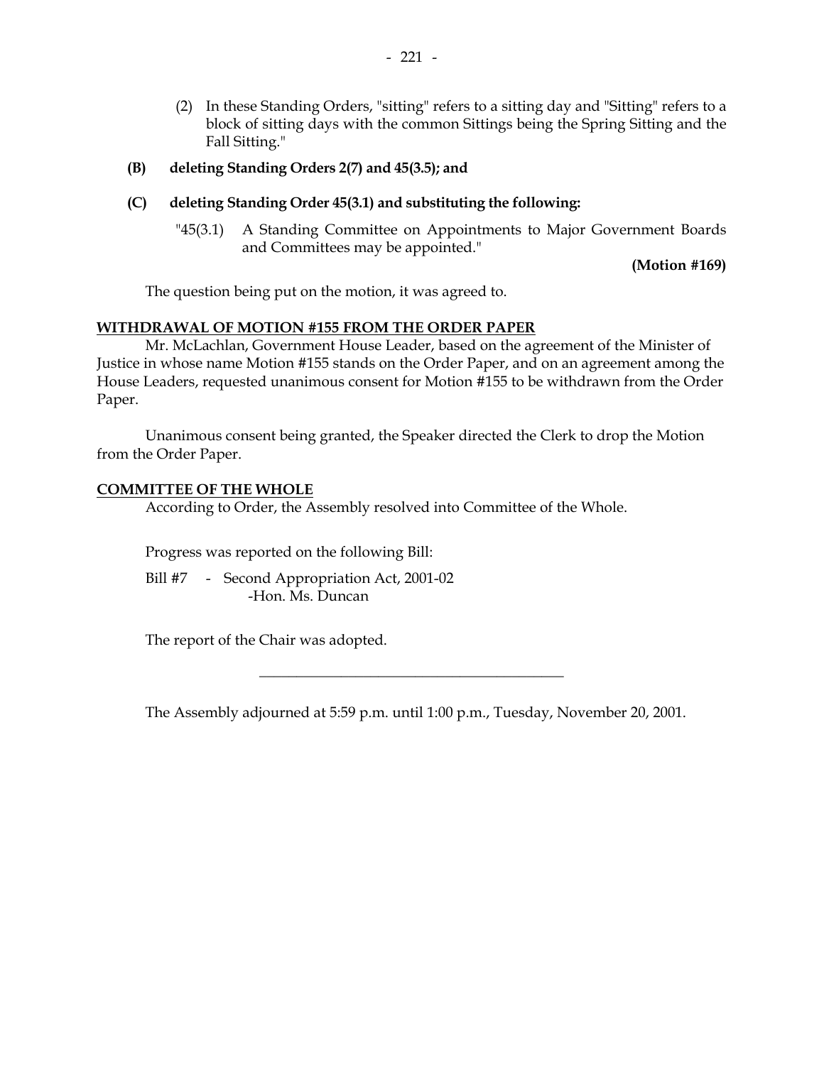(2) In these Standing Orders, "sitting" refers to a sitting day and "Sitting" refers to a block of sitting days with the common Sittings being the Spring Sitting and the Fall Sitting."

**(B) deleting Standing Orders 2(7) and 45(3.5); and**

**(C) deleting Standing Order 45(3.1) and substituting the following:**

"45(3.1) A Standing Committee on Appointments to Major Government Boards and Committees may be appointed."

**(Motion #169)**

The question being put on the motion, it was agreed to.

**WITHDRAWAL OF MOTION #155 FROM THE ORDER PAPER**

Mr. McLachlan, Government House Leader, based on the agreement of the Minister of Justice in whose name Motion #155 stands on the Order Paper, and on an agreement among the House Leaders, requested unanimous consent for Motion #155 to be withdrawn from the Order Paper.

Unanimous consent being granted, the Speaker directed the Clerk to drop the Motion from the Order Paper.

**COMMITTEE OF THE WHOLE**

According to Order, the Assembly resolved into Committee of the Whole.

Progress was reported on the following Bill:

Bill #7 - Second Appropriation Act, 2001-02
-Hon. Ms. Duncan

The report of the Chair was adopted.

---

The Assembly adjourned at 5:59 p.m. until 1:00 p.m., Tuesday, November 20, 2001.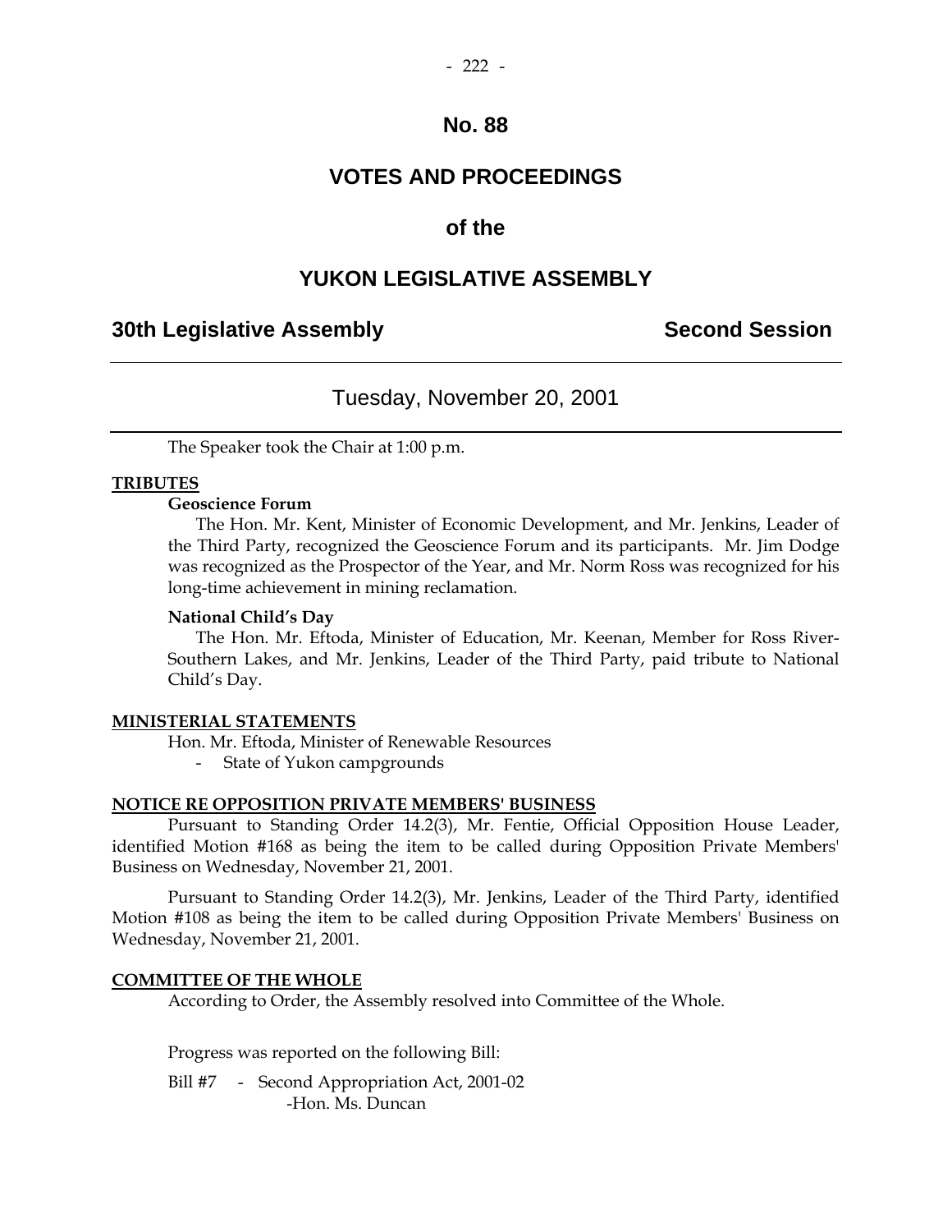# No. 88

# VOTES AND PROCEEDINGS

# of the

# YUKON LEGISLATIVE ASSEMBLY

## 30th Legislative Assembly — Second Session

### Tuesday, November 20, 2001

The Speaker took the Chair at 1:00 p.m.

**TRIBUTES**

**Geoscience Forum**

The Hon. Mr. Kent, Minister of Economic Development, and Mr. Jenkins, Leader of the Third Party, recognized the Geoscience Forum and its participants. Mr. Jim Dodge was recognized as the Prospector of the Year, and Mr. Norm Ross was recognized for his long-time achievement in mining reclamation.

**National Child's Day**

The Hon. Mr. Eftoda, Minister of Education, Mr. Keenan, Member for Ross River-Southern Lakes, and Mr. Jenkins, Leader of the Third Party, paid tribute to National Child's Day.

**MINISTERIAL STATEMENTS**

Hon. Mr. Eftoda, Minister of Renewable Resources

- State of Yukon campgrounds

**NOTICE RE OPPOSITION PRIVATE MEMBERS' BUSINESS**

Pursuant to Standing Order 14.2(3), Mr. Fentie, Official Opposition House Leader, identified Motion #168 as being the item to be called during Opposition Private Members' Business on Wednesday, November 21, 2001.

Pursuant to Standing Order 14.2(3), Mr. Jenkins, Leader of the Third Party, identified Motion #108 as being the item to be called during Opposition Private Members' Business on Wednesday, November 21, 2001.

**COMMITTEE OF THE WHOLE**

According to Order, the Assembly resolved into Committee of the Whole.

Progress was reported on the following Bill:

Bill #7 - Second Appropriation Act, 2001-02
-Hon. Ms. Duncan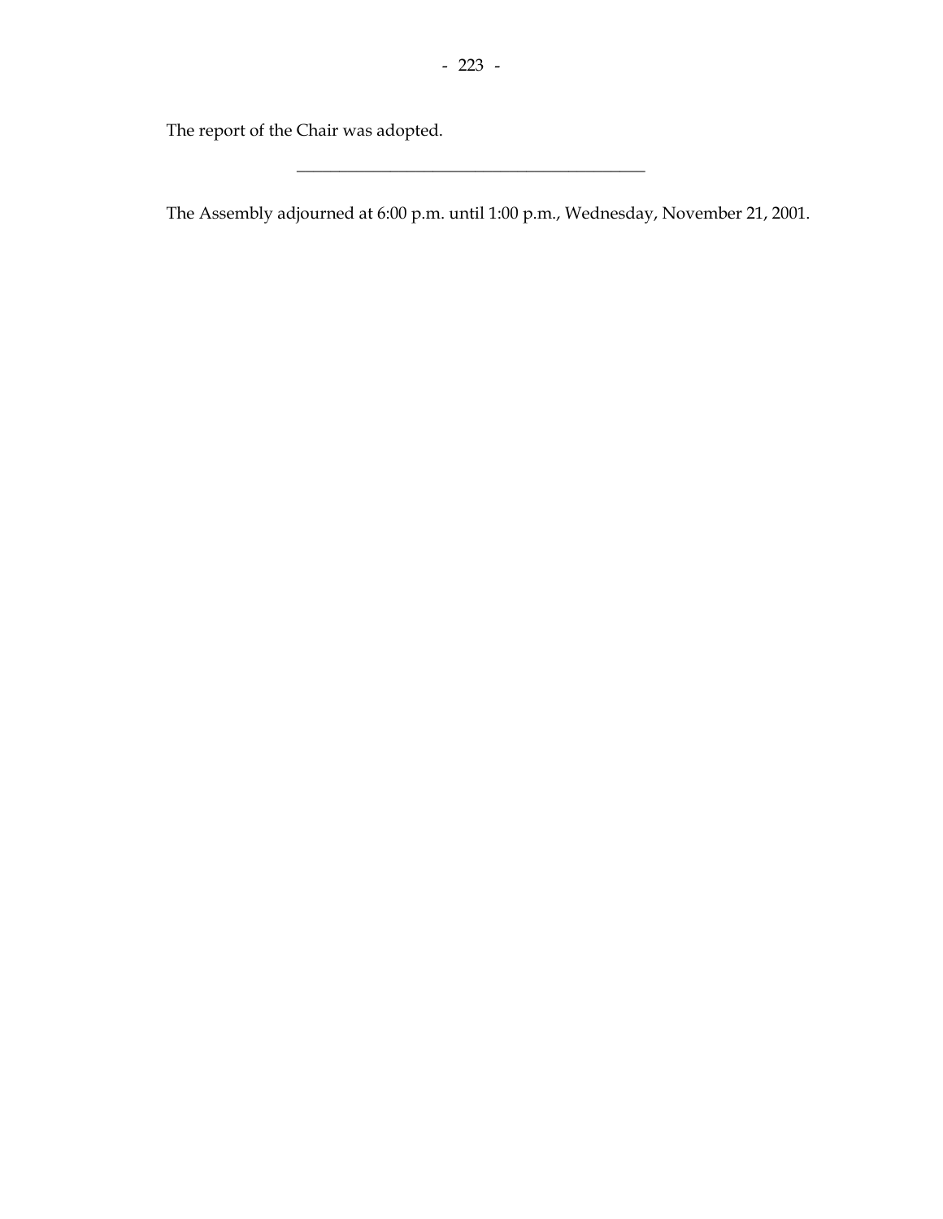The report of the Chair was adopted.

---

The Assembly adjourned at 6:00 p.m. until 1:00 p.m., Wednesday, November 21, 2001.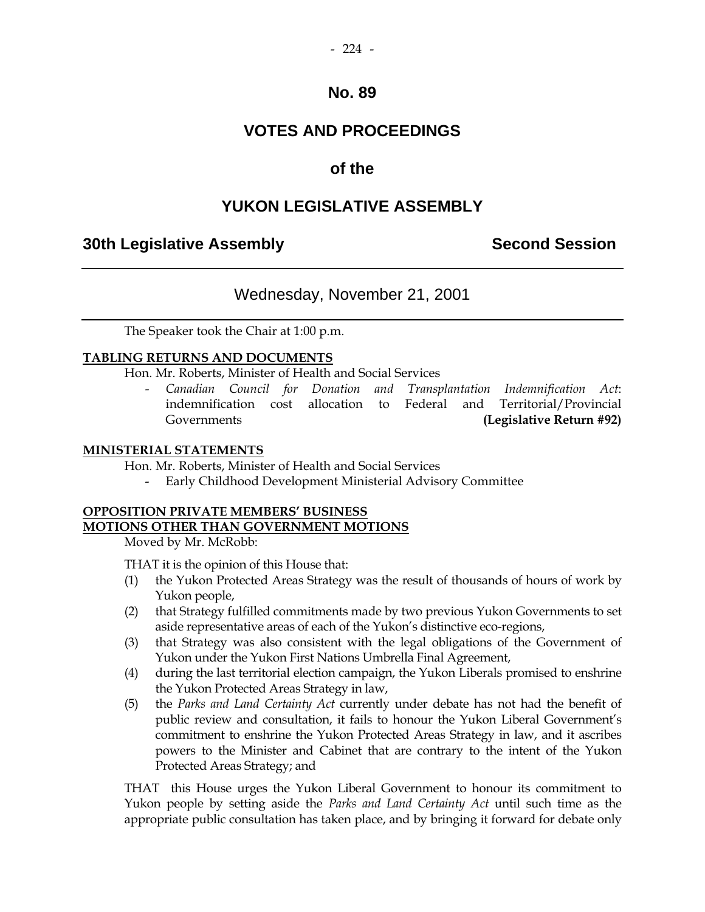# No. 89

# VOTES AND PROCEEDINGS

# of the

# YUKON LEGISLATIVE ASSEMBLY

**30th Legislative Assembly** **Second Session**

---

Wednesday, November 21, 2001

---

The Speaker took the Chair at 1:00 p.m.

**TABLING RETURNS AND DOCUMENTS**

Hon. Mr. Roberts, Minister of Health and Social Services

- *Canadian Council for Donation and Transplantation Indemnification Act*: indemnification cost allocation to Federal and Territorial/Provincial Governments **(Legislative Return #92)**

**MINISTERIAL STATEMENTS**

Hon. Mr. Roberts, Minister of Health and Social Services

- Early Childhood Development Ministerial Advisory Committee

**OPPOSITION PRIVATE MEMBERS' BUSINESS**
**MOTIONS OTHER THAN GOVERNMENT MOTIONS**

Moved by Mr. McRobb:

THAT it is the opinion of this House that:

(1) the Yukon Protected Areas Strategy was the result of thousands of hours of work by Yukon people,

(2) that Strategy fulfilled commitments made by two previous Yukon Governments to set aside representative areas of each of the Yukon's distinctive eco-regions,

(3) that Strategy was also consistent with the legal obligations of the Government of Yukon under the Yukon First Nations Umbrella Final Agreement,

(4) during the last territorial election campaign, the Yukon Liberals promised to enshrine the Yukon Protected Areas Strategy in law,

(5) the *Parks and Land Certainty Act* currently under debate has not had the benefit of public review and consultation, it fails to honour the Yukon Liberal Government's commitment to enshrine the Yukon Protected Areas Strategy in law, and it ascribes powers to the Minister and Cabinet that are contrary to the intent of the Yukon Protected Areas Strategy; and

THAT this House urges the Yukon Liberal Government to honour its commitment to Yukon people by setting aside the *Parks and Land Certainty Act* until such time as the appropriate public consultation has taken place, and by bringing it forward for debate only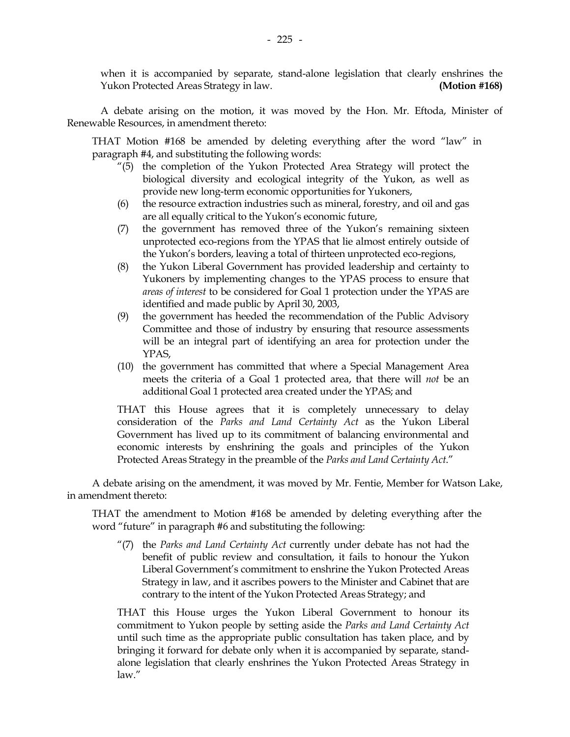when it is accompanied by separate, stand-alone legislation that clearly enshrines the Yukon Protected Areas Strategy in law. **(Motion #168)**

A debate arising on the motion, it was moved by the Hon. Mr. Eftoda, Minister of Renewable Resources, in amendment thereto:

> THAT Motion #168 be amended by deleting everything after the word "law" in paragraph #4, and substituting the following words:
>
> "(5) the completion of the Yukon Protected Area Strategy will protect the biological diversity and ecological integrity of the Yukon, as well as provide new long-term economic opportunities for Yukoners,
>
> (6) the resource extraction industries such as mineral, forestry, and oil and gas are all equally critical to the Yukon's economic future,
>
> (7) the government has removed three of the Yukon's remaining sixteen unprotected eco-regions from the YPAS that lie almost entirely outside of the Yukon's borders, leaving a total of thirteen unprotected eco-regions,
>
> (8) the Yukon Liberal Government has provided leadership and certainty to Yukoners by implementing changes to the YPAS process to ensure that *areas of interest* to be considered for Goal 1 protection under the YPAS are identified and made public by April 30, 2003,
>
> (9) the government has heeded the recommendation of the Public Advisory Committee and those of industry by ensuring that resource assessments will be an integral part of identifying an area for protection under the YPAS,
>
> (10) the government has committed that where a Special Management Area meets the criteria of a Goal 1 protected area, that there will *not* be an additional Goal 1 protected area created under the YPAS; and
>
> THAT this House agrees that it is completely unnecessary to delay consideration of the *Parks and Land Certainty Act* as the Yukon Liberal Government has lived up to its commitment of balancing environmental and economic interests by enshrining the goals and principles of the Yukon Protected Areas Strategy in the preamble of the *Parks and Land Certainty Act*."

A debate arising on the amendment, it was moved by Mr. Fentie, Member for Watson Lake, in amendment thereto:

> THAT the amendment to Motion #168 be amended by deleting everything after the word "future" in paragraph #6 and substituting the following:
>
> "(7) the *Parks and Land Certainty Act* currently under debate has not had the benefit of public review and consultation, it fails to honour the Yukon Liberal Government's commitment to enshrine the Yukon Protected Areas Strategy in law, and it ascribes powers to the Minister and Cabinet that are contrary to the intent of the Yukon Protected Areas Strategy; and
>
> THAT this House urges the Yukon Liberal Government to honour its commitment to Yukon people by setting aside the *Parks and Land Certainty Act* until such time as the appropriate public consultation has taken place, and by bringing it forward for debate only when it is accompanied by separate, stand-alone legislation that clearly enshrines the Yukon Protected Areas Strategy in law."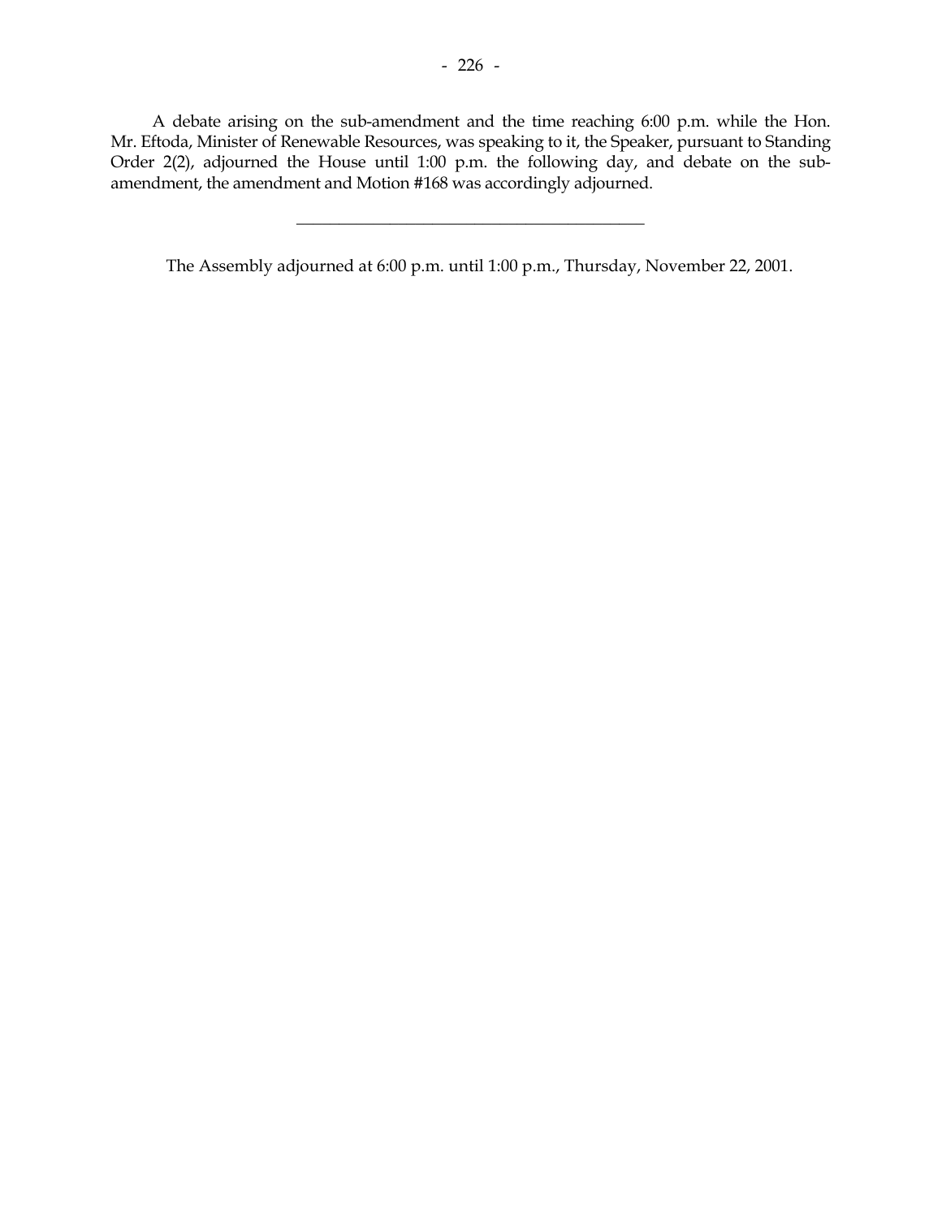A debate arising on the sub-amendment and the time reaching 6:00 p.m. while the Hon. Mr. Eftoda, Minister of Renewable Resources, was speaking to it, the Speaker, pursuant to Standing Order 2(2), adjourned the House until 1:00 p.m. the following day, and debate on the sub-amendment, the amendment and Motion #168 was accordingly adjourned.

---

The Assembly adjourned at 6:00 p.m. until 1:00 p.m., Thursday, November 22, 2001.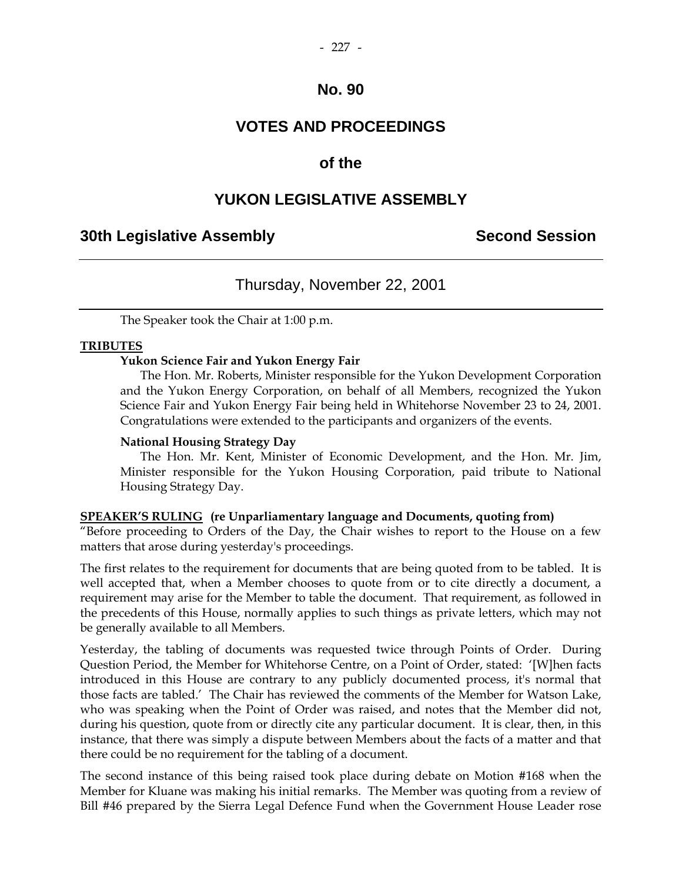# No. 90

# VOTES AND PROCEEDINGS

## of the

# YUKON LEGISLATIVE ASSEMBLY

**30th Legislative Assembly** **Second Session**

---

Thursday, November 22, 2001

---

The Speaker took the Chair at 1:00 p.m.

**TRIBUTES**

**Yukon Science Fair and Yukon Energy Fair**

The Hon. Mr. Roberts, Minister responsible for the Yukon Development Corporation and the Yukon Energy Corporation, on behalf of all Members, recognized the Yukon Science Fair and Yukon Energy Fair being held in Whitehorse November 23 to 24, 2001. Congratulations were extended to the participants and organizers of the events.

**National Housing Strategy Day**

The Hon. Mr. Kent, Minister of Economic Development, and the Hon. Mr. Jim, Minister responsible for the Yukon Housing Corporation, paid tribute to National Housing Strategy Day.

**SPEAKER'S RULING (re Unparliamentary language and Documents, quoting from)**

"Before proceeding to Orders of the Day, the Chair wishes to report to the House on a few matters that arose during yesterday's proceedings.

The first relates to the requirement for documents that are being quoted from to be tabled. It is well accepted that, when a Member chooses to quote from or to cite directly a document, a requirement may arise for the Member to table the document. That requirement, as followed in the precedents of this House, normally applies to such things as private letters, which may not be generally available to all Members.

Yesterday, the tabling of documents was requested twice through Points of Order. During Question Period, the Member for Whitehorse Centre, on a Point of Order, stated: '[W]hen facts introduced in this House are contrary to any publicly documented process, it's normal that those facts are tabled.' The Chair has reviewed the comments of the Member for Watson Lake, who was speaking when the Point of Order was raised, and notes that the Member did not, during his question, quote from or directly cite any particular document. It is clear, then, in this instance, that there was simply a dispute between Members about the facts of a matter and that there could be no requirement for the tabling of a document.

The second instance of this being raised took place during debate on Motion #168 when the Member for Kluane was making his initial remarks. The Member was quoting from a review of Bill #46 prepared by the Sierra Legal Defence Fund when the Government House Leader rose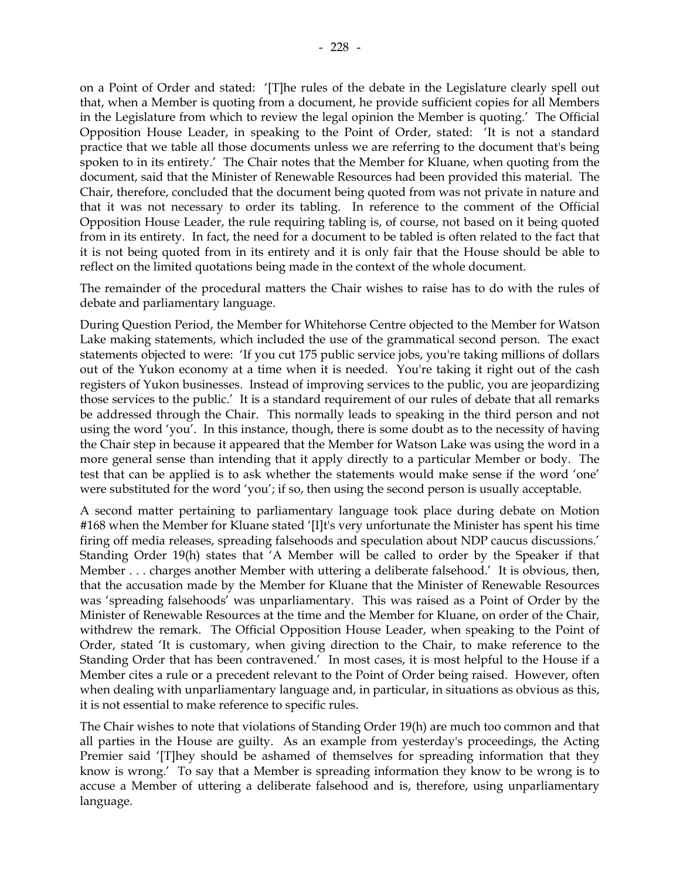on a Point of Order and stated: '[T]he rules of the debate in the Legislature clearly spell out that, when a Member is quoting from a document, he provide sufficient copies for all Members in the Legislature from which to review the legal opinion the Member is quoting.' The Official Opposition House Leader, in speaking to the Point of Order, stated: 'It is not a standard practice that we table all those documents unless we are referring to the document that's being spoken to in its entirety.' The Chair notes that the Member for Kluane, when quoting from the document, said that the Minister of Renewable Resources had been provided this material. The Chair, therefore, concluded that the document being quoted from was not private in nature and that it was not necessary to order its tabling. In reference to the comment of the Official Opposition House Leader, the rule requiring tabling is, of course, not based on it being quoted from in its entirety. In fact, the need for a document to be tabled is often related to the fact that it is not being quoted from in its entirety and it is only fair that the House should be able to reflect on the limited quotations being made in the context of the whole document.

The remainder of the procedural matters the Chair wishes to raise has to do with the rules of debate and parliamentary language.

During Question Period, the Member for Whitehorse Centre objected to the Member for Watson Lake making statements, which included the use of the grammatical second person. The exact statements objected to were: 'If you cut 175 public service jobs, you're taking millions of dollars out of the Yukon economy at a time when it is needed. You're taking it right out of the cash registers of Yukon businesses. Instead of improving services to the public, you are jeopardizing those services to the public.' It is a standard requirement of our rules of debate that all remarks be addressed through the Chair. This normally leads to speaking in the third person and not using the word 'you'. In this instance, though, there is some doubt as to the necessity of having the Chair step in because it appeared that the Member for Watson Lake was using the word in a more general sense than intending that it apply directly to a particular Member or body. The test that can be applied is to ask whether the statements would make sense if the word 'one' were substituted for the word 'you'; if so, then using the second person is usually acceptable.

A second matter pertaining to parliamentary language took place during debate on Motion #168 when the Member for Kluane stated '[I]t's very unfortunate the Minister has spent his time firing off media releases, spreading falsehoods and speculation about NDP caucus discussions.' Standing Order 19(h) states that 'A Member will be called to order by the Speaker if that Member . . . charges another Member with uttering a deliberate falsehood.' It is obvious, then, that the accusation made by the Member for Kluane that the Minister of Renewable Resources was 'spreading falsehoods' was unparliamentary. This was raised as a Point of Order by the Minister of Renewable Resources at the time and the Member for Kluane, on order of the Chair, withdrew the remark. The Official Opposition House Leader, when speaking to the Point of Order, stated 'It is customary, when giving direction to the Chair, to make reference to the Standing Order that has been contravened.' In most cases, it is most helpful to the House if a Member cites a rule or a precedent relevant to the Point of Order being raised. However, often when dealing with unparliamentary language and, in particular, in situations as obvious as this, it is not essential to make reference to specific rules.

The Chair wishes to note that violations of Standing Order 19(h) are much too common and that all parties in the House are guilty. As an example from yesterday's proceedings, the Acting Premier said '[T]hey should be ashamed of themselves for spreading information that they know is wrong.' To say that a Member is spreading information they know to be wrong is to accuse a Member of uttering a deliberate falsehood and is, therefore, using unparliamentary language.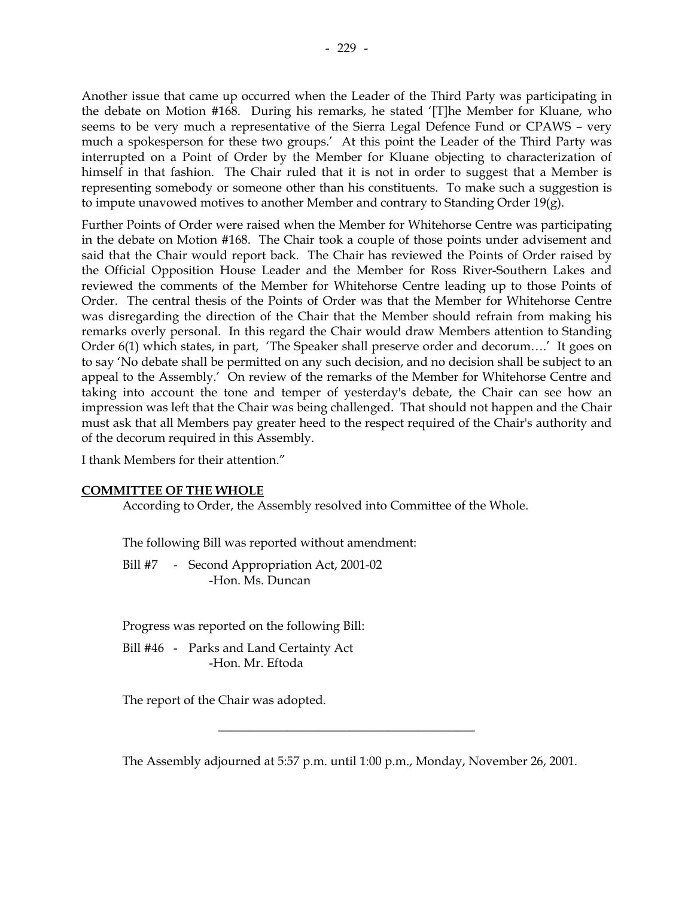Another issue that came up occurred when the Leader of the Third Party was participating in the debate on Motion #168. During his remarks, he stated '[T]he Member for Kluane, who seems to be very much a representative of the Sierra Legal Defence Fund or CPAWS – very much a spokesperson for these two groups.' At this point the Leader of the Third Party was interrupted on a Point of Order by the Member for Kluane objecting to characterization of himself in that fashion. The Chair ruled that it is not in order to suggest that a Member is representing somebody or someone other than his constituents. To make such a suggestion is to impute unavowed motives to another Member and contrary to Standing Order 19(g).

Further Points of Order were raised when the Member for Whitehorse Centre was participating in the debate on Motion #168. The Chair took a couple of those points under advisement and said that the Chair would report back. The Chair has reviewed the Points of Order raised by the Official Opposition House Leader and the Member for Ross River-Southern Lakes and reviewed the comments of the Member for Whitehorse Centre leading up to those Points of Order. The central thesis of the Points of Order was that the Member for Whitehorse Centre was disregarding the direction of the Chair that the Member should refrain from making his remarks overly personal. In this regard the Chair would draw Members attention to Standing Order 6(1) which states, in part, 'The Speaker shall preserve order and decorum….' It goes on to say 'No debate shall be permitted on any such decision, and no decision shall be subject to an appeal to the Assembly.' On review of the remarks of the Member for Whitehorse Centre and taking into account the tone and temper of yesterday's debate, the Chair can see how an impression was left that the Chair was being challenged. That should not happen and the Chair must ask that all Members pay greater heed to the respect required of the Chair's authority and of the decorum required in this Assembly.

I thank Members for their attention."

**COMMITTEE OF THE WHOLE**

According to Order, the Assembly resolved into Committee of the Whole.

The following Bill was reported without amendment:

Bill #7 - Second Appropriation Act, 2001-02
-Hon. Ms. Duncan

Progress was reported on the following Bill:

Bill #46 - Parks and Land Certainty Act
-Hon. Mr. Eftoda

The report of the Chair was adopted.

---

The Assembly adjourned at 5:57 p.m. until 1:00 p.m., Monday, November 26, 2001.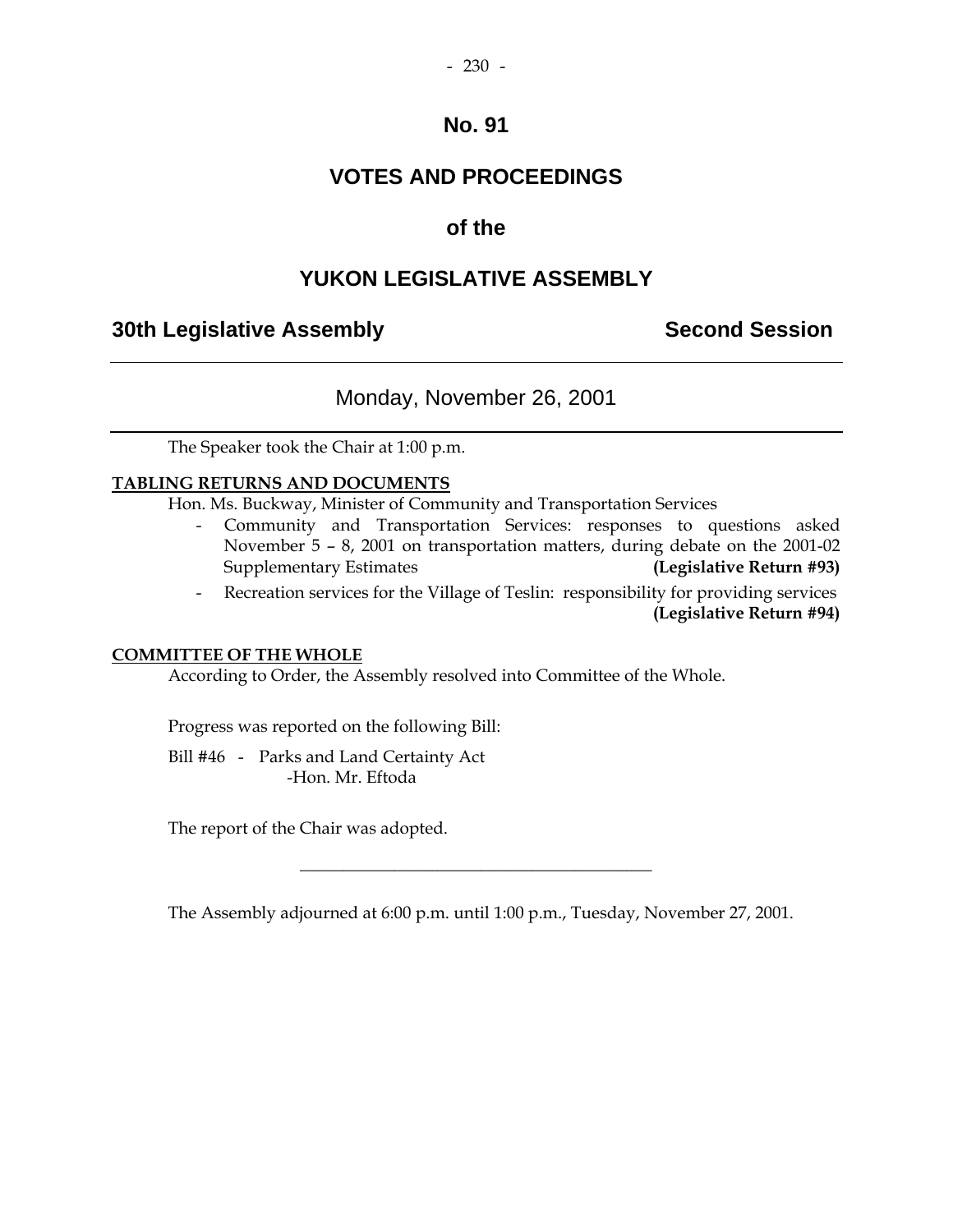# No. 91

# VOTES AND PROCEEDINGS

# of the

# YUKON LEGISLATIVE ASSEMBLY

## 30th Legislative Assembly — Second Session

---

Monday, November 26, 2001

---

The Speaker took the Chair at 1:00 p.m.

**TABLING RETURNS AND DOCUMENTS**

Hon. Ms. Buckway, Minister of Community and Transportation Services

- Community and Transportation Services: responses to questions asked November 5 – 8, 2001 on transportation matters, during debate on the 2001-02 Supplementary Estimates **(Legislative Return #93)**
- Recreation services for the Village of Teslin: responsibility for providing services **(Legislative Return #94)**

**COMMITTEE OF THE WHOLE**

According to Order, the Assembly resolved into Committee of the Whole.

Progress was reported on the following Bill:

Bill #46 - Parks and Land Certainty Act
-Hon. Mr. Eftoda

The report of the Chair was adopted.

---

The Assembly adjourned at 6:00 p.m. until 1:00 p.m., Tuesday, November 27, 2001.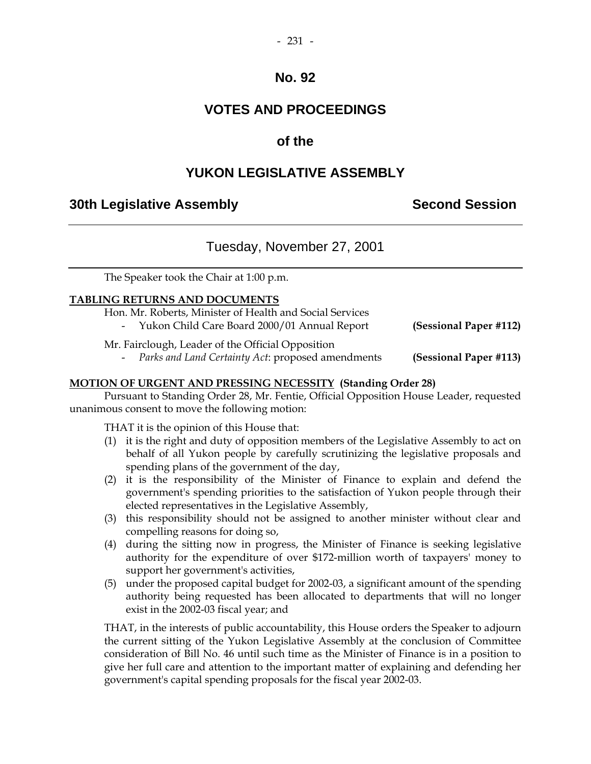# No. 92

# VOTES AND PROCEEDINGS

# of the

# YUKON LEGISLATIVE ASSEMBLY

**30th Legislative Assembly** **Second Session**

---

## Tuesday, November 27, 2001

---

The Speaker took the Chair at 1:00 p.m.

**TABLING RETURNS AND DOCUMENTS**

Hon. Mr. Roberts, Minister of Health and Social Services

- Yukon Child Care Board 2000/01 Annual Report **(Sessional Paper #112)**

Mr. Fairclough, Leader of the Official Opposition

- *Parks and Land Certainty Act*: proposed amendments **(Sessional Paper #113)**

**MOTION OF URGENT AND PRESSING NECESSITY (Standing Order 28)**

Pursuant to Standing Order 28, Mr. Fentie, Official Opposition House Leader, requested unanimous consent to move the following motion:

THAT it is the opinion of this House that:

(1) it is the right and duty of opposition members of the Legislative Assembly to act on behalf of all Yukon people by carefully scrutinizing the legislative proposals and spending plans of the government of the day,

(2) it is the responsibility of the Minister of Finance to explain and defend the government's spending priorities to the satisfaction of Yukon people through their elected representatives in the Legislative Assembly,

(3) this responsibility should not be assigned to another minister without clear and compelling reasons for doing so,

(4) during the sitting now in progress, the Minister of Finance is seeking legislative authority for the expenditure of over $172-million worth of taxpayers' money to support her government's activities,

(5) under the proposed capital budget for 2002-03, a significant amount of the spending authority being requested has been allocated to departments that will no longer exist in the 2002-03 fiscal year; and

THAT, in the interests of public accountability, this House orders the Speaker to adjourn the current sitting of the Yukon Legislative Assembly at the conclusion of Committee consideration of Bill No. 46 until such time as the Minister of Finance is in a position to give her full care and attention to the important matter of explaining and defending her government's capital spending proposals for the fiscal year 2002-03.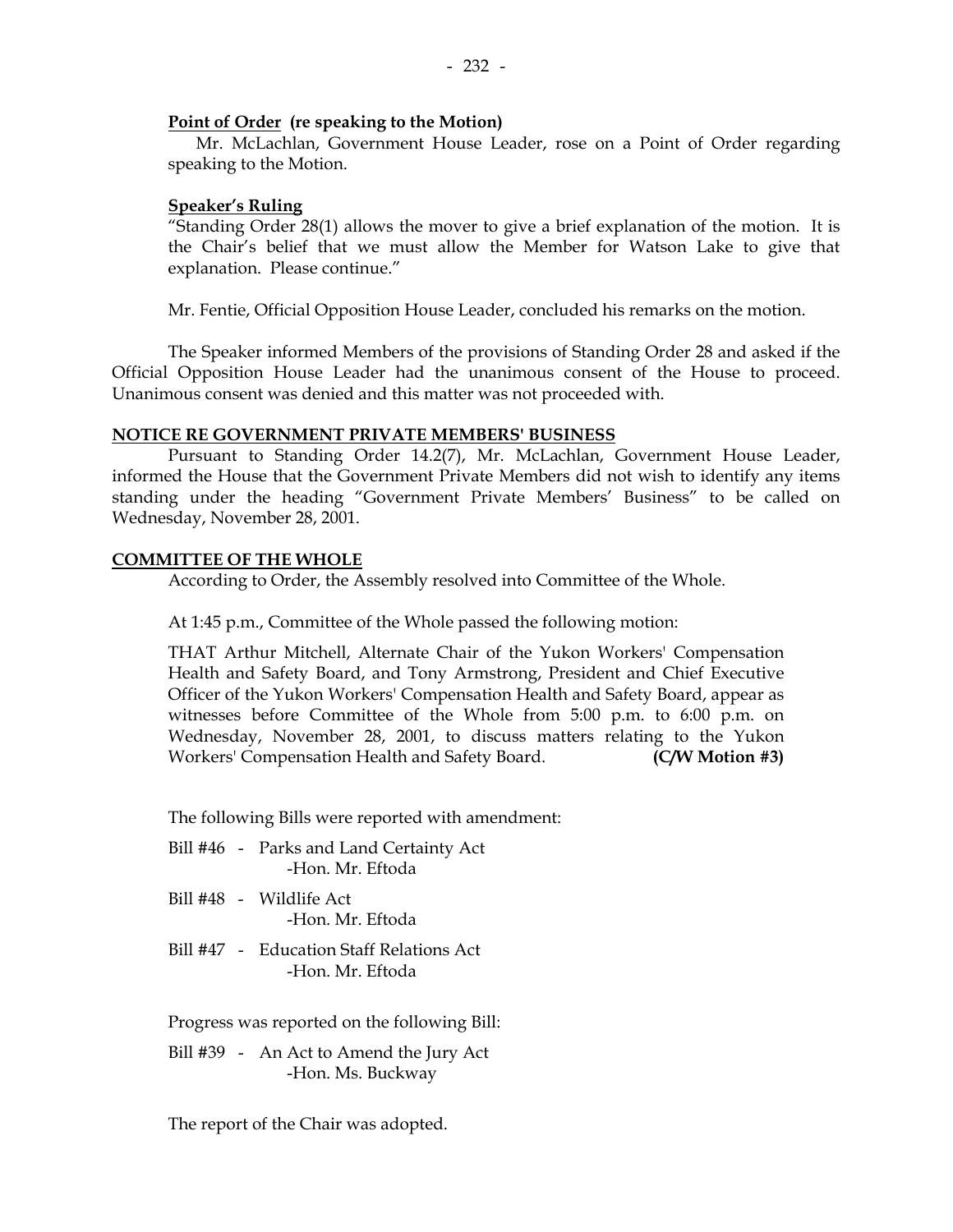**Point of Order (re speaking to the Motion)**

Mr. McLachlan, Government House Leader, rose on a Point of Order regarding speaking to the Motion.

**Speaker's Ruling**

"Standing Order 28(1) allows the mover to give a brief explanation of the motion. It is the Chair's belief that we must allow the Member for Watson Lake to give that explanation. Please continue."

Mr. Fentie, Official Opposition House Leader, concluded his remarks on the motion.

The Speaker informed Members of the provisions of Standing Order 28 and asked if the Official Opposition House Leader had the unanimous consent of the House to proceed. Unanimous consent was denied and this matter was not proceeded with.

## NOTICE RE GOVERNMENT PRIVATE MEMBERS' BUSINESS

Pursuant to Standing Order 14.2(7), Mr. McLachlan, Government House Leader, informed the House that the Government Private Members did not wish to identify any items standing under the heading "Government Private Members' Business" to be called on Wednesday, November 28, 2001.

## COMMITTEE OF THE WHOLE

According to Order, the Assembly resolved into Committee of the Whole.

At 1:45 p.m., Committee of the Whole passed the following motion:

THAT Arthur Mitchell, Alternate Chair of the Yukon Workers' Compensation Health and Safety Board, and Tony Armstrong, President and Chief Executive Officer of the Yukon Workers' Compensation Health and Safety Board, appear as witnesses before Committee of the Whole from 5:00 p.m. to 6:00 p.m. on Wednesday, November 28, 2001, to discuss matters relating to the Yukon Workers' Compensation Health and Safety Board. **(C/W Motion #3)**

The following Bills were reported with amendment:

Bill #46 - Parks and Land Certainty Act
-Hon. Mr. Eftoda

Bill #48 - Wildlife Act
-Hon. Mr. Eftoda

Bill #47 - Education Staff Relations Act
-Hon. Mr. Eftoda

Progress was reported on the following Bill:

Bill #39 - An Act to Amend the Jury Act
-Hon. Ms. Buckway

The report of the Chair was adopted.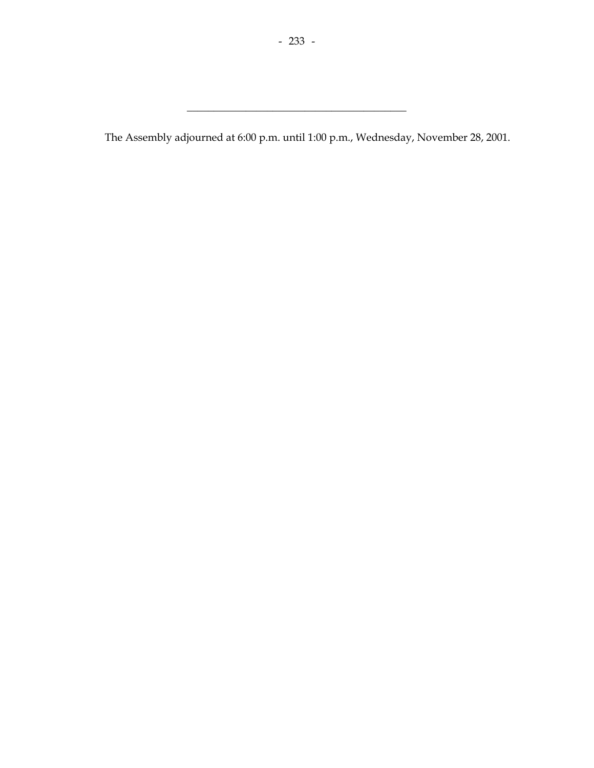---

The Assembly adjourned at 6:00 p.m. until 1:00 p.m., Wednesday, November 28, 2001.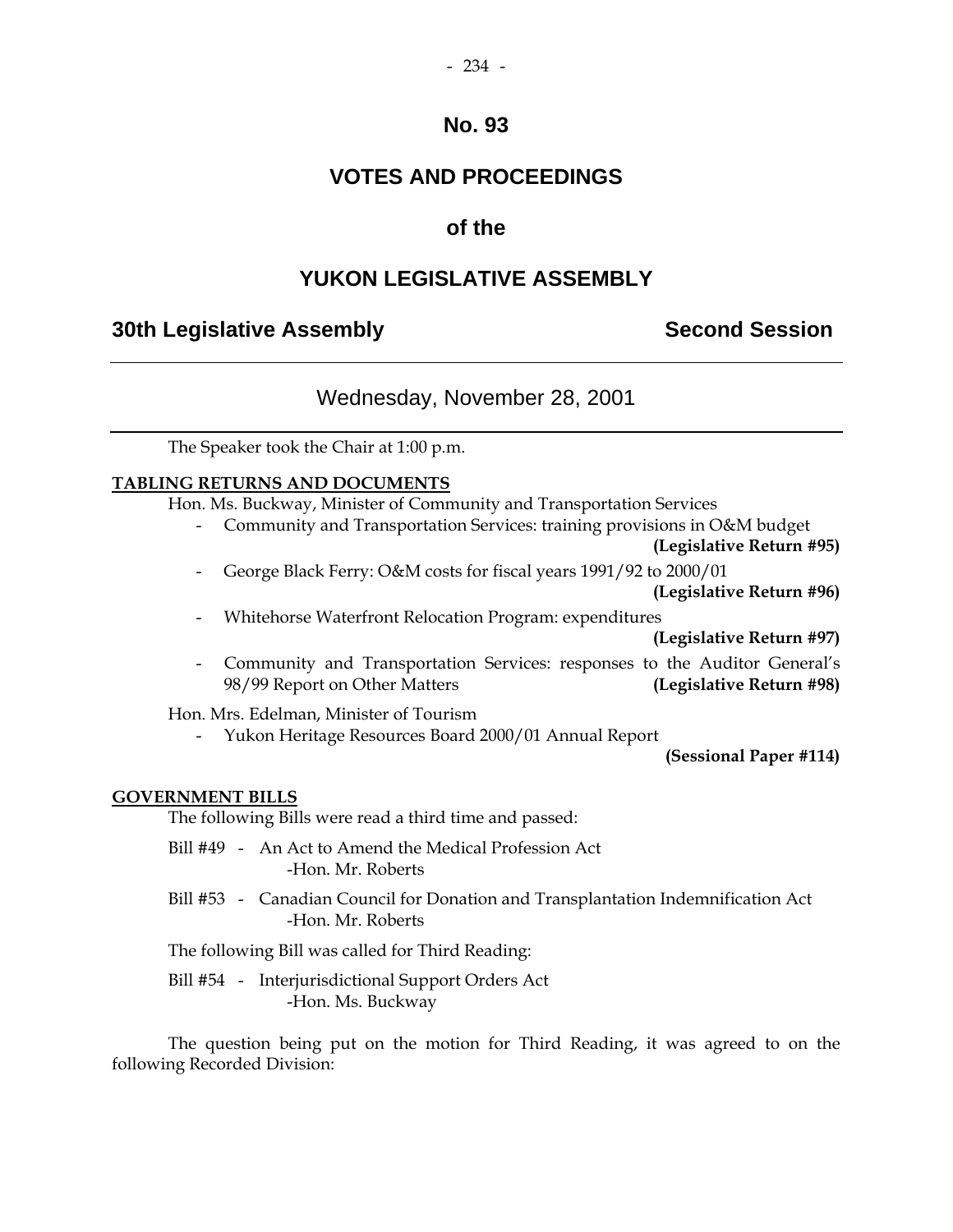# No. 93

# VOTES AND PROCEEDINGS

# of the

# YUKON LEGISLATIVE ASSEMBLY

## 30th Legislative Assembly — Second Session

---

### Wednesday, November 28, 2001

---

The Speaker took the Chair at 1:00 p.m.

**TABLING RETURNS AND DOCUMENTS**

Hon. Ms. Buckway, Minister of Community and Transportation Services

- Community and Transportation Services: training provisions in O&M budget **(Legislative Return #95)**
- George Black Ferry: O&M costs for fiscal years 1991/92 to 2000/01 **(Legislative Return #96)**
- Whitehorse Waterfront Relocation Program: expenditures **(Legislative Return #97)**
- Community and Transportation Services: responses to the Auditor General's 98/99 Report on Other Matters **(Legislative Return #98)**

Hon. Mrs. Edelman, Minister of Tourism

- Yukon Heritage Resources Board 2000/01 Annual Report **(Sessional Paper #114)**

**GOVERNMENT BILLS**

The following Bills were read a third time and passed:

Bill #49 - An Act to Amend the Medical Profession Act
-Hon. Mr. Roberts

Bill #53 - Canadian Council for Donation and Transplantation Indemnification Act
-Hon. Mr. Roberts

The following Bill was called for Third Reading:

Bill #54 - Interjurisdictional Support Orders Act
-Hon. Ms. Buckway

The question being put on the motion for Third Reading, it was agreed to on the following Recorded Division: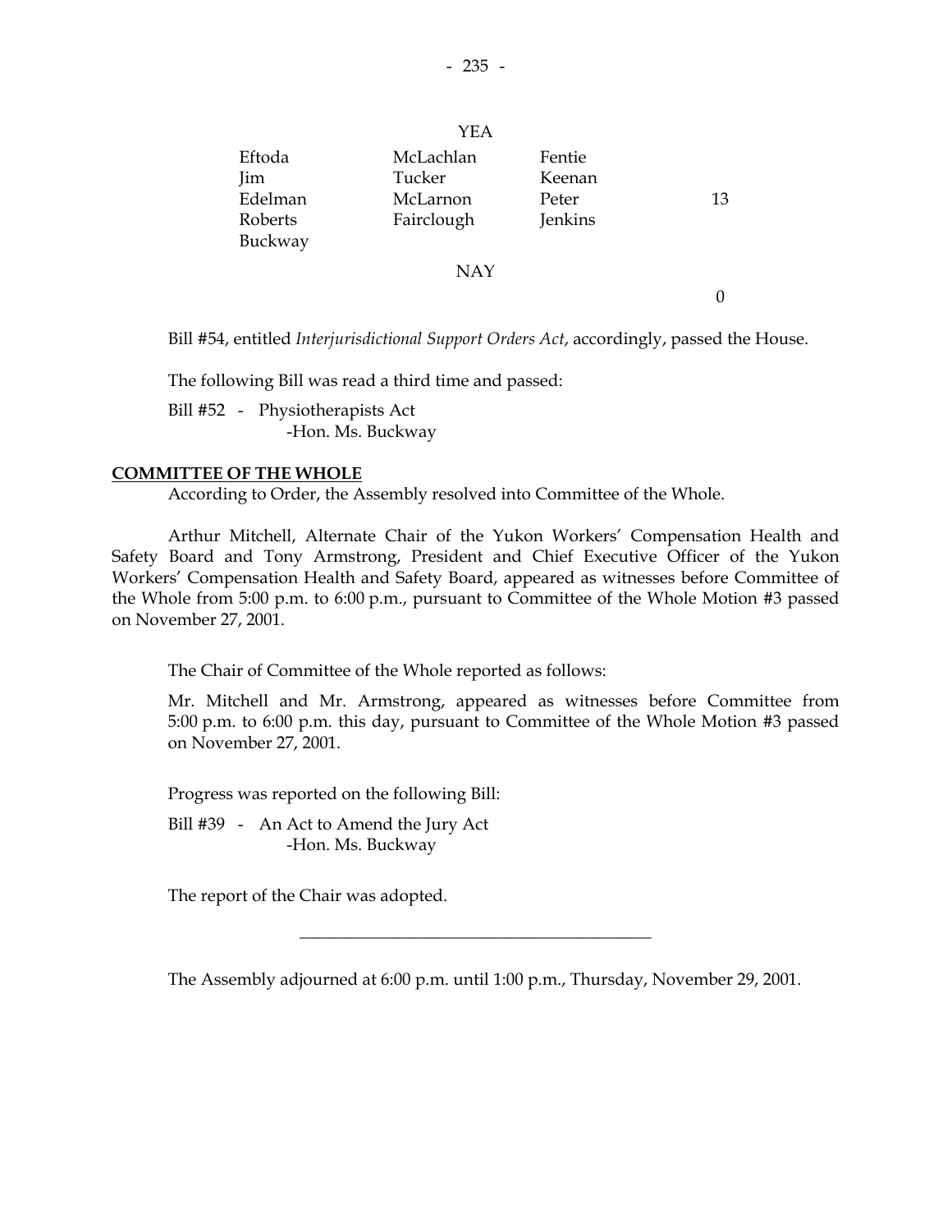| | YEA | | |
|---|---|---|---|
| Eftoda | McLachlan | Fentie | |
| Jim | Tucker | Keenan | |
| Edelman | McLarnon | Peter | 13 |
| Roberts | Fairclough | Jenkins | |
| Buckway | | | |
| | NAY | | |
| | | | 0 |

Bill #54, entitled *Interjurisdictional Support Orders Act*, accordingly, passed the House.

The following Bill was read a third time and passed:

Bill #52 - Physiotherapists Act
-Hon. Ms. Buckway

**COMMITTEE OF THE WHOLE**

According to Order, the Assembly resolved into Committee of the Whole.

Arthur Mitchell, Alternate Chair of the Yukon Workers' Compensation Health and Safety Board and Tony Armstrong, President and Chief Executive Officer of the Yukon Workers' Compensation Health and Safety Board, appeared as witnesses before Committee of the Whole from 5:00 p.m. to 6:00 p.m., pursuant to Committee of the Whole Motion #3 passed on November 27, 2001.

The Chair of Committee of the Whole reported as follows:

Mr. Mitchell and Mr. Armstrong, appeared as witnesses before Committee from 5:00 p.m. to 6:00 p.m. this day, pursuant to Committee of the Whole Motion #3 passed on November 27, 2001.

Progress was reported on the following Bill:

Bill #39 - An Act to Amend the Jury Act
-Hon. Ms. Buckway

The report of the Chair was adopted.

---

The Assembly adjourned at 6:00 p.m. until 1:00 p.m., Thursday, November 29, 2001.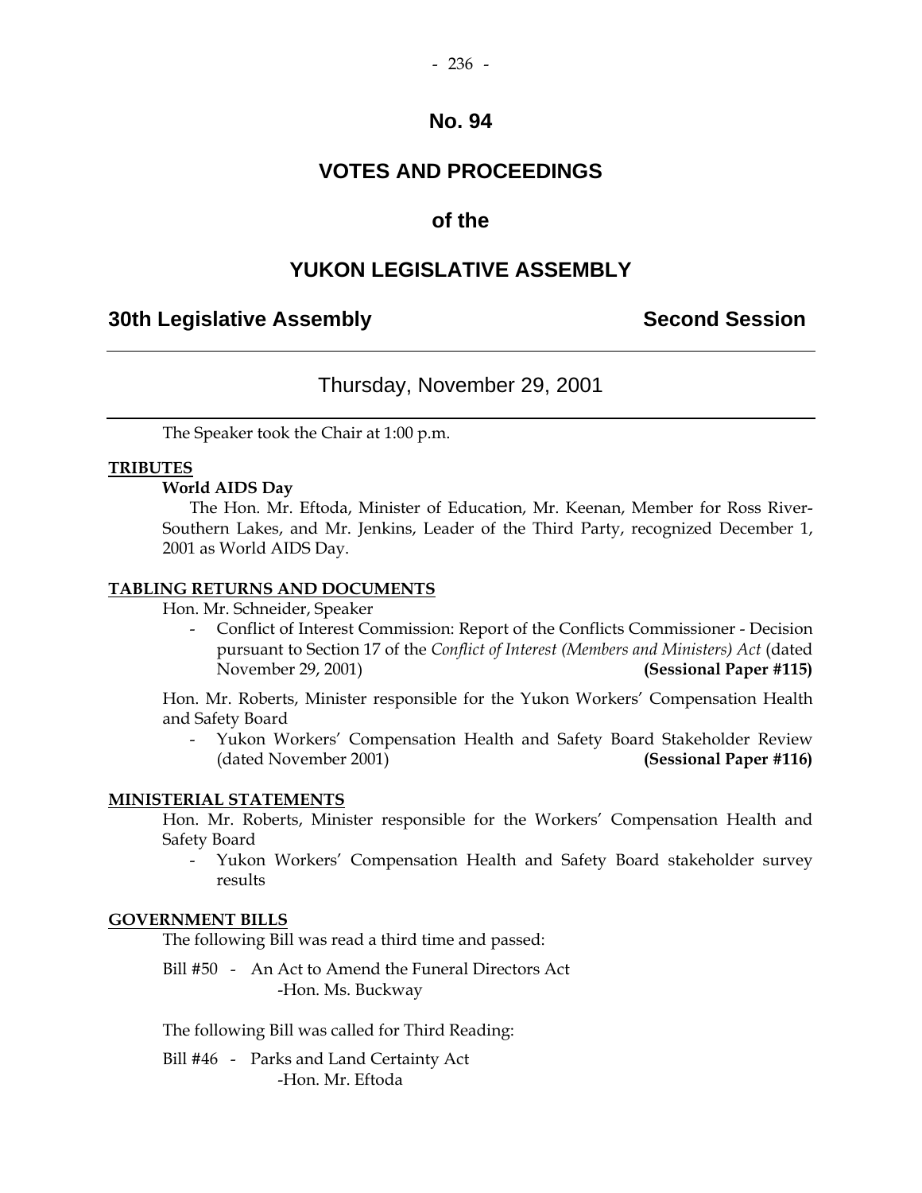# No. 94

# VOTES AND PROCEEDINGS

# of the

# YUKON LEGISLATIVE ASSEMBLY

## 30th Legislative Assembly — Second Session

### Thursday, November 29, 2001

The Speaker took the Chair at 1:00 p.m.

**TRIBUTES**

**World AIDS Day**

The Hon. Mr. Eftoda, Minister of Education, Mr. Keenan, Member for Ross River-Southern Lakes, and Mr. Jenkins, Leader of the Third Party, recognized December 1, 2001 as World AIDS Day.

**TABLING RETURNS AND DOCUMENTS**

Hon. Mr. Schneider, Speaker

- Conflict of Interest Commission: Report of the Conflicts Commissioner - Decision pursuant to Section 17 of the *Conflict of Interest (Members and Ministers) Act* (dated November 29, 2001) **(Sessional Paper #115)**

Hon. Mr. Roberts, Minister responsible for the Yukon Workers' Compensation Health and Safety Board

- Yukon Workers' Compensation Health and Safety Board Stakeholder Review (dated November 2001) **(Sessional Paper #116)**

**MINISTERIAL STATEMENTS**

Hon. Mr. Roberts, Minister responsible for the Workers' Compensation Health and Safety Board

- Yukon Workers' Compensation Health and Safety Board stakeholder survey results

**GOVERNMENT BILLS**

The following Bill was read a third time and passed:

Bill #50 - An Act to Amend the Funeral Directors Act
-Hon. Ms. Buckway

The following Bill was called for Third Reading:

Bill #46 - Parks and Land Certainty Act
-Hon. Mr. Eftoda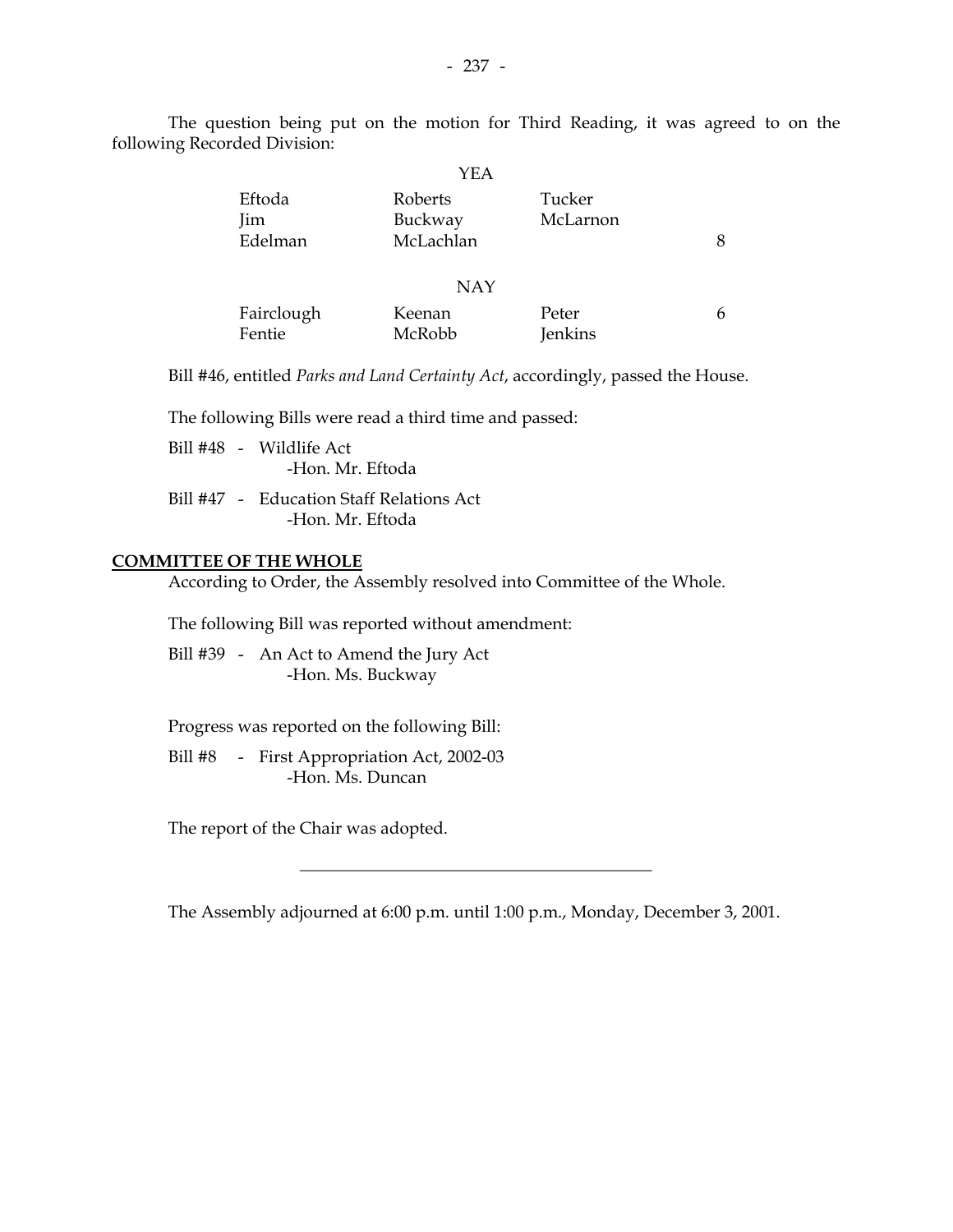The question being put on the motion for Third Reading, it was agreed to on the following Recorded Division:

YEA

| | | | |
|---|---|---|---|
| Eftoda | Roberts | Tucker | |
| Jim | Buckway | McLarnon | |
| Edelman | McLachlan | | 8 |

NAY

| | | | |
|---|---|---|---|
| Fairclough | Keenan | Peter | 6 |
| Fentie | McRobb | Jenkins | |

Bill #46, entitled *Parks and Land Certainty Act*, accordingly, passed the House.

The following Bills were read a third time and passed:

Bill #48 - Wildlife Act
-Hon. Mr. Eftoda

Bill #47 - Education Staff Relations Act
-Hon. Mr. Eftoda

**COMMITTEE OF THE WHOLE**

According to Order, the Assembly resolved into Committee of the Whole.

The following Bill was reported without amendment:

Bill #39 - An Act to Amend the Jury Act
-Hon. Ms. Buckway

Progress was reported on the following Bill:

Bill #8 - First Appropriation Act, 2002-03
-Hon. Ms. Duncan

The report of the Chair was adopted.

---

The Assembly adjourned at 6:00 p.m. until 1:00 p.m., Monday, December 3, 2001.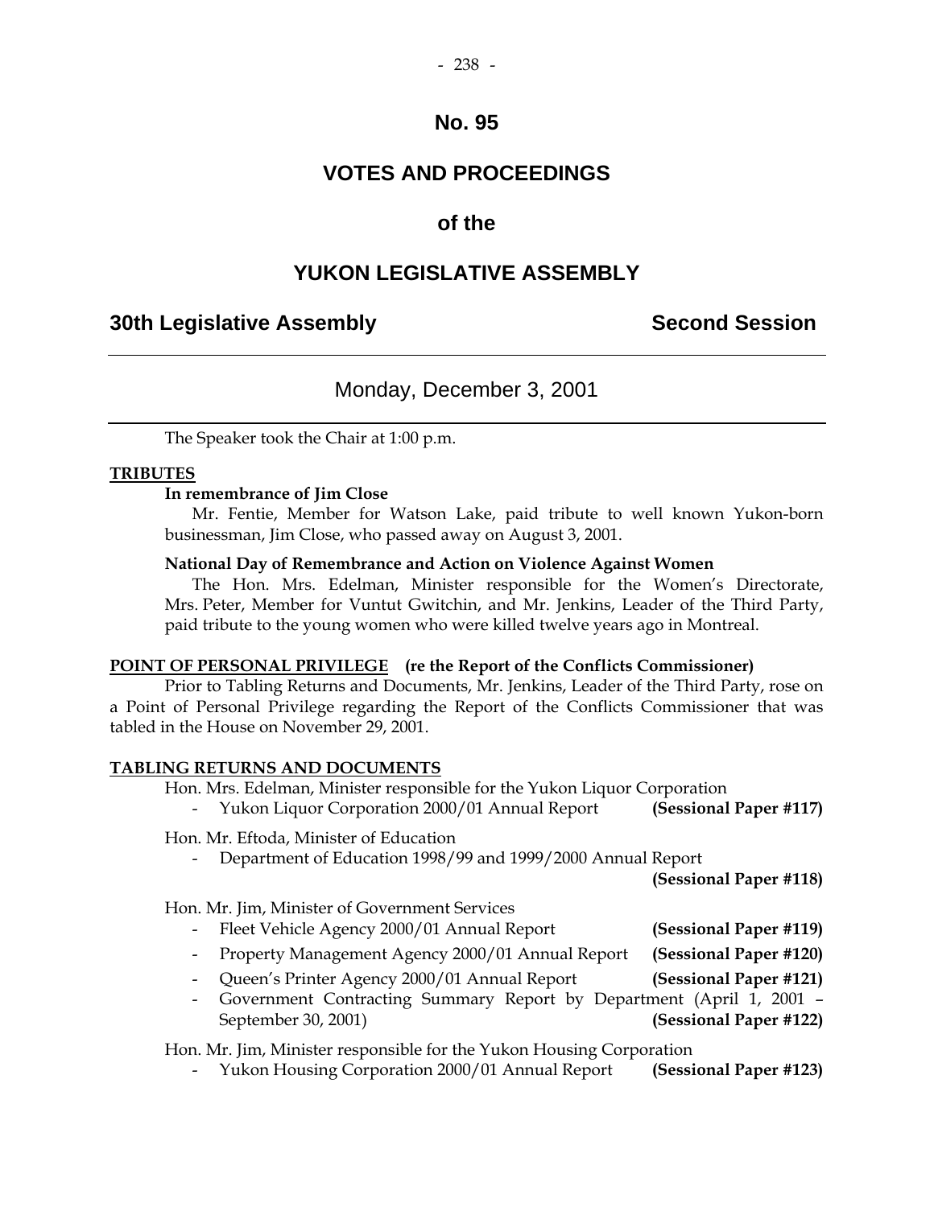# No. 95

# VOTES AND PROCEEDINGS

# of the

# YUKON LEGISLATIVE ASSEMBLY

## 30th Legislative Assembly — Second Session

---

### Monday, December 3, 2001

---

The Speaker took the Chair at 1:00 p.m.

**TRIBUTES**

**In remembrance of Jim Close**

Mr. Fentie, Member for Watson Lake, paid tribute to well known Yukon-born businessman, Jim Close, who passed away on August 3, 2001.

**National Day of Remembrance and Action on Violence Against Women**

The Hon. Mrs. Edelman, Minister responsible for the Women's Directorate, Mrs. Peter, Member for Vuntut Gwitchin, and Mr. Jenkins, Leader of the Third Party, paid tribute to the young women who were killed twelve years ago in Montreal.

**POINT OF PERSONAL PRIVILEGE (re the Report of the Conflicts Commissioner)**

Prior to Tabling Returns and Documents, Mr. Jenkins, Leader of the Third Party, rose on a Point of Personal Privilege regarding the Report of the Conflicts Commissioner that was tabled in the House on November 29, 2001.

**TABLING RETURNS AND DOCUMENTS**

Hon. Mrs. Edelman, Minister responsible for the Yukon Liquor Corporation

- Yukon Liquor Corporation 2000/01 Annual Report **(Sessional Paper #117)**

Hon. Mr. Eftoda, Minister of Education

- Department of Education 1998/99 and 1999/2000 Annual Report **(Sessional Paper #118)**

Hon. Mr. Jim, Minister of Government Services

- Fleet Vehicle Agency 2000/01 Annual Report **(Sessional Paper #119)**
- Property Management Agency 2000/01 Annual Report **(Sessional Paper #120)**
- Queen's Printer Agency 2000/01 Annual Report **(Sessional Paper #121)**
- Government Contracting Summary Report by Department (April 1, 2001 – September 30, 2001) **(Sessional Paper #122)**

Hon. Mr. Jim, Minister responsible for the Yukon Housing Corporation

- Yukon Housing Corporation 2000/01 Annual Report **(Sessional Paper #123)**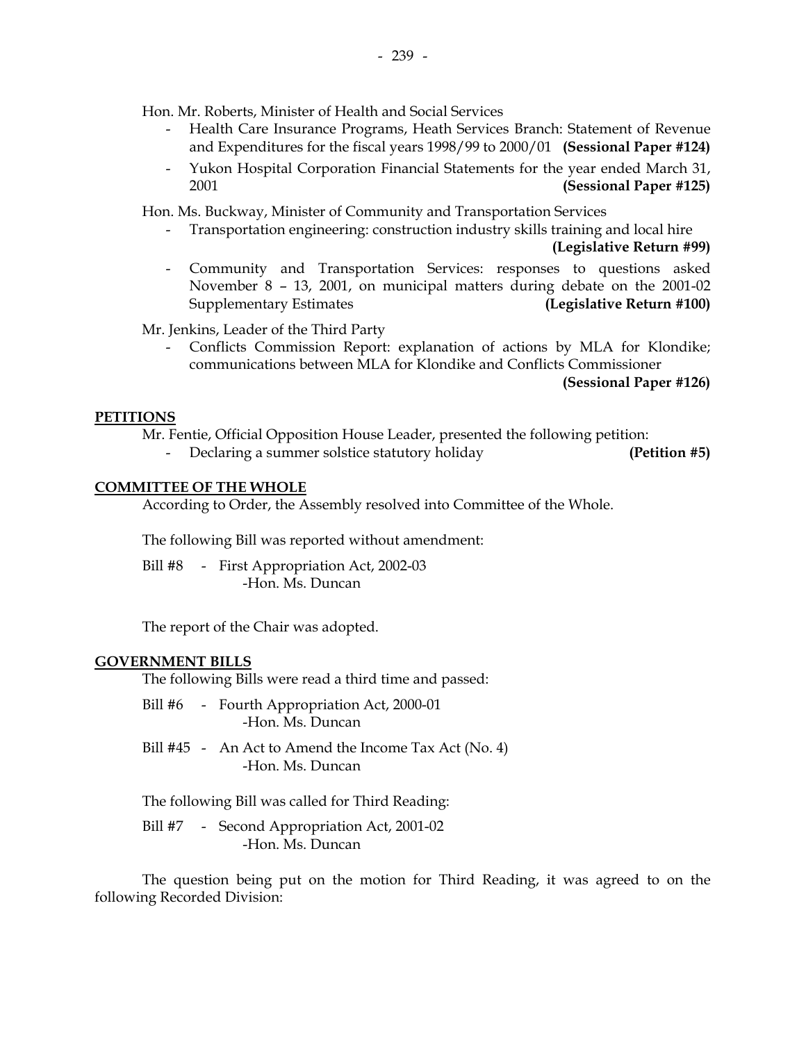Hon. Mr. Roberts, Minister of Health and Social Services

- Health Care Insurance Programs, Heath Services Branch: Statement of Revenue and Expenditures for the fiscal years 1998/99 to 2000/01 **(Sessional Paper #124)**
- Yukon Hospital Corporation Financial Statements for the year ended March 31, 2001 **(Sessional Paper #125)**

Hon. Ms. Buckway, Minister of Community and Transportation Services

- Transportation engineering: construction industry skills training and local hire **(Legislative Return #99)**
- Community and Transportation Services: responses to questions asked November 8 – 13, 2001, on municipal matters during debate on the 2001-02 Supplementary Estimates **(Legislative Return #100)**

Mr. Jenkins, Leader of the Third Party

- Conflicts Commission Report: explanation of actions by MLA for Klondike; communications between MLA for Klondike and Conflicts Commissioner **(Sessional Paper #126)**

**PETITIONS**

Mr. Fentie, Official Opposition House Leader, presented the following petition:

- Declaring a summer solstice statutory holiday **(Petition #5)**

**COMMITTEE OF THE WHOLE**

According to Order, the Assembly resolved into Committee of the Whole.

The following Bill was reported without amendment:

Bill #8 - First Appropriation Act, 2002-03
-Hon. Ms. Duncan

The report of the Chair was adopted.

**GOVERNMENT BILLS**

The following Bills were read a third time and passed:

Bill #6 - Fourth Appropriation Act, 2000-01
-Hon. Ms. Duncan

Bill #45 - An Act to Amend the Income Tax Act (No. 4)
-Hon. Ms. Duncan

The following Bill was called for Third Reading:

Bill #7 - Second Appropriation Act, 2001-02
-Hon. Ms. Duncan

The question being put on the motion for Third Reading, it was agreed to on the following Recorded Division: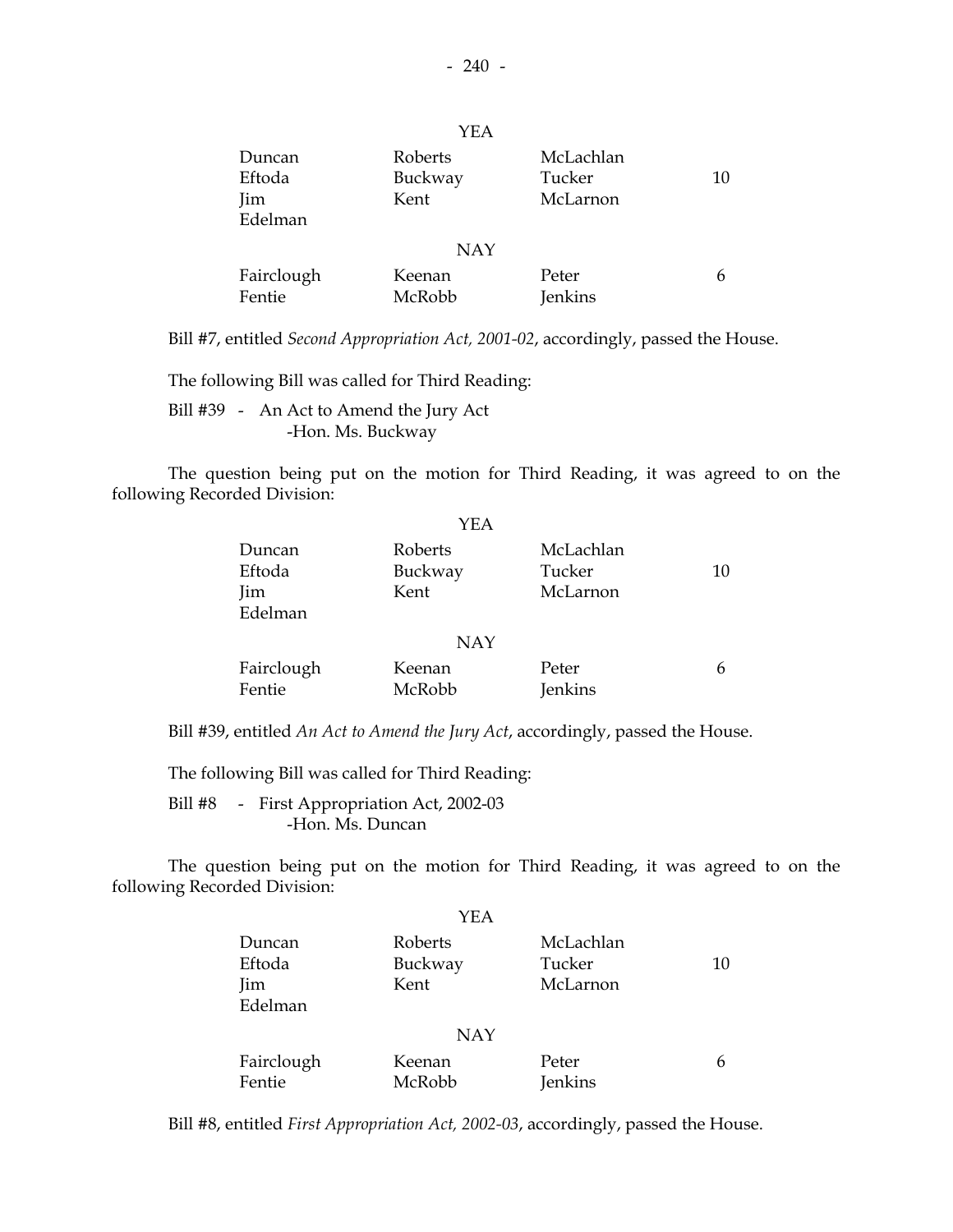| | YEA | | |
|---|---|---|---|
| Duncan | Roberts | McLachlan | |
| Eftoda | Buckway | Tucker | 10 |
| Jim | Kent | McLarnon | |
| Edelman | | | |

| | NAY | | |
|---|---|---|---|
| Fairclough | Keenan | Peter | 6 |
| Fentie | McRobb | Jenkins | |

Bill #7, entitled *Second Appropriation Act, 2001-02*, accordingly, passed the House.

The following Bill was called for Third Reading:

Bill #39 - An Act to Amend the Jury Act
-Hon. Ms. Buckway

The question being put on the motion for Third Reading, it was agreed to on the following Recorded Division:

| | YEA | | |
|---|---|---|---|
| Duncan | Roberts | McLachlan | |
| Eftoda | Buckway | Tucker | 10 |
| Jim | Kent | McLarnon | |
| Edelman | | | |

| | NAY | | |
|---|---|---|---|
| Fairclough | Keenan | Peter | 6 |
| Fentie | McRobb | Jenkins | |

Bill #39, entitled *An Act to Amend the Jury Act*, accordingly, passed the House.

The following Bill was called for Third Reading:

Bill #8 - First Appropriation Act, 2002-03
-Hon. Ms. Duncan

The question being put on the motion for Third Reading, it was agreed to on the following Recorded Division:

| | YEA | | |
|---|---|---|---|
| Duncan | Roberts | McLachlan | |
| Eftoda | Buckway | Tucker | 10 |
| Jim | Kent | McLarnon | |
| Edelman | | | |

| | NAY | | |
|---|---|---|---|
| Fairclough | Keenan | Peter | 6 |
| Fentie | McRobb | Jenkins | |

Bill #8, entitled *First Appropriation Act, 2002-03*, accordingly, passed the House.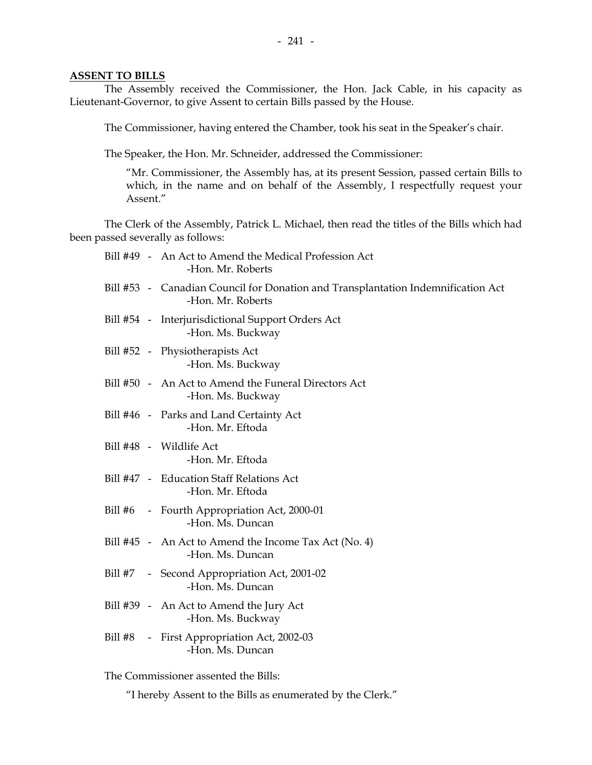**ASSENT TO BILLS**

The Assembly received the Commissioner, the Hon. Jack Cable, in his capacity as Lieutenant-Governor, to give Assent to certain Bills passed by the House.

The Commissioner, having entered the Chamber, took his seat in the Speaker's chair.

The Speaker, the Hon. Mr. Schneider, addressed the Commissioner:

> "Mr. Commissioner, the Assembly has, at its present Session, passed certain Bills to which, in the name and on behalf of the Assembly, I respectfully request your Assent."

The Clerk of the Assembly, Patrick L. Michael, then read the titles of the Bills which had been passed severally as follows:

Bill #49 - An Act to Amend the Medical Profession Act
-Hon. Mr. Roberts

Bill #53 - Canadian Council for Donation and Transplantation Indemnification Act
-Hon. Mr. Roberts

Bill #54 - Interjurisdictional Support Orders Act
-Hon. Ms. Buckway

Bill #52 - Physiotherapists Act
-Hon. Ms. Buckway

Bill #50 - An Act to Amend the Funeral Directors Act
-Hon. Ms. Buckway

Bill #46 - Parks and Land Certainty Act
-Hon. Mr. Eftoda

Bill #48 - Wildlife Act
-Hon. Mr. Eftoda

Bill #47 - Education Staff Relations Act
-Hon. Mr. Eftoda

Bill #6 - Fourth Appropriation Act, 2000-01
-Hon. Ms. Duncan

Bill #45 - An Act to Amend the Income Tax Act (No. 4)
-Hon. Ms. Duncan

Bill #7 - Second Appropriation Act, 2001-02
-Hon. Ms. Duncan

Bill #39 - An Act to Amend the Jury Act
-Hon. Ms. Buckway

Bill #8 - First Appropriation Act, 2002-03
-Hon. Ms. Duncan

The Commissioner assented the Bills:

> "I hereby Assent to the Bills as enumerated by the Clerk."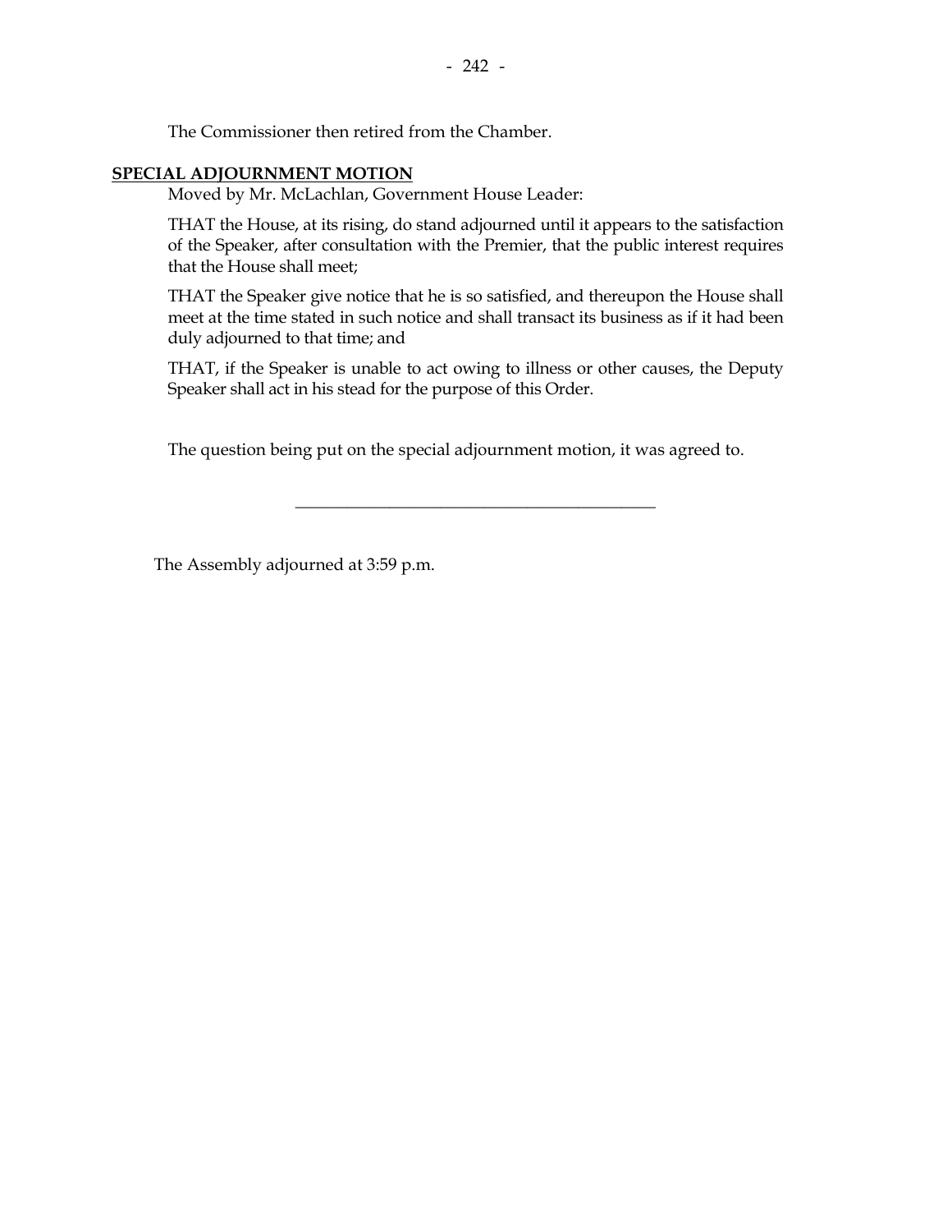The Commissioner then retired from the Chamber.

**SPECIAL ADJOURNMENT MOTION**

Moved by Mr. McLachlan, Government House Leader:

THAT the House, at its rising, do stand adjourned until it appears to the satisfaction of the Speaker, after consultation with the Premier, that the public interest requires that the House shall meet;

THAT the Speaker give notice that he is so satisfied, and thereupon the House shall meet at the time stated in such notice and shall transact its business as if it had been duly adjourned to that time; and

THAT, if the Speaker is unable to act owing to illness or other causes, the Deputy Speaker shall act in his stead for the purpose of this Order.

The question being put on the special adjournment motion, it was agreed to.

---

The Assembly adjourned at 3:59 p.m.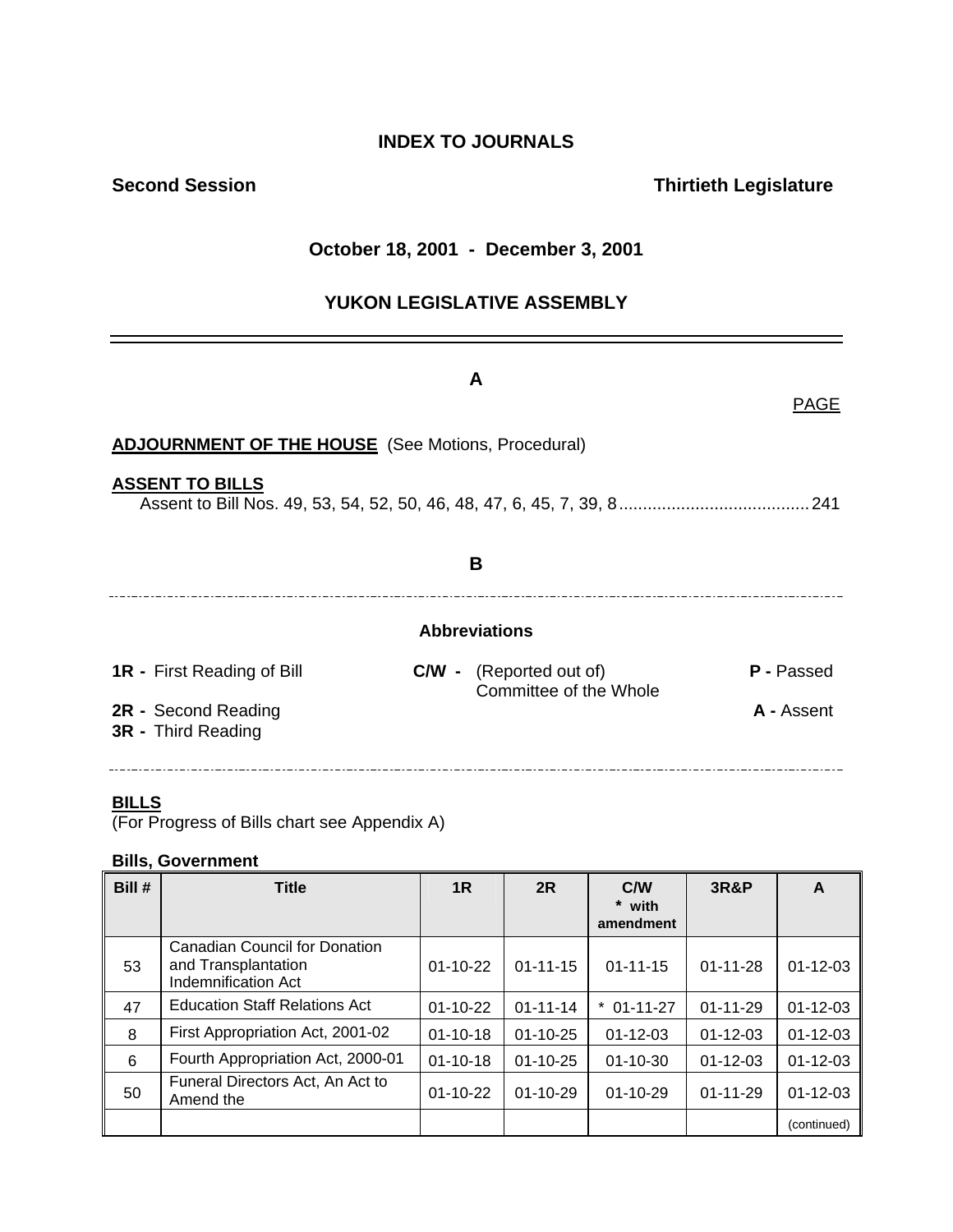# INDEX TO JOURNALS

**Second Session** **Thirtieth Legislature**

**October 18, 2001 - December 3, 2001**

**YUKON LEGISLATIVE ASSEMBLY**

---

## A

PAGE

**ADJOURNMENT OF THE HOUSE** (See Motions, Procedural)

**ASSENT TO BILLS**

Assent to Bill Nos. 49, 53, 54, 52, 50, 46, 48, 47, 6, 45, 7, 39, 8 ........................................ 241

## B

---

**Abbreviations**

**1R -** First Reading of Bill
**2R -** Second Reading
**3R -** Third Reading
**C/W -** (Reported out of) Committee of the Whole
**P -** Passed
**A -** Assent

---

**BILLS**

(For Progress of Bills chart see Appendix A)

**Bills, Government**

| Bill # | Title | 1R | 2R | C/W * with amendment | 3R&P | A |
|---|---|---|---|---|---|---|
| 53 | Canadian Council for Donation and Transplantation Indemnification Act | 01-10-22 | 01-11-15 | 01-11-15 | 01-11-28 | 01-12-03 |
| 47 | Education Staff Relations Act | 01-10-22 | 01-11-14 | * 01-11-27 | 01-11-29 | 01-12-03 |
| 8 | First Appropriation Act, 2001-02 | 01-10-18 | 01-10-25 | 01-12-03 | 01-12-03 | 01-12-03 |
| 6 | Fourth Appropriation Act, 2000-01 | 01-10-18 | 01-10-25 | 01-10-30 | 01-12-03 | 01-12-03 |
| 50 | Funeral Directors Act, An Act to Amend the | 01-10-22 | 01-10-29 | 01-10-29 | 01-11-29 | 01-12-03 |
| | | | | | | (continued) |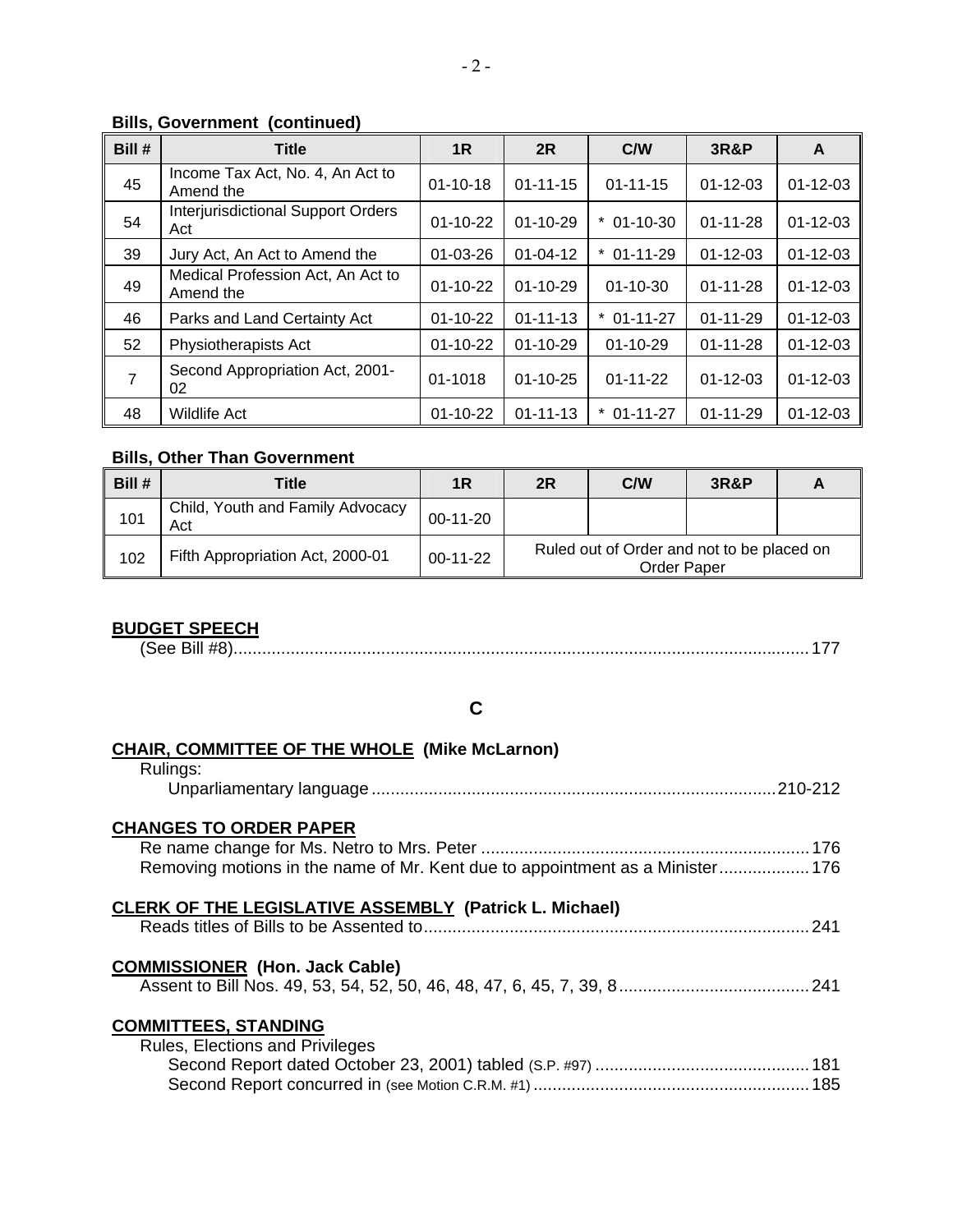**Bills, Government (continued)**

| Bill # | Title | 1R | 2R | C/W | 3R&P | A |
|---|---|---|---|---|---|---|
| 45 | Income Tax Act, No. 4, An Act to Amend the | 01-10-18 | 01-11-15 | 01-11-15 | 01-12-03 | 01-12-03 |
| 54 | Interjurisdictional Support Orders Act | 01-10-22 | 01-10-29 | * 01-10-30 | 01-11-28 | 01-12-03 |
| 39 | Jury Act, An Act to Amend the | 01-03-26 | 01-04-12 | * 01-11-29 | 01-12-03 | 01-12-03 |
| 49 | Medical Profession Act, An Act to Amend the | 01-10-22 | 01-10-29 | 01-10-30 | 01-11-28 | 01-12-03 |
| 46 | Parks and Land Certainty Act | 01-10-22 | 01-11-13 | * 01-11-27 | 01-11-29 | 01-12-03 |
| 52 | Physiotherapists Act | 01-10-22 | 01-10-29 | 01-10-29 | 01-11-28 | 01-12-03 |
| 7 | Second Appropriation Act, 2001-02 | 01-1018 | 01-10-25 | 01-11-22 | 01-12-03 | 01-12-03 |
| 48 | Wildlife Act | 01-10-22 | 01-11-13 | * 01-11-27 | 01-11-29 | 01-12-03 |

**Bills, Other Than Government**

| Bill # | Title | 1R | 2R | C/W | 3R&P | A |
|---|---|---|---|---|---|---|
| 101 | Child, Youth and Family Advocacy Act | 00-11-20 | | | | |
| 102 | Fifth Appropriation Act, 2000-01 | 00-11-22 | Ruled out of Order and not to be placed on Order Paper | | | |

**BUDGET SPEECH**

(See Bill #8)....................................................................177

## C

**CHAIR, COMMITTEE OF THE WHOLE (Mike McLarnon)**

Rulings:

Unparliamentary language....................................................210-212

**CHANGES TO ORDER PAPER**

Re name change for Ms. Netro to Mrs. Peter....................................176

Removing motions in the name of Mr. Kent due to appointment as a Minister..........176

**CLERK OF THE LEGISLATIVE ASSEMBLY (Patrick L. Michael)**

Reads titles of Bills to be Assented to........................................241

**COMMISSIONER (Hon. Jack Cable)**

Assent to Bill Nos. 49, 53, 54, 52, 50, 46, 48, 47, 6, 45, 7, 39, 8..........241

**COMMITTEES, STANDING**

Rules, Elections and Privileges

Second Report dated October 23, 2001) tabled (S.P. #97)........................181

Second Report concurred in (see Motion C.R.M. #1).............................185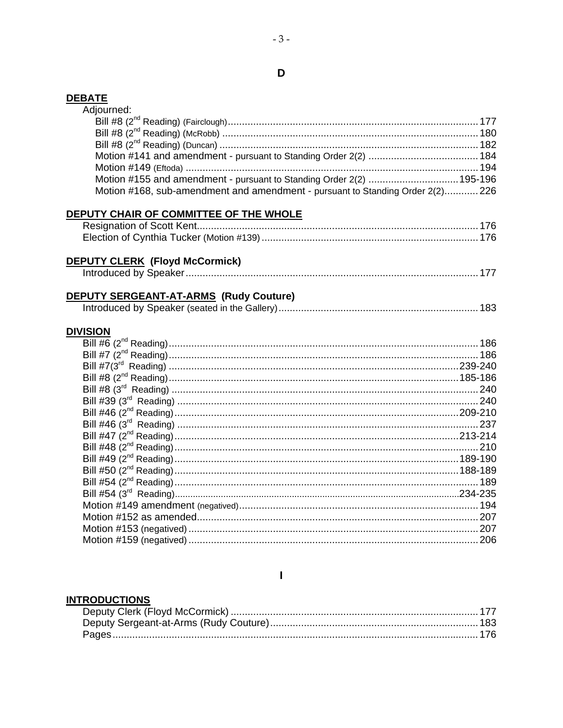## D

**DEBATE**

Adjourned:

- Bill #8 (2nd Reading) (Fairclough) ........ 177
- Bill #8 (2nd Reading) (McRobb) ........ 180
- Bill #8 (2nd Reading) (Duncan) ........ 182
- Motion #141 and amendment - pursuant to Standing Order 2(2) ........ 184
- Motion #149 (Eftoda) ........ 194
- Motion #155 and amendment - pursuant to Standing Order 2(2) ........ 195-196
- Motion #168, sub-amendment and amendment - pursuant to Standing Order 2(2) ........ 226

**DEPUTY CHAIR OF COMMITTEE OF THE WHOLE**

- Resignation of Scott Kent ........ 176
- Election of Cynthia Tucker (Motion #139) ........ 176

**DEPUTY CLERK (Floyd McCormick)**

- Introduced by Speaker ........ 177

**DEPUTY SERGEANT-AT-ARMS (Rudy Couture)**

- Introduced by Speaker (seated in the Gallery) ........ 183

**DIVISION**

- Bill #6 (2nd Reading) ........ 186
- Bill #7 (2nd Reading) ........ 186
- Bill #7(3rd Reading) ........ 239-240
- Bill #8 (2nd Reading) ........ 185-186
- Bill #8 (3rd Reading) ........ 240
- Bill #39 (3rd Reading) ........ 240
- Bill #46 (2nd Reading) ........ 209-210
- Bill #46 (3rd Reading) ........ 237
- Bill #47 (2nd Reading) ........ 213-214
- Bill #48 (2nd Reading) ........ 210
- Bill #49 (2nd Reading) ........ 189-190
- Bill #50 (2nd Reading) ........ 188-189
- Bill #54 (2nd Reading) ........ 189
- Bill #54 (3rd Reading) ........ 234-235
- Motion #149 amendment (negatived) ........ 194
- Motion #152 as amended ........ 207
- Motion #153 (negatived) ........ 207
- Motion #159 (negatived) ........ 206

## I

**INTRODUCTIONS**

- Deputy Clerk (Floyd McCormick) ........ 177
- Deputy Sergeant-at-Arms (Rudy Couture) ........ 183
- Pages ........ 176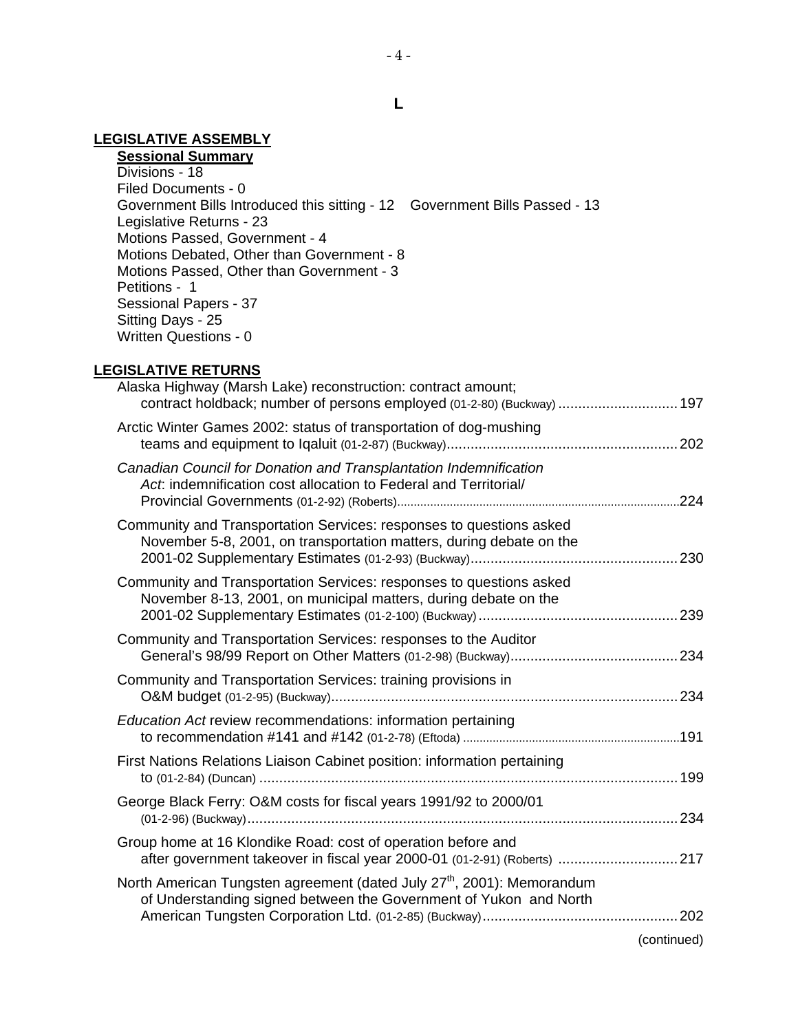## L

**LEGISLATIVE ASSEMBLY**

**Sessional Summary**

Divisions - 18
Filed Documents - 0
Government Bills Introduced this sitting - 12    Government Bills Passed - 13
Legislative Returns - 23
Motions Passed, Government - 4
Motions Debated, Other than Government - 8
Motions Passed, Other than Government - 3
Petitions - 1
Sessional Papers - 37
Sitting Days - 25
Written Questions - 0

**LEGISLATIVE RETURNS**

Alaska Highway (Marsh Lake) reconstruction: contract amount; contract holdback; number of persons employed (01-2-80) (Buckway) ............................. 197

Arctic Winter Games 2002: status of transportation of dog-mushing teams and equipment to Iqaluit (01-2-87) (Buckway) ............................. 202

*Canadian Council for Donation and Transplantation Indemnification Act*: indemnification cost allocation to Federal and Territorial/ Provincial Governments (01-2-92) (Roberts) ............................. 224

Community and Transportation Services: responses to questions asked November 5-8, 2001, on transportation matters, during debate on the 2001-02 Supplementary Estimates (01-2-93) (Buckway) ............................. 230

Community and Transportation Services: responses to questions asked November 8-13, 2001, on municipal matters, during debate on the 2001-02 Supplementary Estimates (01-2-100) (Buckway) ............................. 239

Community and Transportation Services: responses to the Auditor General's 98/99 Report on Other Matters (01-2-98) (Buckway) ............................. 234

Community and Transportation Services: training provisions in O&M budget (01-2-95) (Buckway) ............................. 234

*Education Act* review recommendations: information pertaining to recommendation #141 and #142 (01-2-78) (Eftoda) ............................. 191

First Nations Relations Liaison Cabinet position: information pertaining to (01-2-84) (Duncan) ............................. 199

George Black Ferry: O&M costs for fiscal years 1991/92 to 2000/01 (01-2-96) (Buckway) ............................. 234

Group home at 16 Klondike Road: cost of operation before and after government takeover in fiscal year 2000-01 (01-2-91) (Roberts) ............................. 217

North American Tungsten agreement (dated July 27th, 2001): Memorandum of Understanding signed between the Government of Yukon and North American Tungsten Corporation Ltd. (01-2-85) (Buckway) ............................. 202

(continued)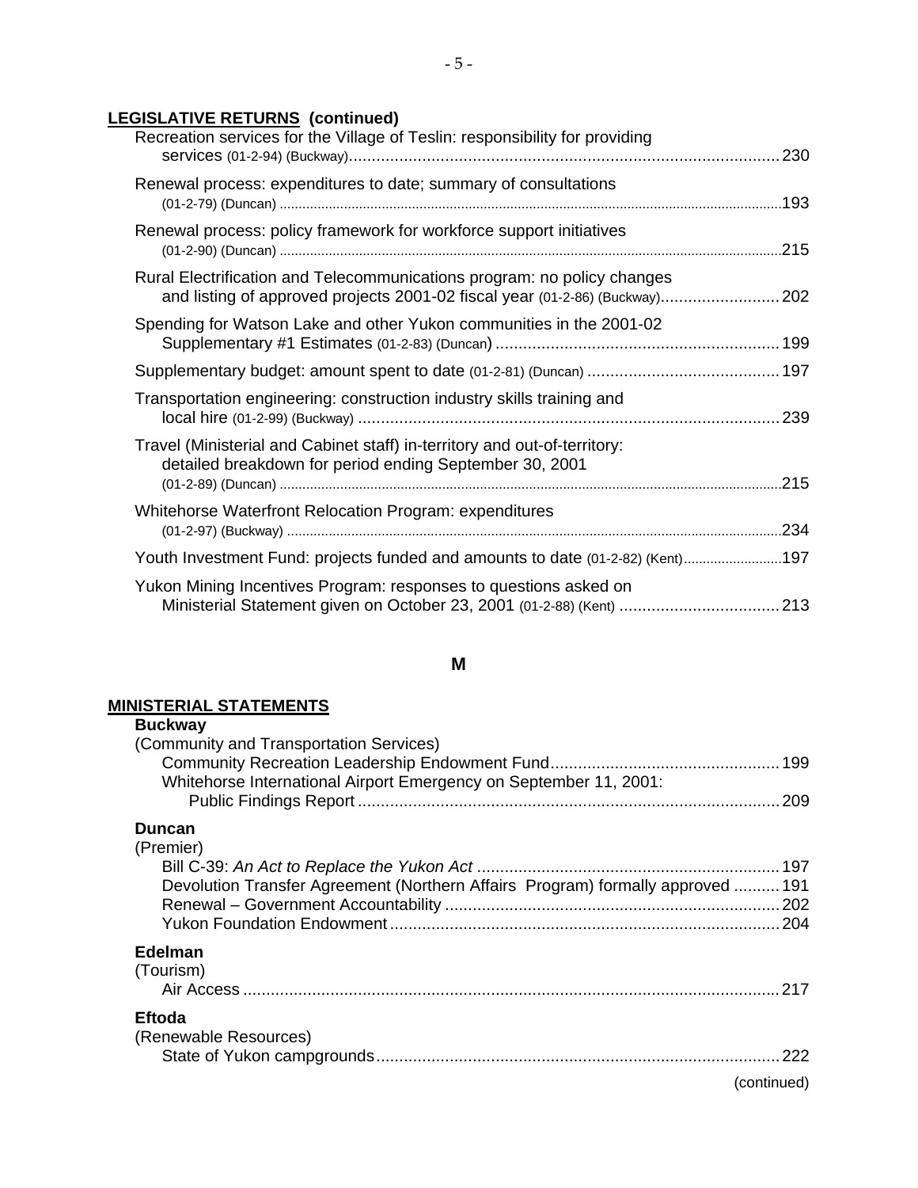**LEGISLATIVE RETURNS (continued)**

Recreation services for the Village of Teslin: responsibility for providing services (01-2-94) (Buckway)....................................................................................... 230

Renewal process: expenditures to date; summary of consultations (01-2-79) (Duncan) ..................................................................................................................193

Renewal process: policy framework for workforce support initiatives (01-2-90) (Duncan) ..................................................................................................................215

Rural Electrification and Telecommunications program: no policy changes and listing of approved projects 2001-02 fiscal year (01-2-86) (Buckway)......................... 202

Spending for Watson Lake and other Yukon communities in the 2001-02 Supplementary #1 Estimates (01-2-83) (Duncan) ............................................................ 199

Supplementary budget: amount spent to date (01-2-81) (Duncan) .......................................... 197

Transportation engineering: construction industry skills training and local hire (01-2-99) (Buckway) ............................................................................................ 239

Travel (Ministerial and Cabinet staff) in-territory and out-of-territory: detailed breakdown for period ending September 30, 2001 (01-2-89) (Duncan) ..................................................................................................................215

Whitehorse Waterfront Relocation Program: expenditures (01-2-97) (Buckway) ...............................................................................................................234

Youth Investment Fund: projects funded and amounts to date (01-2-82) (Kent).........................197

Yukon Mining Incentives Program: responses to questions asked on Ministerial Statement given on October 23, 2001 (01-2-88) (Kent) .................................. 213

## M

**MINISTERIAL STATEMENTS**

**Buckway**
(Community and Transportation Services)
- Community Recreation Leadership Endowment Fund................................................. 199
- Whitehorse International Airport Emergency on September 11, 2001: Public Findings Report ............................................................................................ 209

**Duncan**
(Premier)
- Bill C-39: *An Act to Replace the Yukon Act* .................................................................. 197
- Devolution Transfer Agreement (Northern Affairs Program) formally approved .......... 191
- Renewal – Government Accountability ......................................................................... 202
- Yukon Foundation Endowment ..................................................................................... 204

**Edelman**
(Tourism)
- Air Access ..................................................................................................................... 217

**Eftoda**
(Renewable Resources)
- State of Yukon campgrounds ........................................................................................ 222

(continued)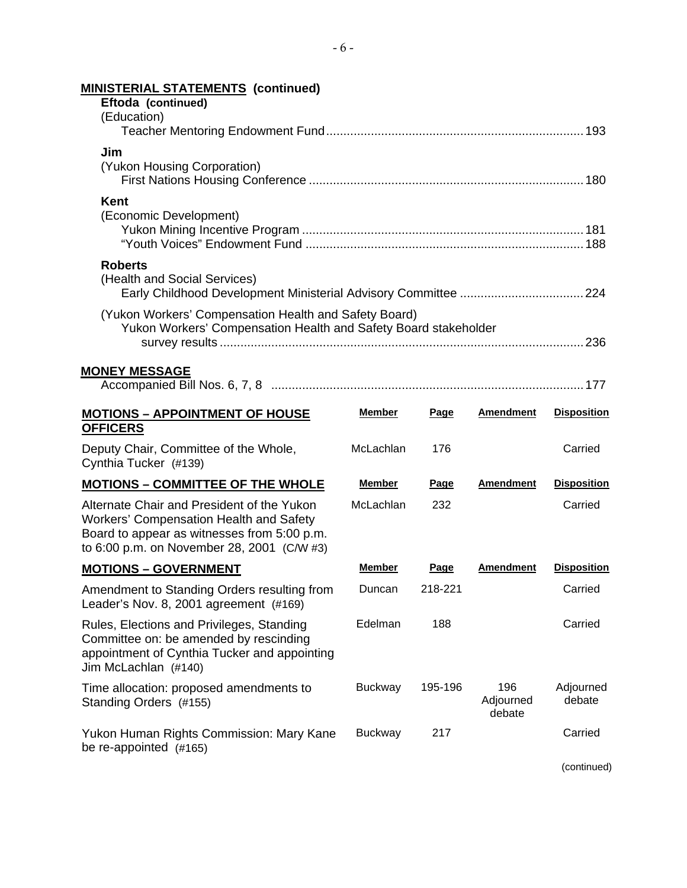## MINISTERIAL STATEMENTS (continued)

**Eftoda (continued)**
(Education)
Teacher Mentoring Endowment Fund........................................................................ 193

**Jim**
(Yukon Housing Corporation)
First Nations Housing Conference ............................................................................. 180

**Kent**
(Economic Development)
Yukon Mining Incentive Program ............................................................................... 181
"Youth Voices" Endowment Fund .............................................................................. 188

**Roberts**
(Health and Social Services)
Early Childhood Development Ministerial Advisory Committee .................................... 224

(Yukon Workers' Compensation Health and Safety Board)
Yukon Workers' Compensation Health and Safety Board stakeholder survey results ........................................................................................................ 236

## MONEY MESSAGE

Accompanied Bill Nos. 6, 7, 8 ........................................................................................ 177

| MOTIONS – APPOINTMENT OF HOUSE OFFICERS | Member | Page | Amendment | Disposition |
|---|---|---|---|---|
| Deputy Chair, Committee of the Whole, Cynthia Tucker (#139) | McLachlan | 176 | | Carried |

| MOTIONS – COMMITTEE OF THE WHOLE | Member | Page | Amendment | Disposition |
|---|---|---|---|---|
| Alternate Chair and President of the Yukon Workers' Compensation Health and Safety Board to appear as witnesses from 5:00 p.m. to 6:00 p.m. on November 28, 2001 (C/W #3) | McLachlan | 232 | | Carried |

| MOTIONS – GOVERNMENT | Member | Page | Amendment | Disposition |
|---|---|---|---|---|
| Amendment to Standing Orders resulting from Leader's Nov. 8, 2001 agreement (#169) | Duncan | 218-221 | | Carried |
| Rules, Elections and Privileges, Standing Committee on: be amended by rescinding appointment of Cynthia Tucker and appointing Jim McLachlan (#140) | Edelman | 188 | | Carried |
| Time allocation: proposed amendments to Standing Orders (#155) | Buckway | 195-196 | 196 Adjourned debate | Adjourned debate |
| Yukon Human Rights Commission: Mary Kane be re-appointed (#165) | Buckway | 217 | | Carried |

(continued)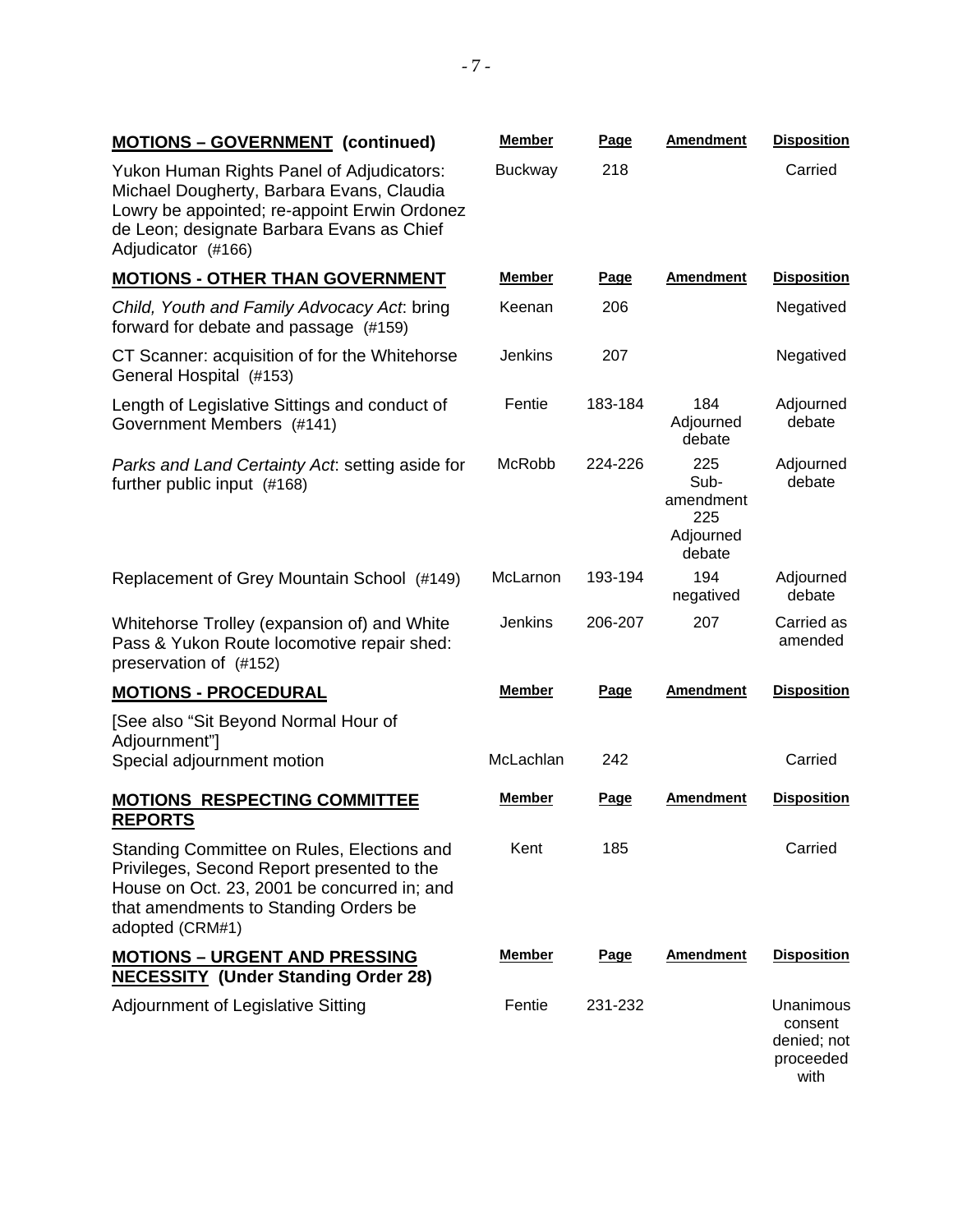| **MOTIONS – GOVERNMENT (continued)** | **Member** | **Page** | **Amendment** | **Disposition** |
| --- | --- | --- | --- | --- |
| Yukon Human Rights Panel of Adjudicators: Michael Dougherty, Barbara Evans, Claudia Lowry be appointed; re-appoint Erwin Ordonez de Leon; designate Barbara Evans as Chief Adjudicator (#166) | Buckway | 218 | | Carried |
| **MOTIONS - OTHER THAN GOVERNMENT** | **Member** | **Page** | **Amendment** | **Disposition** |
| *Child, Youth and Family Advocacy Act*: bring forward for debate and passage (#159) | Keenan | 206 | | Negatived |
| CT Scanner: acquisition of for the Whitehorse General Hospital (#153) | Jenkins | 207 | | Negatived |
| Length of Legislative Sittings and conduct of Government Members (#141) | Fentie | 183-184 | 184 Adjourned debate | Adjourned debate |
| *Parks and Land Certainty Act*: setting aside for further public input (#168) | McRobb | 224-226 | 225 Sub-amendment 225 Adjourned debate | Adjourned debate |
| Replacement of Grey Mountain School (#149) | McLarnon | 193-194 | 194 negatived | Adjourned debate |
| Whitehorse Trolley (expansion of) and White Pass & Yukon Route locomotive repair shed: preservation of (#152) | Jenkins | 206-207 | 207 | Carried as amended |
| **MOTIONS - PROCEDURAL** | **Member** | **Page** | **Amendment** | **Disposition** |
| [See also "Sit Beyond Normal Hour of Adjournment"] Special adjournment motion | McLachlan | 242 | | Carried |
| **MOTIONS RESPECTING COMMITTEE REPORTS** | **Member** | **Page** | **Amendment** | **Disposition** |
| Standing Committee on Rules, Elections and Privileges, Second Report presented to the House on Oct. 23, 2001 be concurred in; and that amendments to Standing Orders be adopted (CRM#1) | Kent | 185 | | Carried |
| **MOTIONS – URGENT AND PRESSING NECESSITY (Under Standing Order 28)** | **Member** | **Page** | **Amendment** | **Disposition** |
| Adjournment of Legislative Sitting | Fentie | 231-232 | | Unanimous consent denied; not proceeded with |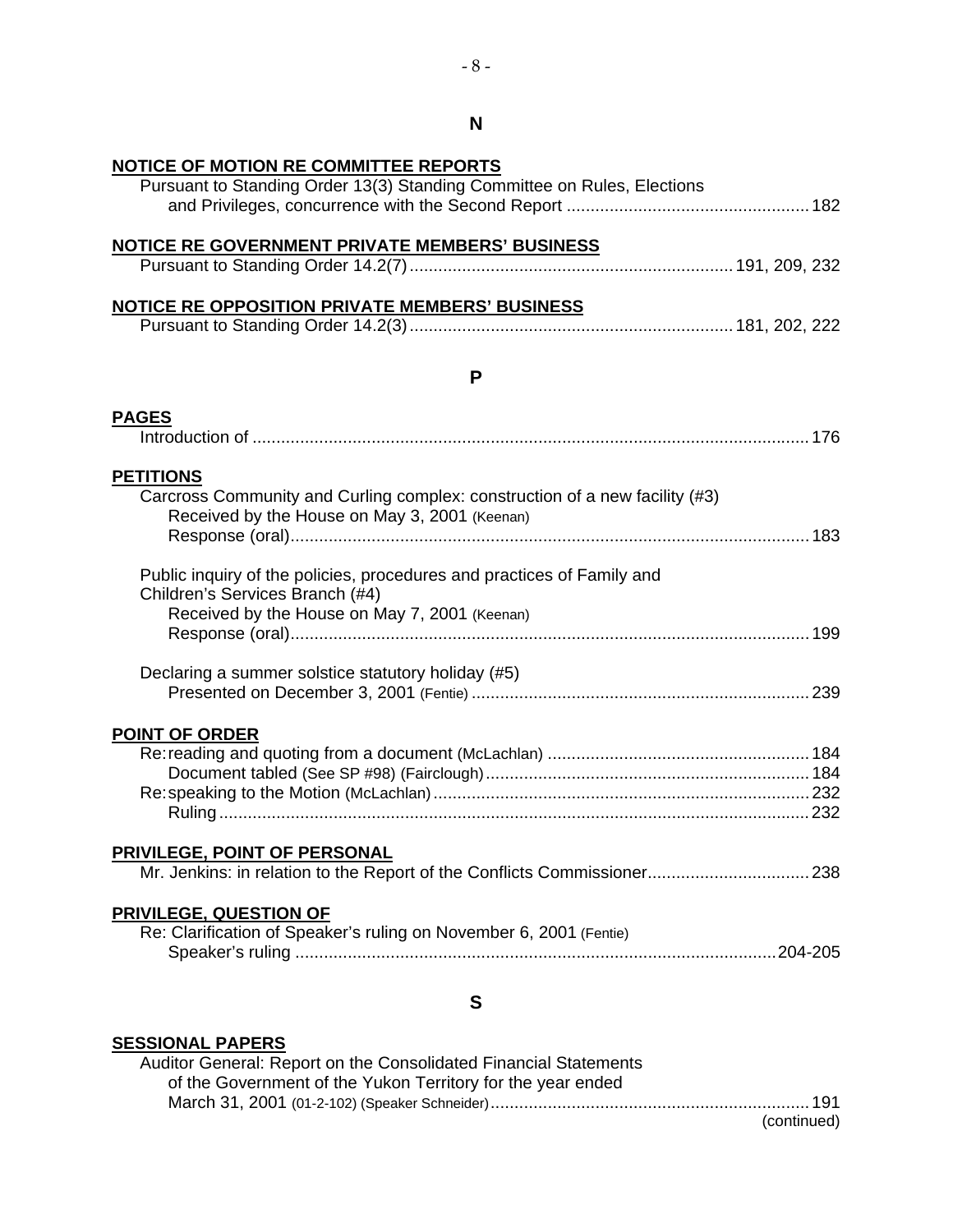## N

**NOTICE OF MOTION RE COMMITTEE REPORTS**

Pursuant to Standing Order 13(3) Standing Committee on Rules, Elections and Privileges, concurrence with the Second Report .................................................. 182

**NOTICE RE GOVERNMENT PRIVATE MEMBERS' BUSINESS**

Pursuant to Standing Order 14.2(7) .................................................................. 191, 209, 232

**NOTICE RE OPPOSITION PRIVATE MEMBERS' BUSINESS**

Pursuant to Standing Order 14.2(3) .................................................................. 181, 202, 222

## P

**PAGES**

Introduction of ................................................................................................................ 176

**PETITIONS**

Carcross Community and Curling complex: construction of a new facility (#3)
    Received by the House on May 3, 2001 (Keenan)
    Response (oral)......................................................................................................... 183

Public inquiry of the policies, procedures and practices of Family and Children's Services Branch (#4)
    Received by the House on May 7, 2001 (Keenan)
    Response (oral)......................................................................................................... 199

Declaring a summer solstice statutory holiday (#5)
    Presented on December 3, 2001 (Fentie) ..................................................................... 239

**POINT OF ORDER**

Re: reading and quoting from a document (McLachlan) ...................................................... 184
    Document tabled (See SP #98) (Fairclough).................................................................. 184
Re: speaking to the Motion (McLachlan).............................................................................. 232
    Ruling .......................................................................................................................... 232

**PRIVILEGE, POINT OF PERSONAL**

Mr. Jenkins: in relation to the Report of the Conflicts Commissioner................................. 238

**PRIVILEGE, QUESTION OF**

Re: Clarification of Speaker's ruling on November 6, 2001 (Fentie)
    Speaker's ruling ................................................................................................... 204-205

## S

**SESSIONAL PAPERS**

Auditor General: Report on the Consolidated Financial Statements of the Government of the Yukon Territory for the year ended March 31, 2001 (01-2-102) (Speaker Schneider).................................................................. 191

(continued)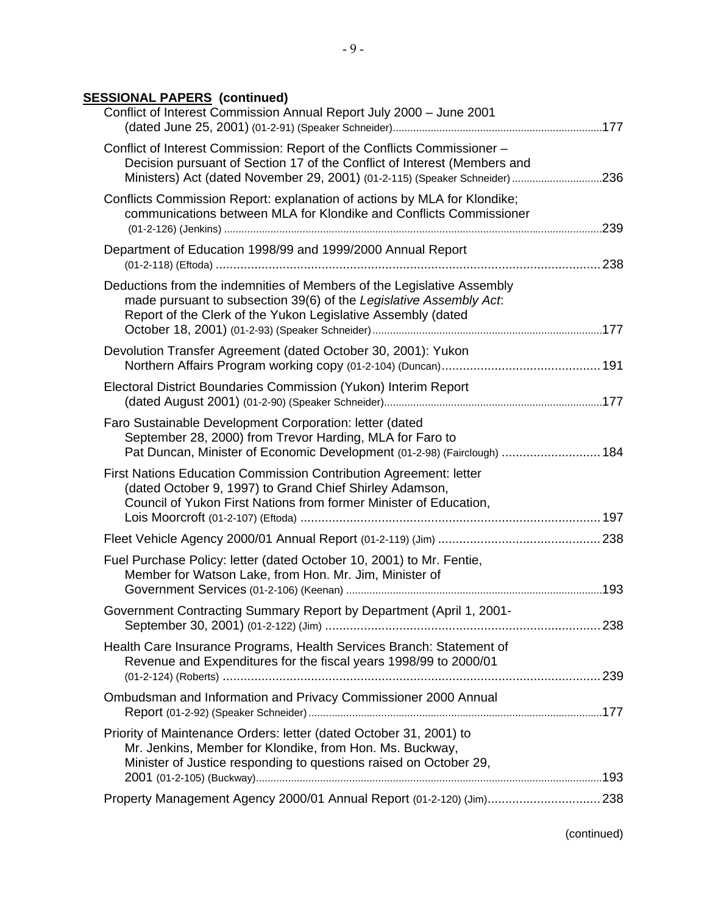**SESSIONAL PAPERS (continued)**

Conflict of Interest Commission Annual Report July 2000 – June 2001 (dated June 25, 2001) (01-2-91) (Speaker Schneider) ....... 177

Conflict of Interest Commission: Report of the Conflicts Commissioner – Decision pursuant of Section 17 of the Conflict of Interest (Members and Ministers) Act (dated November 29, 2001) (01-2-115) (Speaker Schneider) ....... 236

Conflicts Commission Report: explanation of actions by MLA for Klondike; communications between MLA for Klondike and Conflicts Commissioner (01-2-126) (Jenkins) ....... 239

Department of Education 1998/99 and 1999/2000 Annual Report (01-2-118) (Eftoda) ....... 238

Deductions from the indemnities of Members of the Legislative Assembly made pursuant to subsection 39(6) of the *Legislative Assembly Act*: Report of the Clerk of the Yukon Legislative Assembly (dated October 18, 2001) (01-2-93) (Speaker Schneider) ....... 177

Devolution Transfer Agreement (dated October 30, 2001): Yukon Northern Affairs Program working copy (01-2-104) (Duncan) ....... 191

Electoral District Boundaries Commission (Yukon) Interim Report (dated August 2001) (01-2-90) (Speaker Schneider) ....... 177

Faro Sustainable Development Corporation: letter (dated September 28, 2000) from Trevor Harding, MLA for Faro to Pat Duncan, Minister of Economic Development (01-2-98) (Fairclough) ....... 184

First Nations Education Commission Contribution Agreement: letter (dated October 9, 1997) to Grand Chief Shirley Adamson, Council of Yukon First Nations from former Minister of Education, Lois Moorcroft (01-2-107) (Eftoda) ....... 197

Fleet Vehicle Agency 2000/01 Annual Report (01-2-119) (Jim) ....... 238

Fuel Purchase Policy: letter (dated October 10, 2001) to Mr. Fentie, Member for Watson Lake, from Hon. Mr. Jim, Minister of Government Services (01-2-106) (Keenan) ....... 193

Government Contracting Summary Report by Department (April 1, 2001-September 30, 2001) (01-2-122) (Jim) ....... 238

Health Care Insurance Programs, Health Services Branch: Statement of Revenue and Expenditures for the fiscal years 1998/99 to 2000/01 (01-2-124) (Roberts) ....... 239

Ombudsman and Information and Privacy Commissioner 2000 Annual Report (01-2-92) (Speaker Schneider) ....... 177

Priority of Maintenance Orders: letter (dated October 31, 2001) to Mr. Jenkins, Member for Klondike, from Hon. Ms. Buckway, Minister of Justice responding to questions raised on October 29, 2001 (01-2-105) (Buckway) ....... 193

Property Management Agency 2000/01 Annual Report (01-2-120) (Jim) ....... 238

(continued)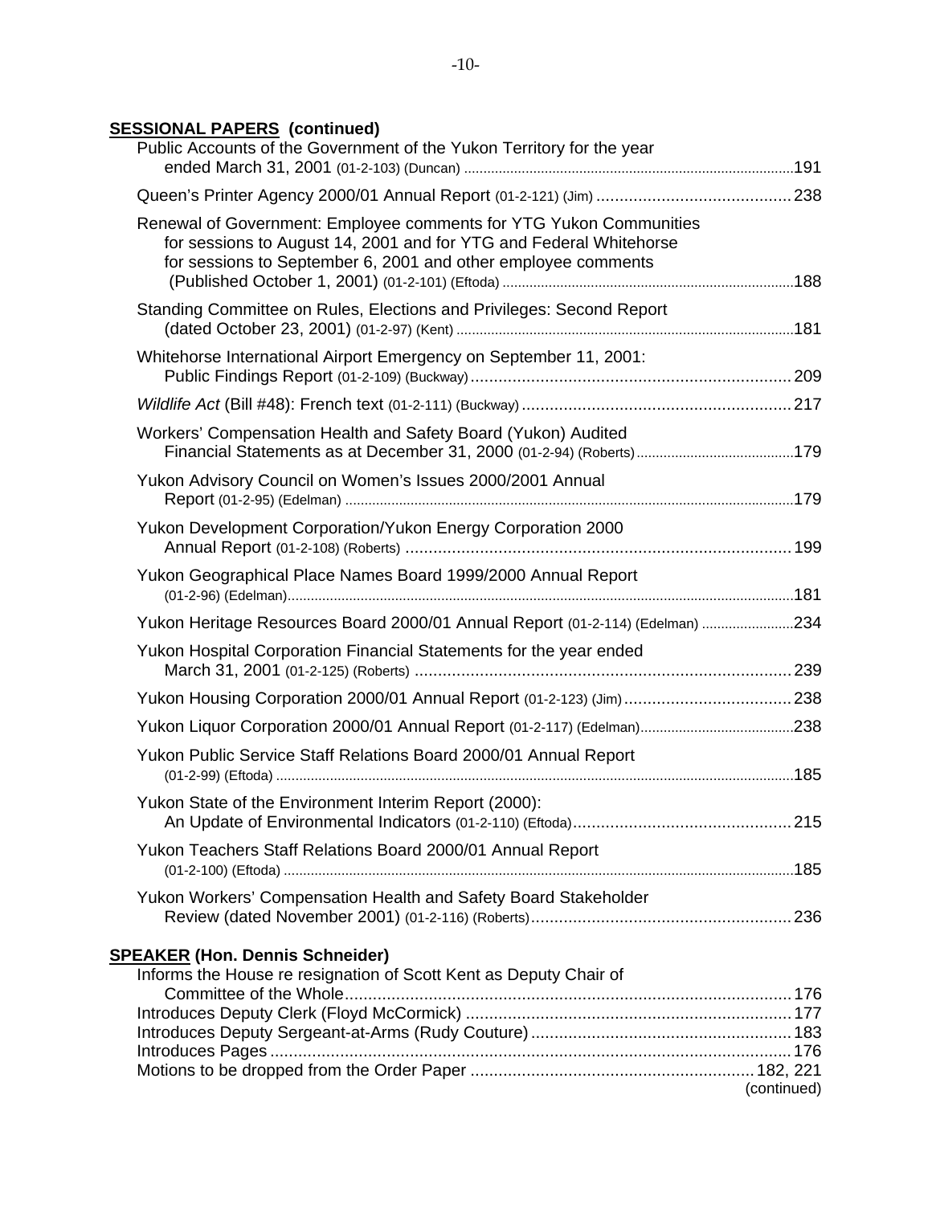**SESSIONAL PAPERS (continued)**

Public Accounts of the Government of the Yukon Territory for the year ended March 31, 2001 (01-2-103) (Duncan) ....................191

Queen's Printer Agency 2000/01 Annual Report (01-2-121) (Jim) .................... 238

Renewal of Government: Employee comments for YTG Yukon Communities for sessions to August 14, 2001 and for YTG and Federal Whitehorse for sessions to September 6, 2001 and other employee comments (Published October 1, 2001) (01-2-101) (Eftoda) ....................188

Standing Committee on Rules, Elections and Privileges: Second Report (dated October 23, 2001) (01-2-97) (Kent) ....................181

Whitehorse International Airport Emergency on September 11, 2001: Public Findings Report (01-2-109) (Buckway) .................... 209

*Wildlife Act* (Bill #48): French text (01-2-111) (Buckway) .................... 217

Workers' Compensation Health and Safety Board (Yukon) Audited Financial Statements as at December 31, 2000 (01-2-94) (Roberts) ....................179

Yukon Advisory Council on Women's Issues 2000/2001 Annual Report (01-2-95) (Edelman) ....................179

Yukon Development Corporation/Yukon Energy Corporation 2000 Annual Report (01-2-108) (Roberts) .................... 199

Yukon Geographical Place Names Board 1999/2000 Annual Report (01-2-96) (Edelman) ....................181

Yukon Heritage Resources Board 2000/01 Annual Report (01-2-114) (Edelman) ....................234

Yukon Hospital Corporation Financial Statements for the year ended March 31, 2001 (01-2-125) (Roberts) .................... 239

Yukon Housing Corporation 2000/01 Annual Report (01-2-123) (Jim) .................... 238

Yukon Liquor Corporation 2000/01 Annual Report (01-2-117) (Edelman) ....................238

Yukon Public Service Staff Relations Board 2000/01 Annual Report (01-2-99) (Eftoda) ....................185

Yukon State of the Environment Interim Report (2000): An Update of Environmental Indicators (01-2-110) (Eftoda) .................... 215

Yukon Teachers Staff Relations Board 2000/01 Annual Report (01-2-100) (Eftoda) ....................185

Yukon Workers' Compensation Health and Safety Board Stakeholder Review (dated November 2001) (01-2-116) (Roberts) .................... 236

**SPEAKER (Hon. Dennis Schneider)**

Informs the House re resignation of Scott Kent as Deputy Chair of Committee of the Whole .................... 176
Introduces Deputy Clerk (Floyd McCormick) .................... 177
Introduces Deputy Sergeant-at-Arms (Rudy Couture) .................... 183
Introduces Pages .................... 176
Motions to be dropped from the Order Paper .................... 182, 221

(continued)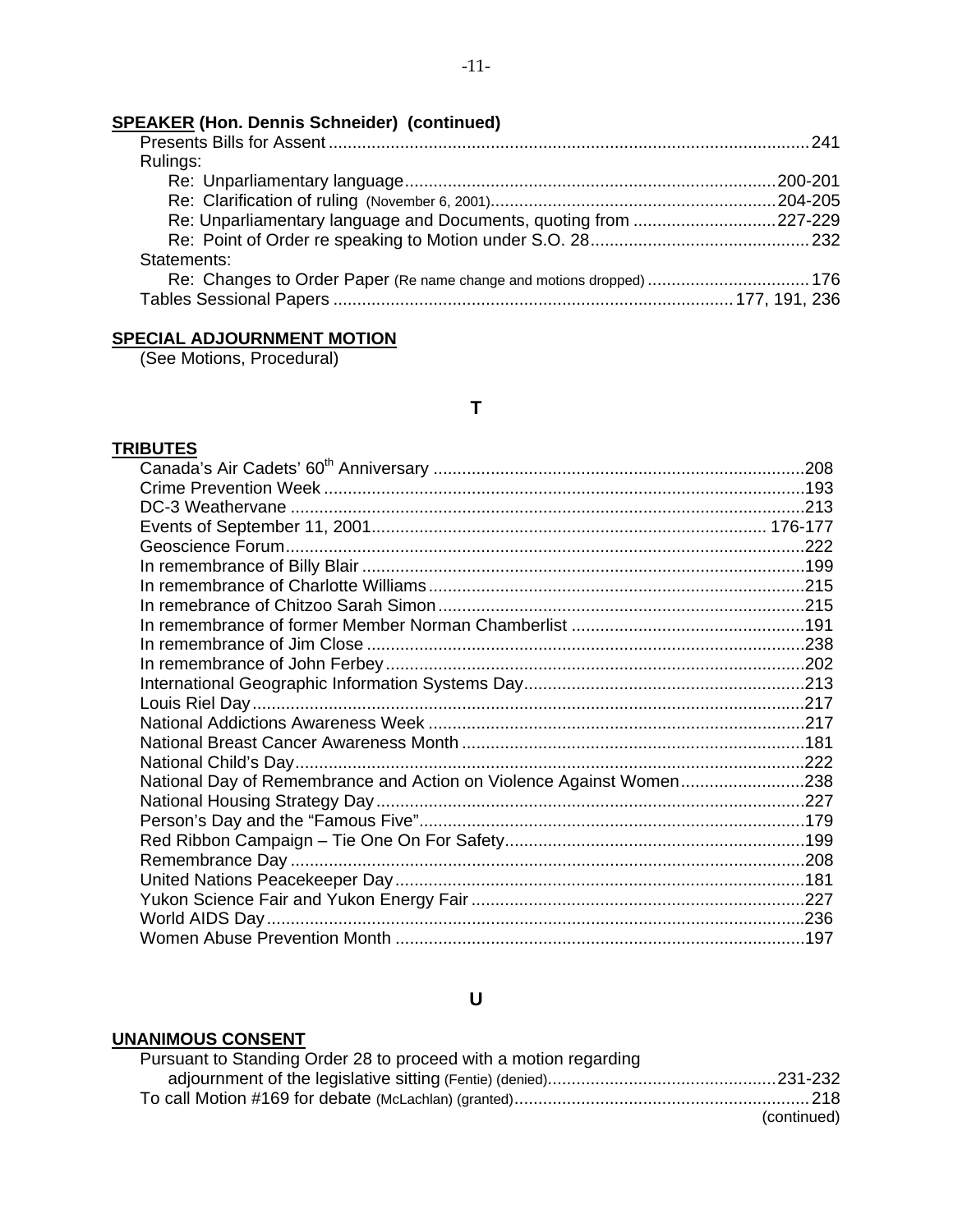**SPEAKER (Hon. Dennis Schneider) (continued)**

Presents Bills for Assent ........................................ 241

Rulings:

- Re: Unparliamentary language ........................................ 200-201
- Re: Clarification of ruling (November 6, 2001) ........................................ 204-205
- Re: Unparliamentary language and Documents, quoting from ........................................ 227-229
- Re: Point of Order re speaking to Motion under S.O. 28 ........................................ 232

Statements:

- Re: Changes to Order Paper (Re name change and motions dropped) ........................................ 176

Tables Sessional Papers ........................................ 177, 191, 236

**SPECIAL ADJOURNMENT MOTION**

(See Motions, Procedural)

## T

**TRIBUTES**

- Canada's Air Cadets' 60th Anniversary ........................................ 208
- Crime Prevention Week ........................................ 193
- DC-3 Weathervane ........................................ 213
- Events of September 11, 2001 ........................................ 176-177
- Geoscience Forum ........................................ 222
- In remembrance of Billy Blair ........................................ 199
- In remembrance of Charlotte Williams ........................................ 215
- In remebrance of Chitzoo Sarah Simon ........................................ 215
- In remembrance of former Member Norman Chamberlist ........................................ 191
- In remembrance of Jim Close ........................................ 238
- In remembrance of John Ferbey ........................................ 202
- International Geographic Information Systems Day ........................................ 213
- Louis Riel Day ........................................ 217
- National Addictions Awareness Week ........................................ 217
- National Breast Cancer Awareness Month ........................................ 181
- National Child's Day ........................................ 222
- National Day of Remembrance and Action on Violence Against Women ........................................ 238
- National Housing Strategy Day ........................................ 227
- Person's Day and the "Famous Five" ........................................ 179
- Red Ribbon Campaign – Tie One On For Safety ........................................ 199
- Remembrance Day ........................................ 208
- United Nations Peacekeeper Day ........................................ 181
- Yukon Science Fair and Yukon Energy Fair ........................................ 227
- World AIDS Day ........................................ 236
- Women Abuse Prevention Month ........................................ 197

## U

**UNANIMOUS CONSENT**

- Pursuant to Standing Order 28 to proceed with a motion regarding adjournment of the legislative sitting (Fentie) (denied) ........................................ 231-232
- To call Motion #169 for debate (McLachlan) (granted) ........................................ 218

(continued)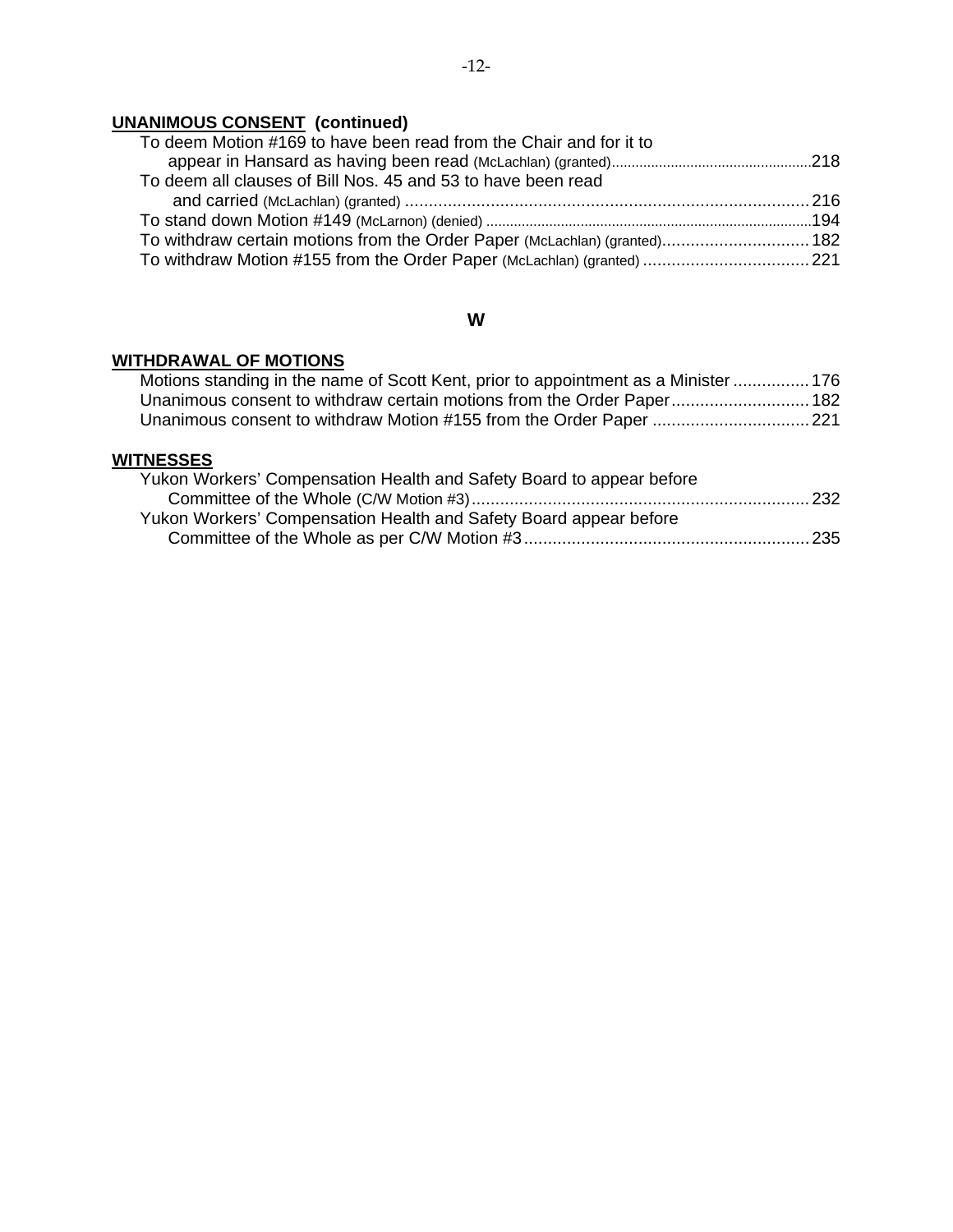**UNANIMOUS CONSENT (continued)**

To deem Motion #169 to have been read from the Chair and for it to appear in Hansard as having been read (McLachlan) (granted) .......... 218

To deem all clauses of Bill Nos. 45 and 53 to have been read and carried (McLachlan) (granted) .......... 216

To stand down Motion #149 (McLarnon) (denied) .......... 194

To withdraw certain motions from the Order Paper (McLachlan) (granted) .......... 182

To withdraw Motion #155 from the Order Paper (McLachlan) (granted) .......... 221

## W

**WITHDRAWAL OF MOTIONS**

Motions standing in the name of Scott Kent, prior to appointment as a Minister .......... 176

Unanimous consent to withdraw certain motions from the Order Paper .......... 182

Unanimous consent to withdraw Motion #155 from the Order Paper .......... 221

**WITNESSES**

Yukon Workers' Compensation Health and Safety Board to appear before Committee of the Whole (C/W Motion #3) .......... 232

Yukon Workers' Compensation Health and Safety Board appear before Committee of the Whole as per C/W Motion #3 .......... 235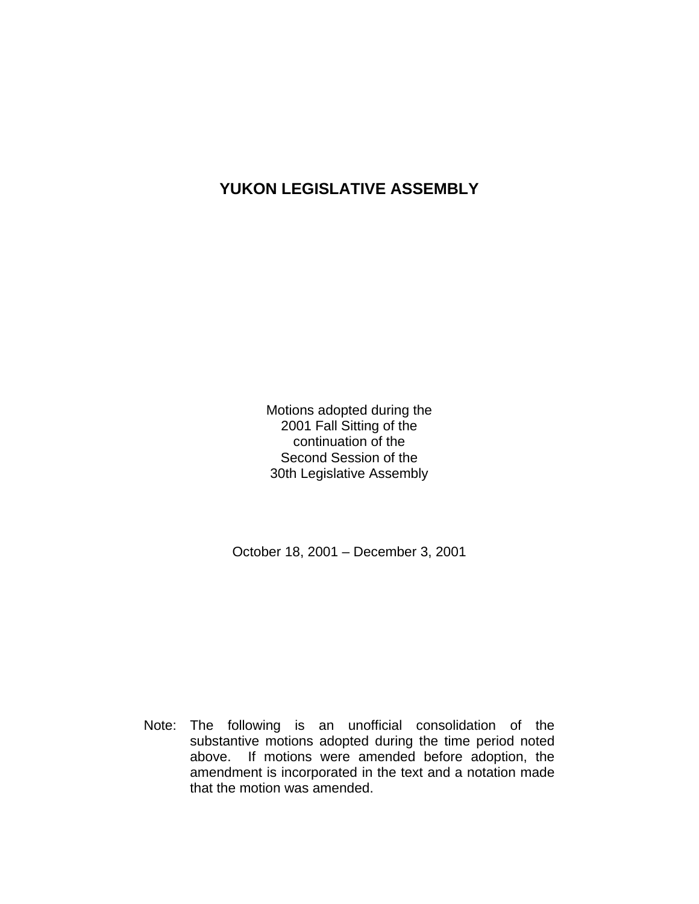# YUKON LEGISLATIVE ASSEMBLY

Motions adopted during the
2001 Fall Sitting of the
continuation of the
Second Session of the
30th Legislative Assembly

October 18, 2001 – December 3, 2001

Note: The following is an unofficial consolidation of the substantive motions adopted during the time period noted above. If motions were amended before adoption, the amendment is incorporated in the text and a notation made that the motion was amended.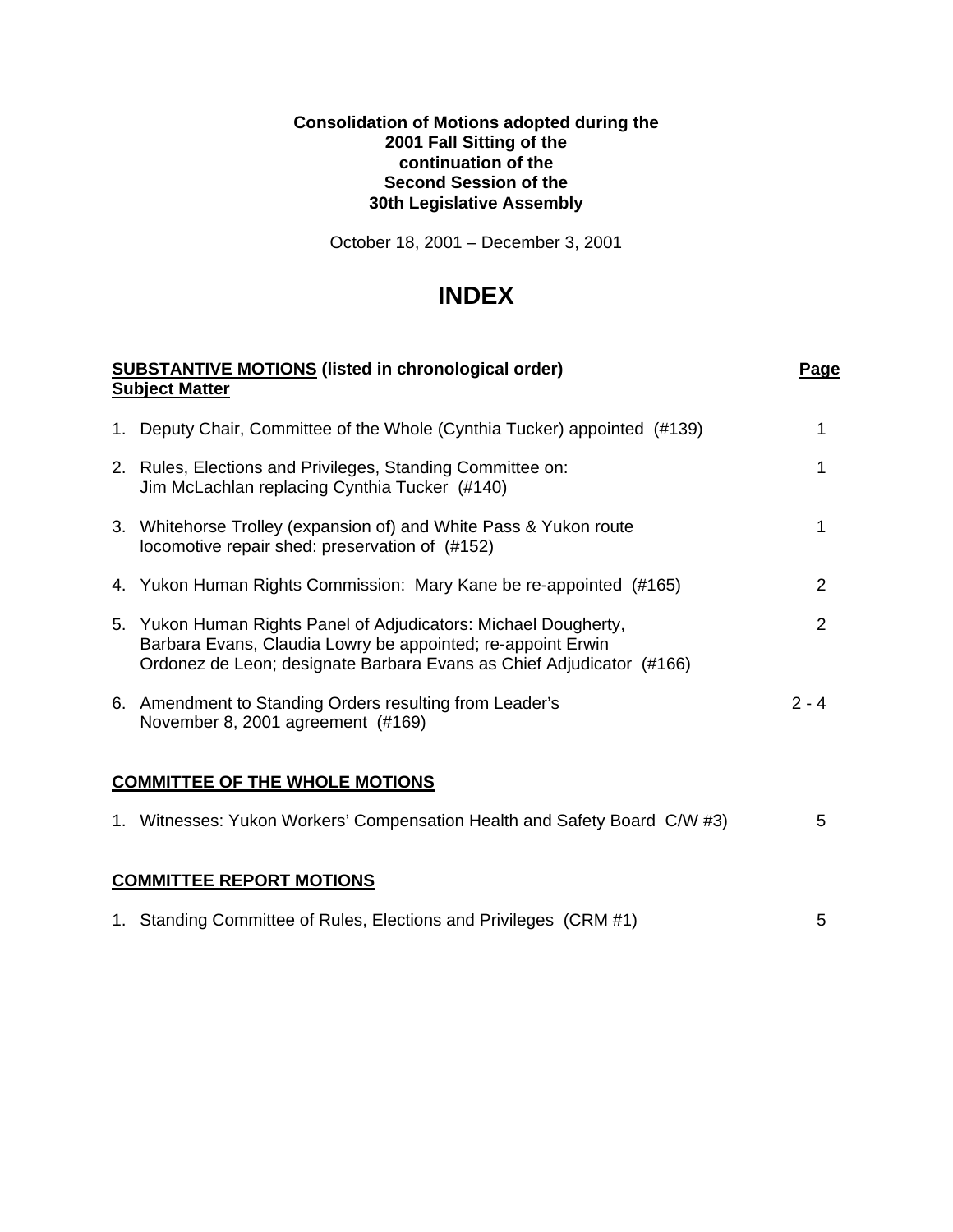**Consolidation of Motions adopted during the**
**2001 Fall Sitting of the**
**continuation of the**
**Second Session of the**
**30th Legislative Assembly**

October 18, 2001 – December 3, 2001

# INDEX

| **SUBSTANTIVE MOTIONS** (listed in chronological order) **Subject Matter** | **Page** |
|---|---|
| 1. Deputy Chair, Committee of the Whole (Cynthia Tucker) appointed (#139) | 1 |
| 2. Rules, Elections and Privileges, Standing Committee on: Jim McLachlan replacing Cynthia Tucker (#140) | 1 |
| 3. Whitehorse Trolley (expansion of) and White Pass & Yukon route locomotive repair shed: preservation of (#152) | 1 |
| 4. Yukon Human Rights Commission: Mary Kane be re-appointed (#165) | 2 |
| 5. Yukon Human Rights Panel of Adjudicators: Michael Dougherty, Barbara Evans, Claudia Lowry be appointed; re-appoint Erwin Ordonez de Leon; designate Barbara Evans as Chief Adjudicator (#166) | 2 |
| 6. Amendment to Standing Orders resulting from Leader's November 8, 2001 agreement (#169) | 2 - 4 |

**COMMITTEE OF THE WHOLE MOTIONS**

| | |
|---|---|
| 1. Witnesses: Yukon Workers' Compensation Health and Safety Board C/W #3) | 5 |

**COMMITTEE REPORT MOTIONS**

| | |
|---|---|
| 1. Standing Committee of Rules, Elections and Privileges (CRM #1) | 5 |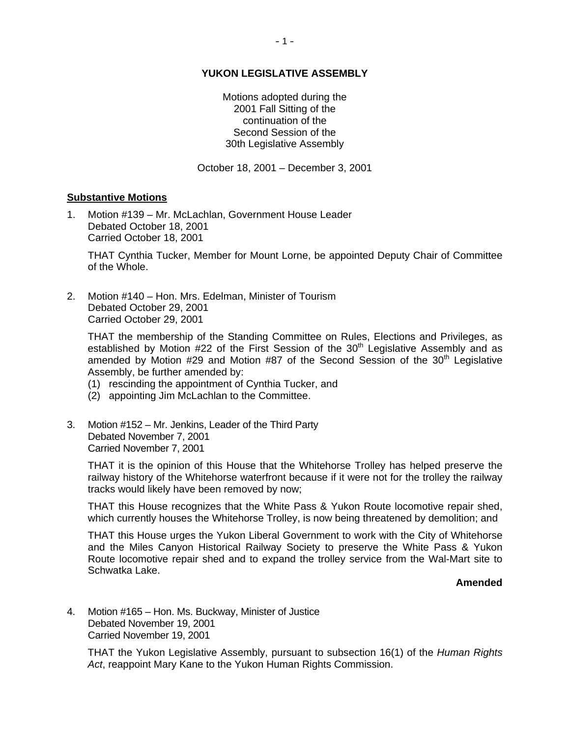**YUKON LEGISLATIVE ASSEMBLY**

Motions adopted during the
2001 Fall Sitting of the
continuation of the
Second Session of the
30th Legislative Assembly

October 18, 2001 – December 3, 2001

**Substantive Motions**

1. Motion #139 – Mr. McLachlan, Government House Leader
   Debated October 18, 2001
   Carried October 18, 2001

   THAT Cynthia Tucker, Member for Mount Lorne, be appointed Deputy Chair of Committee of the Whole.

2. Motion #140 – Hon. Mrs. Edelman, Minister of Tourism
   Debated October 29, 2001
   Carried October 29, 2001

   THAT the membership of the Standing Committee on Rules, Elections and Privileges, as established by Motion #22 of the First Session of the 30th Legislative Assembly and as amended by Motion #29 and Motion #87 of the Second Session of the 30th Legislative Assembly, be further amended by:
   (1) rescinding the appointment of Cynthia Tucker, and
   (2) appointing Jim McLachlan to the Committee.

3. Motion #152 – Mr. Jenkins, Leader of the Third Party
   Debated November 7, 2001
   Carried November 7, 2001

   THAT it is the opinion of this House that the Whitehorse Trolley has helped preserve the railway history of the Whitehorse waterfront because if it were not for the trolley the railway tracks would likely have been removed by now;

   THAT this House recognizes that the White Pass & Yukon Route locomotive repair shed, which currently houses the Whitehorse Trolley, is now being threatened by demolition; and

   THAT this House urges the Yukon Liberal Government to work with the City of Whitehorse and the Miles Canyon Historical Railway Society to preserve the White Pass & Yukon Route locomotive repair shed and to expand the trolley service from the Wal-Mart site to Schwatka Lake.

   **Amended**

4. Motion #165 – Hon. Ms. Buckway, Minister of Justice
   Debated November 19, 2001
   Carried November 19, 2001

   THAT the Yukon Legislative Assembly, pursuant to subsection 16(1) of the *Human Rights Act*, reappoint Mary Kane to the Yukon Human Rights Commission.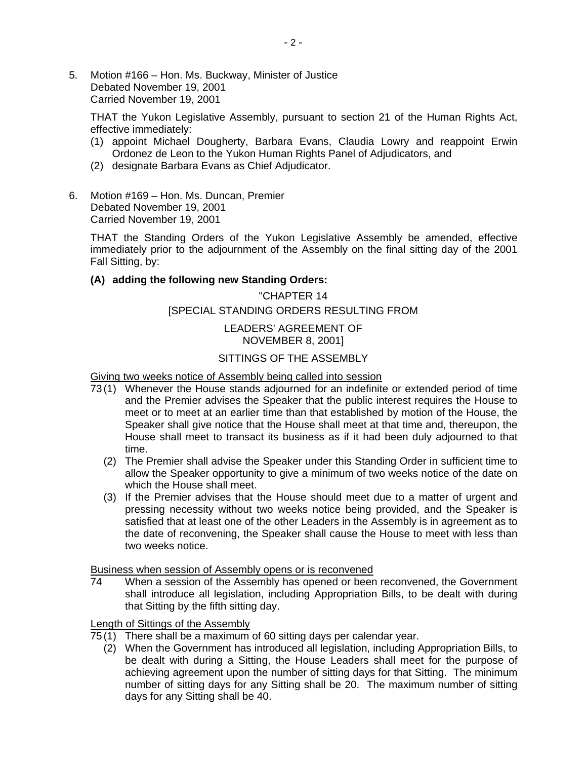5. Motion #166 – Hon. Ms. Buckway, Minister of Justice
   Debated November 19, 2001
   Carried November 19, 2001

   THAT the Yukon Legislative Assembly, pursuant to section 21 of the Human Rights Act, effective immediately:
   (1) appoint Michael Dougherty, Barbara Evans, Claudia Lowry and reappoint Erwin Ordonez de Leon to the Yukon Human Rights Panel of Adjudicators, and
   (2) designate Barbara Evans as Chief Adjudicator.

6. Motion #169 – Hon. Ms. Duncan, Premier
   Debated November 19, 2001
   Carried November 19, 2001

   THAT the Standing Orders of the Yukon Legislative Assembly be amended, effective immediately prior to the adjournment of the Assembly on the final sitting day of the 2001 Fall Sitting, by:

   **(A) adding the following new Standing Orders:**

   "CHAPTER 14

   [SPECIAL STANDING ORDERS RESULTING FROM

   LEADERS' AGREEMENT OF
   NOVEMBER 8, 2001]

   SITTINGS OF THE ASSEMBLY

   <u>Giving two weeks notice of Assembly being called into session</u>

   73 (1) Whenever the House stands adjourned for an indefinite or extended period of time and the Premier advises the Speaker that the public interest requires the House to meet or to meet at an earlier time than that established by motion of the House, the Speaker shall give notice that the House shall meet at that time and, thereupon, the House shall meet to transact its business as if it had been duly adjourned to that time.

   (2) The Premier shall advise the Speaker under this Standing Order in sufficient time to allow the Speaker opportunity to give a minimum of two weeks notice of the date on which the House shall meet.

   (3) If the Premier advises that the House should meet due to a matter of urgent and pressing necessity without two weeks notice being provided, and the Speaker is satisfied that at least one of the other Leaders in the Assembly is in agreement as to the date of reconvening, the Speaker shall cause the House to meet with less than two weeks notice.

   <u>Business when session of Assembly opens or is reconvened</u>

   74 When a session of the Assembly has opened or been reconvened, the Government shall introduce all legislation, including Appropriation Bills, to be dealt with during that Sitting by the fifth sitting day.

   <u>Length of Sittings of the Assembly</u>

   75 (1) There shall be a maximum of 60 sitting days per calendar year.

   (2) When the Government has introduced all legislation, including Appropriation Bills, to be dealt with during a Sitting, the House Leaders shall meet for the purpose of achieving agreement upon the number of sitting days for that Sitting. The minimum number of sitting days for any Sitting shall be 20. The maximum number of sitting days for any Sitting shall be 40.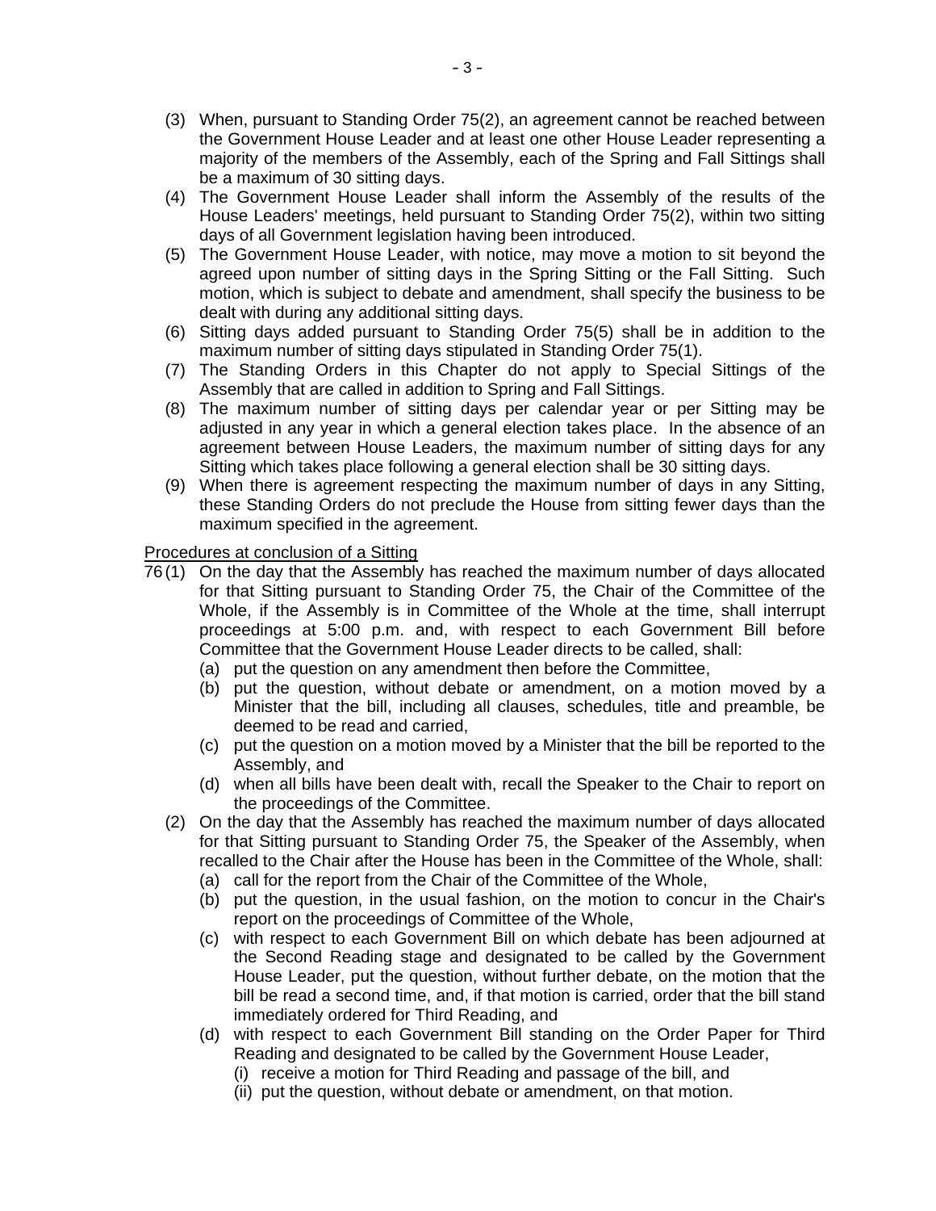(3) When, pursuant to Standing Order 75(2), an agreement cannot be reached between the Government House Leader and at least one other House Leader representing a majority of the members of the Assembly, each of the Spring and Fall Sittings shall be a maximum of 30 sitting days.

(4) The Government House Leader shall inform the Assembly of the results of the House Leaders' meetings, held pursuant to Standing Order 75(2), within two sitting days of all Government legislation having been introduced.

(5) The Government House Leader, with notice, may move a motion to sit beyond the agreed upon number of sitting days in the Spring Sitting or the Fall Sitting. Such motion, which is subject to debate and amendment, shall specify the business to be dealt with during any additional sitting days.

(6) Sitting days added pursuant to Standing Order 75(5) shall be in addition to the maximum number of sitting days stipulated in Standing Order 75(1).

(7) The Standing Orders in this Chapter do not apply to Special Sittings of the Assembly that are called in addition to Spring and Fall Sittings.

(8) The maximum number of sitting days per calendar year or per Sitting may be adjusted in any year in which a general election takes place. In the absence of an agreement between House Leaders, the maximum number of sitting days for any Sitting which takes place following a general election shall be 30 sitting days.

(9) When there is agreement respecting the maximum number of days in any Sitting, these Standing Orders do not preclude the House from sitting fewer days than the maximum specified in the agreement.

<u>Procedures at conclusion of a Sitting</u>

76 (1) On the day that the Assembly has reached the maximum number of days allocated for that Sitting pursuant to Standing Order 75, the Chair of the Committee of the Whole, if the Assembly is in Committee of the Whole at the time, shall interrupt proceedings at 5:00 p.m. and, with respect to each Government Bill before Committee that the Government House Leader directs to be called, shall:

(a) put the question on any amendment then before the Committee,

(b) put the question, without debate or amendment, on a motion moved by a Minister that the bill, including all clauses, schedules, title and preamble, be deemed to be read and carried,

(c) put the question on a motion moved by a Minister that the bill be reported to the Assembly, and

(d) when all bills have been dealt with, recall the Speaker to the Chair to report on the proceedings of the Committee.

(2) On the day that the Assembly has reached the maximum number of days allocated for that Sitting pursuant to Standing Order 75, the Speaker of the Assembly, when recalled to the Chair after the House has been in the Committee of the Whole, shall:

(a) call for the report from the Chair of the Committee of the Whole,

(b) put the question, in the usual fashion, on the motion to concur in the Chair's report on the proceedings of Committee of the Whole,

(c) with respect to each Government Bill on which debate has been adjourned at the Second Reading stage and designated to be called by the Government House Leader, put the question, without further debate, on the motion that the bill be read a second time, and, if that motion is carried, order that the bill stand immediately ordered for Third Reading, and

(d) with respect to each Government Bill standing on the Order Paper for Third Reading and designated to be called by the Government House Leader,

(i) receive a motion for Third Reading and passage of the bill, and

(ii) put the question, without debate or amendment, on that motion.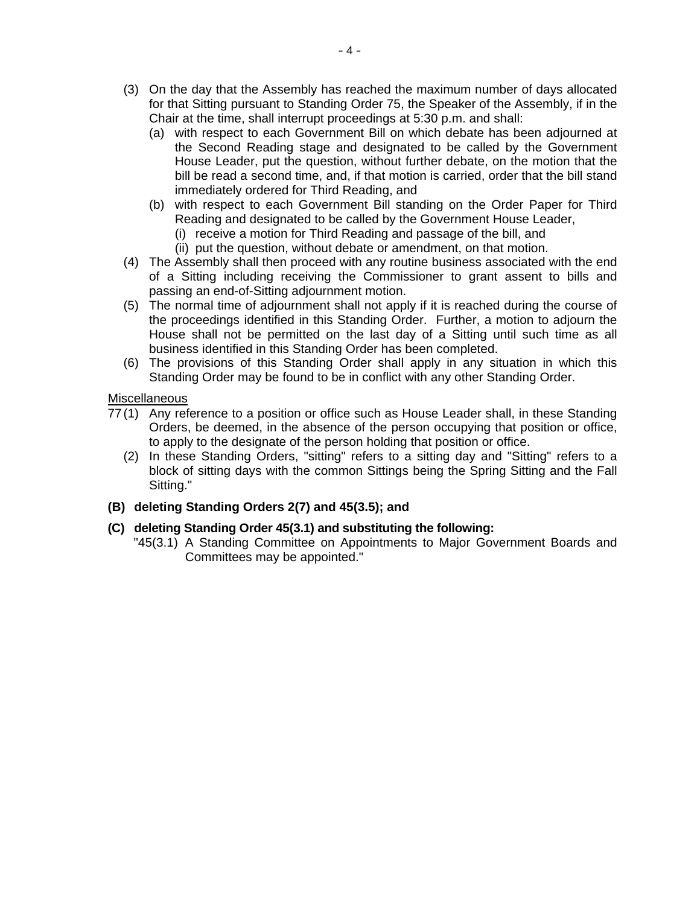(3) On the day that the Assembly has reached the maximum number of days allocated for that Sitting pursuant to Standing Order 75, the Speaker of the Assembly, if in the Chair at the time, shall interrupt proceedings at 5:30 p.m. and shall:

   (a) with respect to each Government Bill on which debate has been adjourned at the Second Reading stage and designated to be called by the Government House Leader, put the question, without further debate, on the motion that the bill be read a second time, and, if that motion is carried, order that the bill stand immediately ordered for Third Reading, and

   (b) with respect to each Government Bill standing on the Order Paper for Third Reading and designated to be called by the Government House Leader,

      (i) receive a motion for Third Reading and passage of the bill, and

      (ii) put the question, without debate or amendment, on that motion.

(4) The Assembly shall then proceed with any routine business associated with the end of a Sitting including receiving the Commissioner to grant assent to bills and passing an end-of-Sitting adjournment motion.

(5) The normal time of adjournment shall not apply if it is reached during the course of the proceedings identified in this Standing Order. Further, a motion to adjourn the House shall not be permitted on the last day of a Sitting until such time as all business identified in this Standing Order has been completed.

(6) The provisions of this Standing Order shall apply in any situation in which this Standing Order may be found to be in conflict with any other Standing Order.

Miscellaneous

77 (1) Any reference to a position or office such as House Leader shall, in these Standing Orders, be deemed, in the absence of the person occupying that position or office, to apply to the designate of the person holding that position or office.

(2) In these Standing Orders, "sitting" refers to a sitting day and "Sitting" refers to a block of sitting days with the common Sittings being the Spring Sitting and the Fall Sitting."

**(B) deleting Standing Orders 2(7) and 45(3.5); and**

**(C) deleting Standing Order 45(3.1) and substituting the following:**

"45(3.1) A Standing Committee on Appointments to Major Government Boards and Committees may be appointed."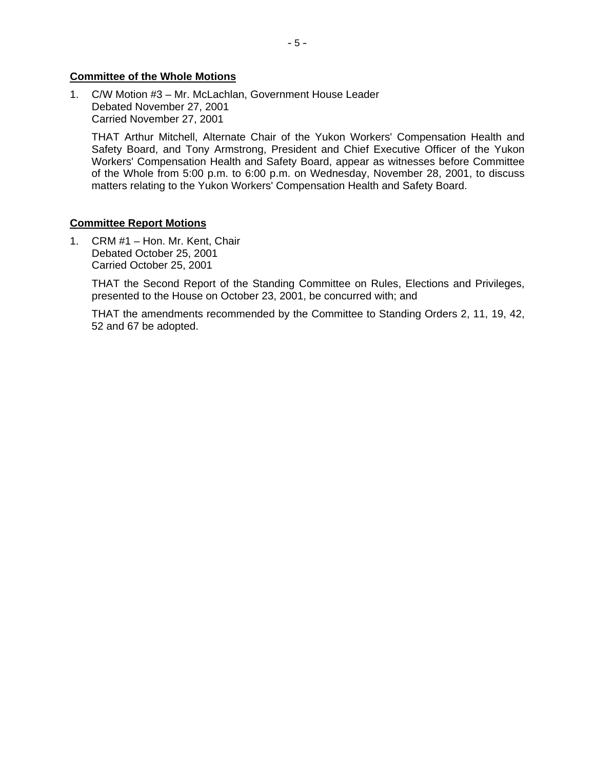**Committee of the Whole Motions**

1. C/W Motion #3 – Mr. McLachlan, Government House Leader
   Debated November 27, 2001
   Carried November 27, 2001

   THAT Arthur Mitchell, Alternate Chair of the Yukon Workers' Compensation Health and Safety Board, and Tony Armstrong, President and Chief Executive Officer of the Yukon Workers' Compensation Health and Safety Board, appear as witnesses before Committee of the Whole from 5:00 p.m. to 6:00 p.m. on Wednesday, November 28, 2001, to discuss matters relating to the Yukon Workers' Compensation Health and Safety Board.

**Committee Report Motions**

1. CRM #1 – Hon. Mr. Kent, Chair
   Debated October 25, 2001
   Carried October 25, 2001

   THAT the Second Report of the Standing Committee on Rules, Elections and Privileges, presented to the House on October 23, 2001, be concurred with; and

   THAT the amendments recommended by the Committee to Standing Orders 2, 11, 19, 42, 52 and 67 be adopted.